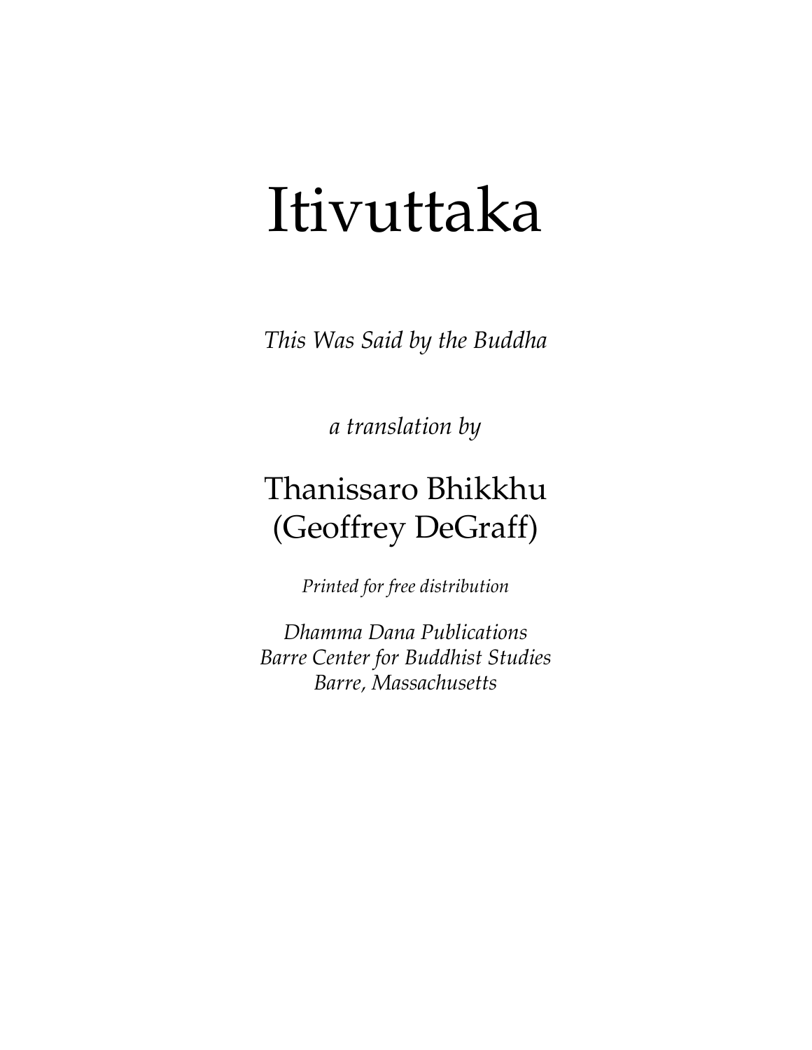# Itivuttaka

*This Was Said by the Buddha*

*a translation by*

Thanissaro Bhikkhu
(Geoffrey DeGraff)

*Printed for free distribution*

*Dhamma Dana Publications*
*Barre Center for Buddhist Studies*
*Barre, Massachusetts*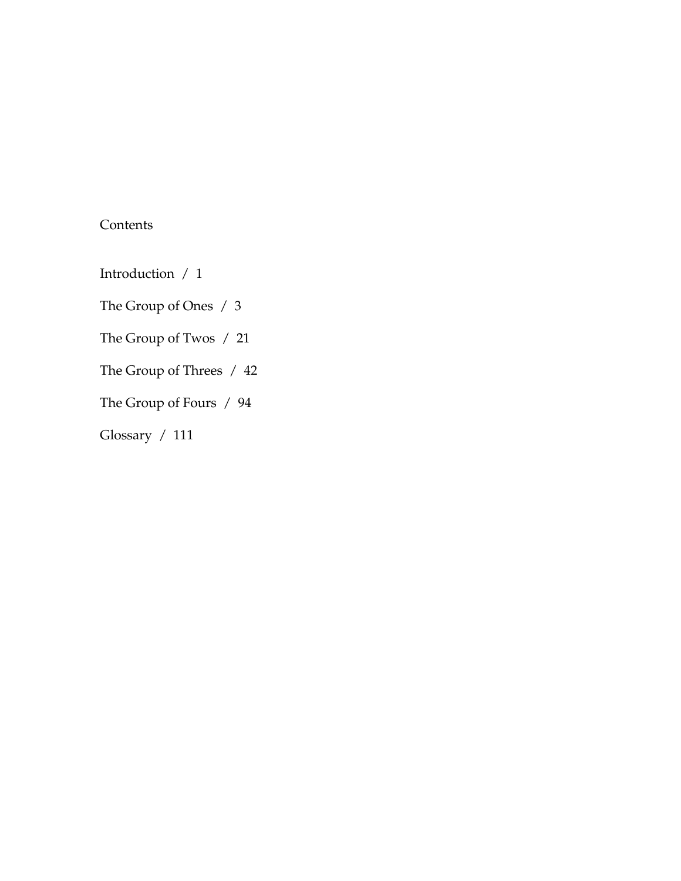# Contents

Introduction / 1

The Group of Ones / 3

The Group of Twos / 21

The Group of Threes / 42

The Group of Fours / 94

Glossary / 111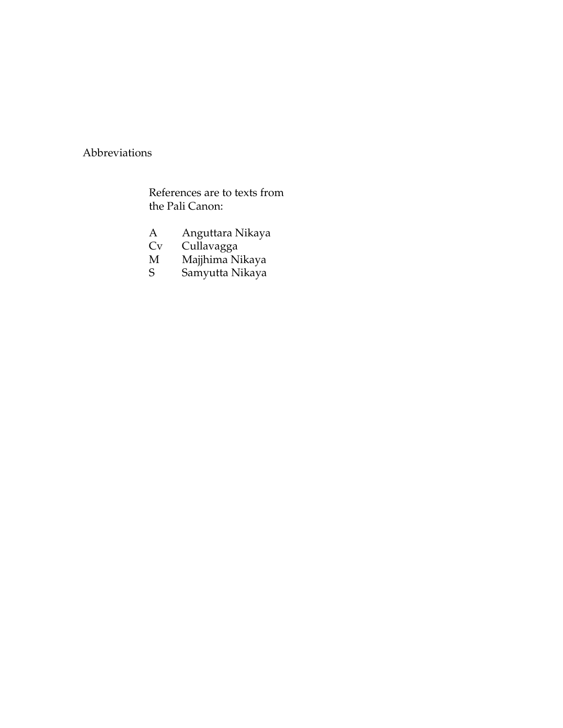# Abbreviations

References are to texts from the Pali Canon:

| | |
|---|---|
| A | Anguttara Nikaya |
| Cv | Cullavagga |
| M | Majjhima Nikaya |
| S | Samyutta Nikaya |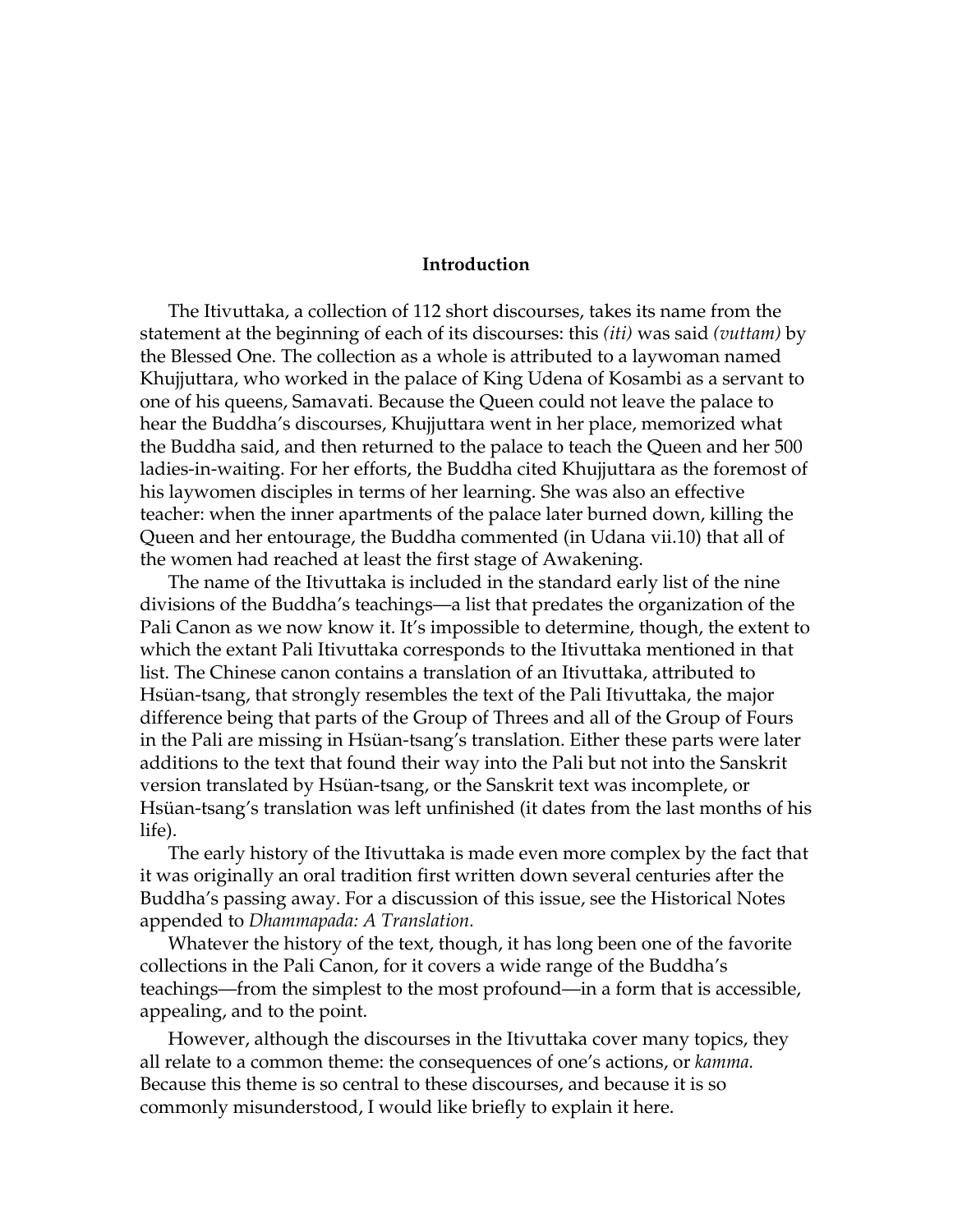## Introduction

The Itivuttaka, a collection of 112 short discourses, takes its name from the statement at the beginning of each of its discourses: this *(iti)* was said *(vuttam)* by the Blessed One. The collection as a whole is attributed to a laywoman named Khujjuttara, who worked in the palace of King Udena of Kosambi as a servant to one of his queens, Samavati. Because the Queen could not leave the palace to hear the Buddha's discourses, Khujjuttara went in her place, memorized what the Buddha said, and then returned to the palace to teach the Queen and her 500 ladies-in-waiting. For her efforts, the Buddha cited Khujjuttara as the foremost of his laywomen disciples in terms of her learning. She was also an effective teacher: when the inner apartments of the palace later burned down, killing the Queen and her entourage, the Buddha commented (in Udana vii.10) that all of the women had reached at least the first stage of Awakening.

The name of the Itivuttaka is included in the standard early list of the nine divisions of the Buddha's teachings—a list that predates the organization of the Pali Canon as we now know it. It's impossible to determine, though, the extent to which the extant Pali Itivuttaka corresponds to the Itivuttaka mentioned in that list. The Chinese canon contains a translation of an Itivuttaka, attributed to Hsüan-tsang, that strongly resembles the text of the Pali Itivuttaka, the major difference being that parts of the Group of Threes and all of the Group of Fours in the Pali are missing in Hsüan-tsang's translation. Either these parts were later additions to the text that found their way into the Pali but not into the Sanskrit version translated by Hsüan-tsang, or the Sanskrit text was incomplete, or Hsüan-tsang's translation was left unfinished (it dates from the last months of his life).

The early history of the Itivuttaka is made even more complex by the fact that it was originally an oral tradition first written down several centuries after the Buddha's passing away. For a discussion of this issue, see the Historical Notes appended to *Dhammapada: A Translation.*

Whatever the history of the text, though, it has long been one of the favorite collections in the Pali Canon, for it covers a wide range of the Buddha's teachings—from the simplest to the most profound—in a form that is accessible, appealing, and to the point.

However, although the discourses in the Itivuttaka cover many topics, they all relate to a common theme: the consequences of one's actions, or *kamma.* Because this theme is so central to these discourses, and because it is so commonly misunderstood, I would like briefly to explain it here.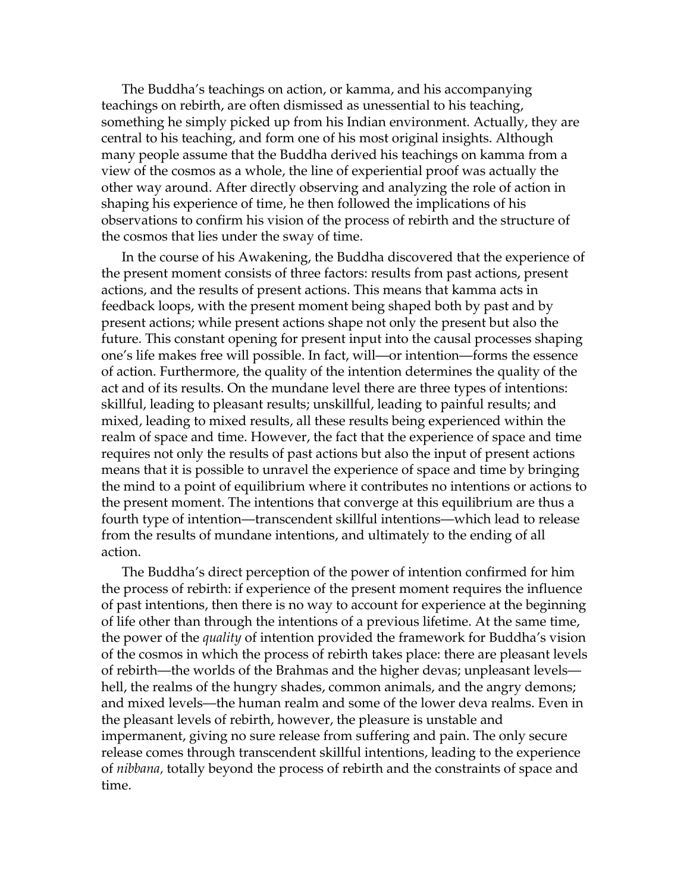The Buddha's teachings on action, or kamma, and his accompanying teachings on rebirth, are often dismissed as unessential to his teaching, something he simply picked up from his Indian environment. Actually, they are central to his teaching, and form one of his most original insights. Although many people assume that the Buddha derived his teachings on kamma from a view of the cosmos as a whole, the line of experiential proof was actually the other way around. After directly observing and analyzing the role of action in shaping his experience of time, he then followed the implications of his observations to confirm his vision of the process of rebirth and the structure of the cosmos that lies under the sway of time.

In the course of his Awakening, the Buddha discovered that the experience of the present moment consists of three factors: results from past actions, present actions, and the results of present actions. This means that kamma acts in feedback loops, with the present moment being shaped both by past and by present actions; while present actions shape not only the present but also the future. This constant opening for present input into the causal processes shaping one's life makes free will possible. In fact, will—or intention—forms the essence of action. Furthermore, the quality of the intention determines the quality of the act and of its results. On the mundane level there are three types of intentions: skillful, leading to pleasant results; unskillful, leading to painful results; and mixed, leading to mixed results, all these results being experienced within the realm of space and time. However, the fact that the experience of space and time requires not only the results of past actions but also the input of present actions means that it is possible to unravel the experience of space and time by bringing the mind to a point of equilibrium where it contributes no intentions or actions to the present moment. The intentions that converge at this equilibrium are thus a fourth type of intention—transcendent skillful intentions—which lead to release from the results of mundane intentions, and ultimately to the ending of all action.

The Buddha's direct perception of the power of intention confirmed for him the process of rebirth: if experience of the present moment requires the influence of past intentions, then there is no way to account for experience at the beginning of life other than through the intentions of a previous lifetime. At the same time, the power of the *quality* of intention provided the framework for Buddha's vision of the cosmos in which the process of rebirth takes place: there are pleasant levels of rebirth—the worlds of the Brahmas and the higher devas; unpleasant levels—hell, the realms of the hungry shades, common animals, and the angry demons; and mixed levels—the human realm and some of the lower deva realms. Even in the pleasant levels of rebirth, however, the pleasure is unstable and impermanent, giving no sure release from suffering and pain. The only secure release comes through transcendent skillful intentions, leading to the experience of *nibbana,* totally beyond the process of rebirth and the constraints of space and time.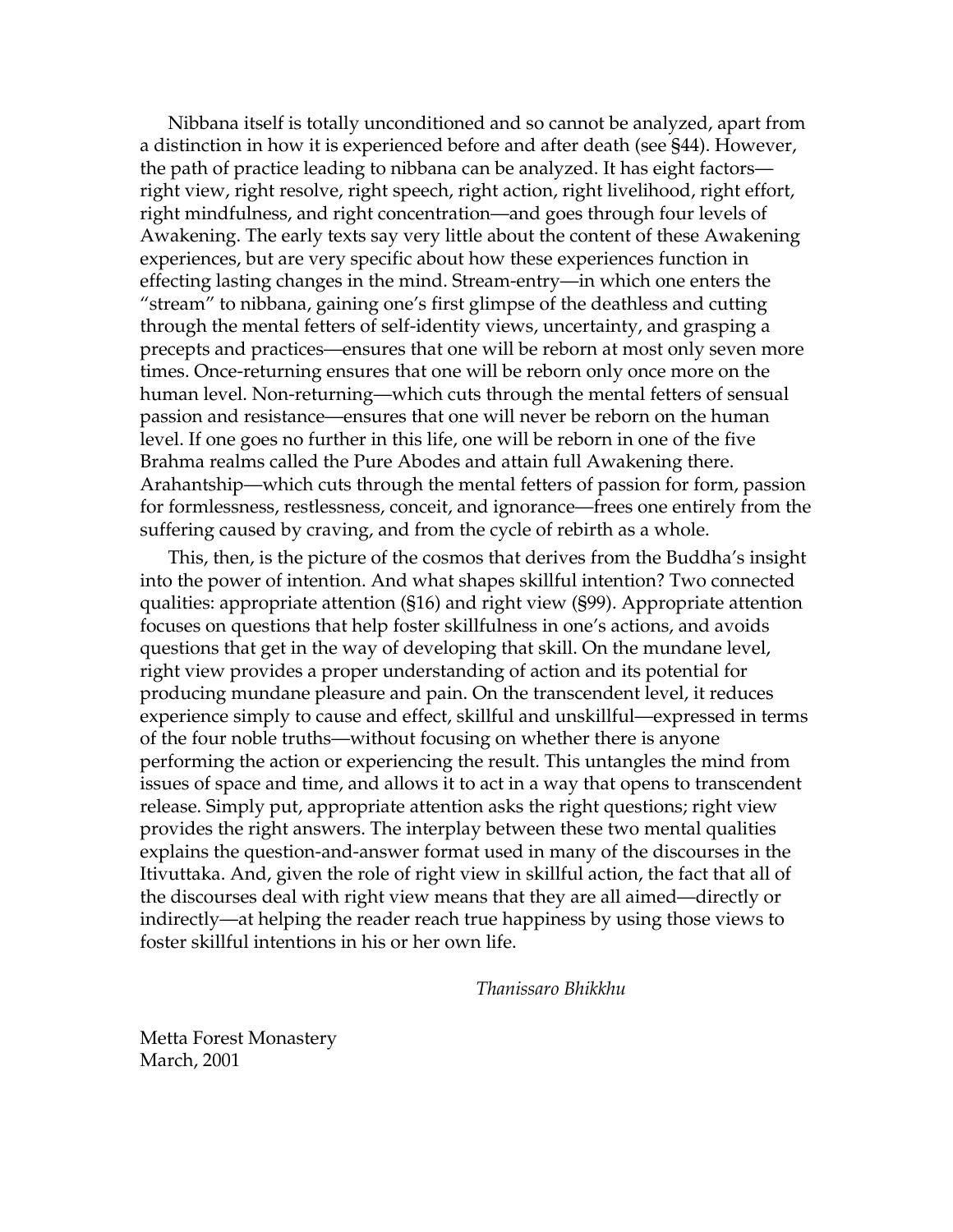Nibbana itself is totally unconditioned and so cannot be analyzed, apart from a distinction in how it is experienced before and after death (see §44). However, the path of practice leading to nibbana can be analyzed. It has eight factors—right view, right resolve, right speech, right action, right livelihood, right effort, right mindfulness, and right concentration—and goes through four levels of Awakening. The early texts say very little about the content of these Awakening experiences, but are very specific about how these experiences function in effecting lasting changes in the mind. Stream-entry—in which one enters the "stream" to nibbana, gaining one's first glimpse of the deathless and cutting through the mental fetters of self-identity views, uncertainty, and grasping a precepts and practices—ensures that one will be reborn at most only seven more times. Once-returning ensures that one will be reborn only once more on the human level. Non-returning—which cuts through the mental fetters of sensual passion and resistance—ensures that one will never be reborn on the human level. If one goes no further in this life, one will be reborn in one of the five Brahma realms called the Pure Abodes and attain full Awakening there. Arahantship—which cuts through the mental fetters of passion for form, passion for formlessness, restlessness, conceit, and ignorance—frees one entirely from the suffering caused by craving, and from the cycle of rebirth as a whole.

This, then, is the picture of the cosmos that derives from the Buddha's insight into the power of intention. And what shapes skillful intention? Two connected qualities: appropriate attention (§16) and right view (§99). Appropriate attention focuses on questions that help foster skillfulness in one's actions, and avoids questions that get in the way of developing that skill. On the mundane level, right view provides a proper understanding of action and its potential for producing mundane pleasure and pain. On the transcendent level, it reduces experience simply to cause and effect, skillful and unskillful—expressed in terms of the four noble truths—without focusing on whether there is anyone performing the action or experiencing the result. This untangles the mind from issues of space and time, and allows it to act in a way that opens to transcendent release. Simply put, appropriate attention asks the right questions; right view provides the right answers. The interplay between these two mental qualities explains the question-and-answer format used in many of the discourses in the Itivuttaka. And, given the role of right view in skillful action, the fact that all of the discourses deal with right view means that they are all aimed—directly or indirectly—at helping the reader reach true happiness by using those views to foster skillful intentions in his or her own life.

*Thanissaro Bhikkhu*

Metta Forest Monastery
March, 2001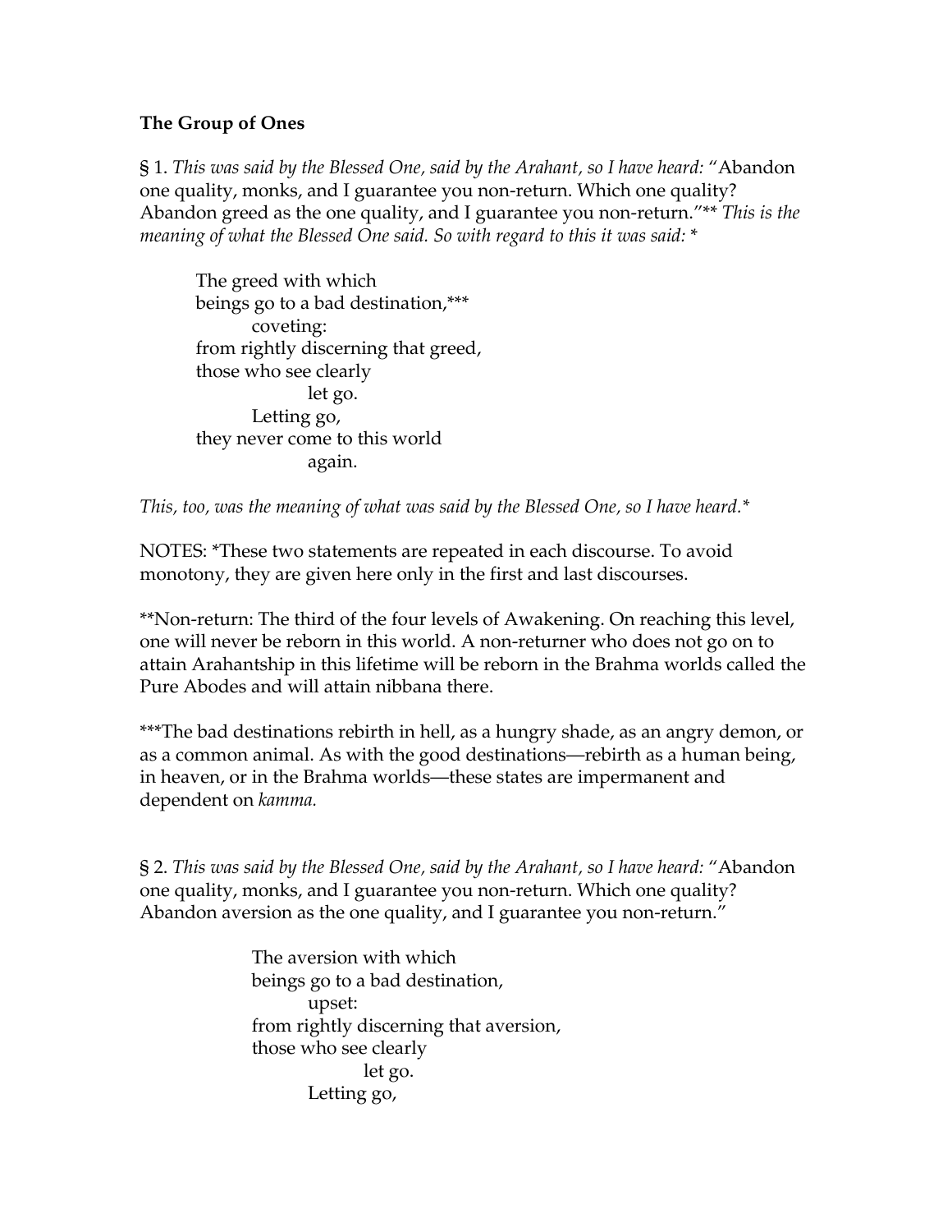**The Group of Ones**

§ 1. *This was said by the Blessed One, said by the Arahant, so I have heard:* "Abandon one quality, monks, and I guarantee you non-return. Which one quality? Abandon greed as the one quality, and I guarantee you non-return."** *This is the meaning of what the Blessed One said. So with regard to this it was said:* *

> The greed with which  
> beings go to a bad destination,***  
> coveting:  
> from rightly discerning that greed,  
> those who see clearly  
> let go.  
> Letting go,  
> they never come to this world  
> again.

*This, too, was the meaning of what was said by the Blessed One, so I have heard.**

NOTES: *These two statements are repeated in each discourse. To avoid monotony, they are given here only in the first and last discourses.

**Non-return: The third of the four levels of Awakening. On reaching this level, one will never be reborn in this world. A non-returner who does not go on to attain Arahantship in this lifetime will be reborn in the Brahma worlds called the Pure Abodes and will attain nibbana there.

***The bad destinations rebirth in hell, as a hungry shade, as an angry demon, or as a common animal. As with the good destinations—rebirth as a human being, in heaven, or in the Brahma worlds—these states are impermanent and dependent on *kamma.*

§ 2. *This was said by the Blessed One, said by the Arahant, so I have heard:* "Abandon one quality, monks, and I guarantee you non-return. Which one quality? Abandon aversion as the one quality, and I guarantee you non-return."

> The aversion with which  
> beings go to a bad destination,  
> upset:  
> from rightly discerning that aversion,  
> those who see clearly  
> let go.  
> Letting go,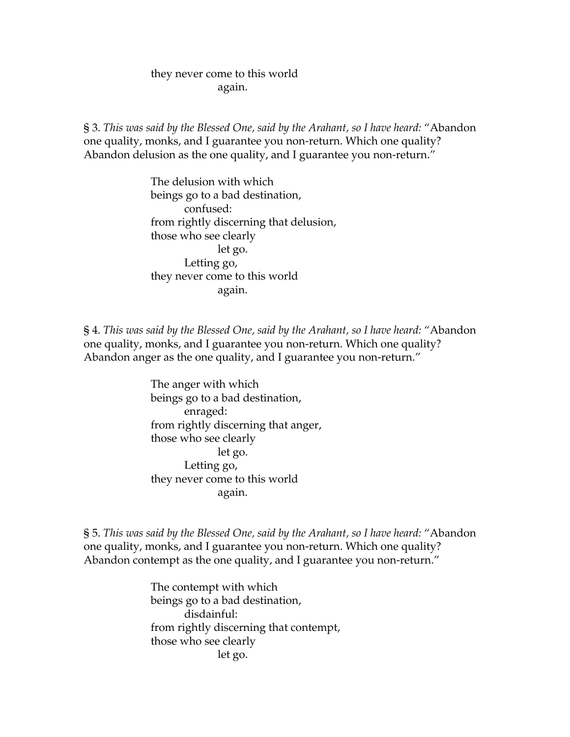they never come to this world
again.

§ 3. *This was said by the Blessed One, said by the Arahant, so I have heard:* "Abandon one quality, monks, and I guarantee you non-return. Which one quality? Abandon delusion as the one quality, and I guarantee you non-return."

The delusion with which
beings go to a bad destination,
confused:
from rightly discerning that delusion,
those who see clearly
let go.
Letting go,
they never come to this world
again.

§ 4. *This was said by the Blessed One, said by the Arahant, so I have heard:* "Abandon one quality, monks, and I guarantee you non-return. Which one quality? Abandon anger as the one quality, and I guarantee you non-return."

The anger with which
beings go to a bad destination,
enraged:
from rightly discerning that anger,
those who see clearly
let go.
Letting go,
they never come to this world
again.

§ 5. *This was said by the Blessed One, said by the Arahant, so I have heard:* "Abandon one quality, monks, and I guarantee you non-return. Which one quality? Abandon contempt as the one quality, and I guarantee you non-return."

The contempt with which
beings go to a bad destination,
disdainful:
from rightly discerning that contempt,
those who see clearly
let go.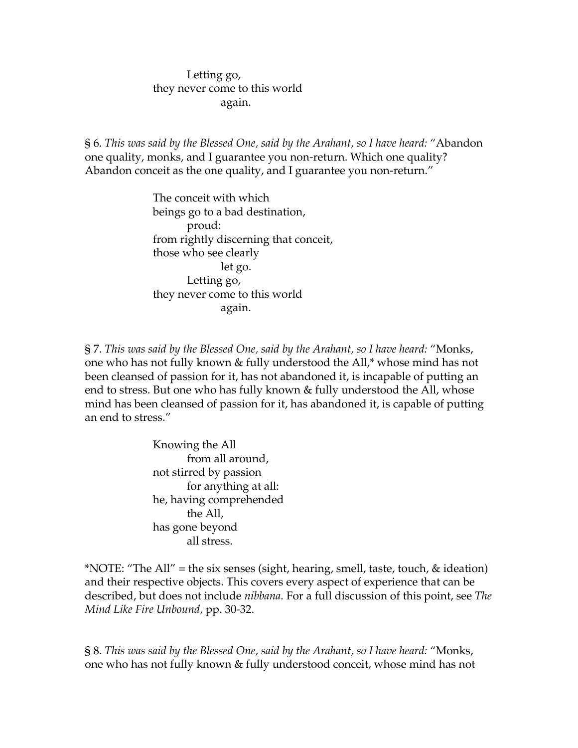Letting go,  
they never come to this world  
again.

§ 6. *This was said by the Blessed One, said by the Arahant, so I have heard:* "Abandon one quality, monks, and I guarantee you non-return. Which one quality? Abandon conceit as the one quality, and I guarantee you non-return."

> The conceit with which  
> beings go to a bad destination,  
> proud:  
> from rightly discerning that conceit,  
> those who see clearly  
> let go.  
> Letting go,  
> they never come to this world  
> again.

§ 7. *This was said by the Blessed One, said by the Arahant, so I have heard:* "Monks, one who has not fully known & fully understood the All,* whose mind has not been cleansed of passion for it, has not abandoned it, is incapable of putting an end to stress. But one who has fully known & fully understood the All, whose mind has been cleansed of passion for it, has abandoned it, is capable of putting an end to stress."

> Knowing the All  
> from all around,  
> not stirred by passion  
> for anything at all:  
> he, having comprehended  
> the All,  
> has gone beyond  
> all stress.

*NOTE: "The All" = the six senses (sight, hearing, smell, taste, touch, & ideation) and their respective objects. This covers every aspect of experience that can be described, but does not include *nibbana.* For a full discussion of this point, see *The Mind Like Fire Unbound,* pp. 30-32.

§ 8. *This was said by the Blessed One, said by the Arahant, so I have heard:* "Monks, one who has not fully known & fully understood conceit, whose mind has not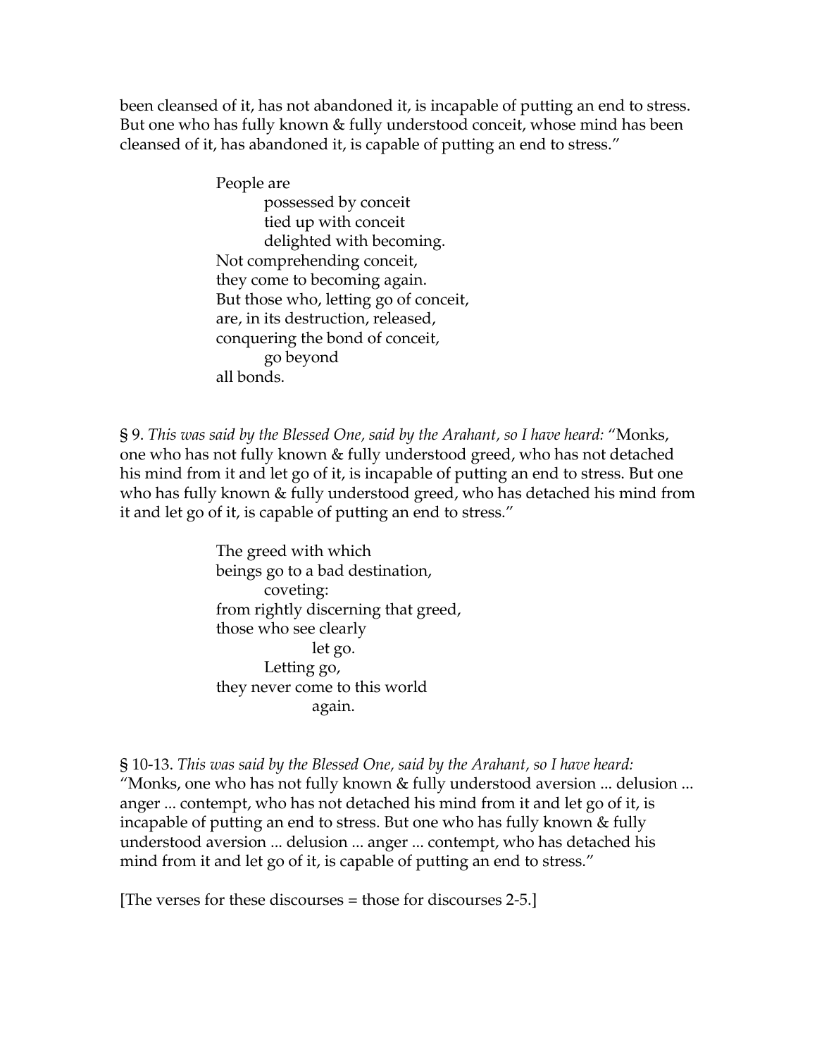been cleansed of it, has not abandoned it, is incapable of putting an end to stress. But one who has fully known & fully understood conceit, whose mind has been cleansed of it, has abandoned it, is capable of putting an end to stress."

> People are
> possessed by conceit
> tied up with conceit
> delighted with becoming.
> Not comprehending conceit,
> they come to becoming again.
> But those who, letting go of conceit,
> are, in its destruction, released,
> conquering the bond of conceit,
> go beyond
> all bonds.

§ 9. *This was said by the Blessed One, said by the Arahant, so I have heard:* "Monks, one who has not fully known & fully understood greed, who has not detached his mind from it and let go of it, is incapable of putting an end to stress. But one who has fully known & fully understood greed, who has detached his mind from it and let go of it, is capable of putting an end to stress."

> The greed with which
> beings go to a bad destination,
> coveting:
> from rightly discerning that greed,
> those who see clearly
> let go.
> Letting go,
> they never come to this world
> again.

§ 10-13. *This was said by the Blessed One, said by the Arahant, so I have heard:* "Monks, one who has not fully known & fully understood aversion ... delusion ... anger ... contempt, who has not detached his mind from it and let go of it, is incapable of putting an end to stress. But one who has fully known & fully understood aversion ... delusion ... anger ... contempt, who has detached his mind from it and let go of it, is capable of putting an end to stress."

[The verses for these discourses = those for discourses 2-5.]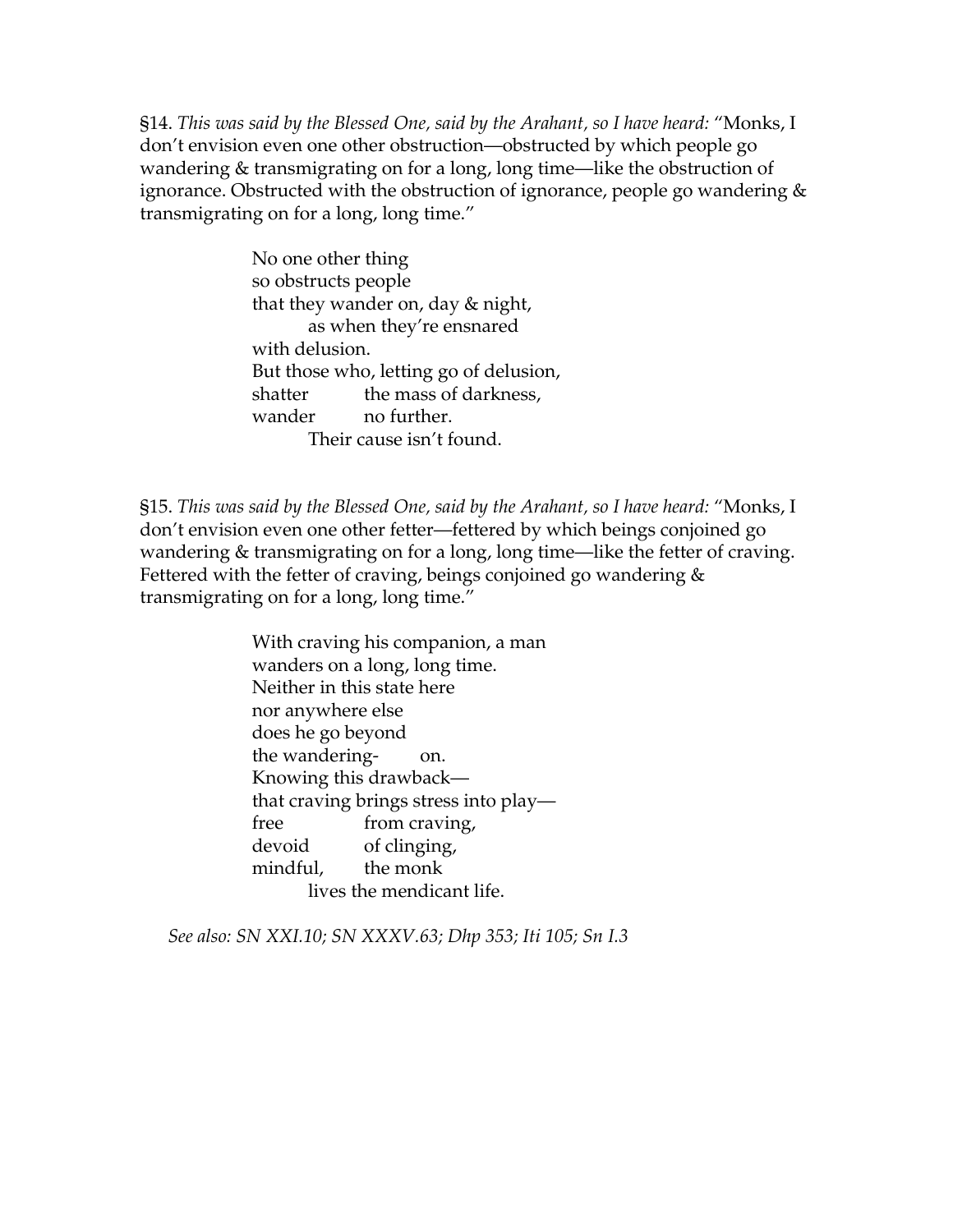§14. *This was said by the Blessed One, said by the Arahant, so I have heard:* "Monks, I don't envision even one other obstruction—obstructed by which people go wandering & transmigrating on for a long, long time—like the obstruction of ignorance. Obstructed with the obstruction of ignorance, people go wandering & transmigrating on for a long, long time."

> No one other thing  
> so obstructs people  
> that they wander on, day & night,  
> as when they're ensnared  
> with delusion.  
> But those who, letting go of delusion,  
> shatter the mass of darkness,  
> wander no further.  
> Their cause isn't found.

§15. *This was said by the Blessed One, said by the Arahant, so I have heard:* "Monks, I don't envision even one other fetter—fettered by which beings conjoined go wandering & transmigrating on for a long, long time—like the fetter of craving. Fettered with the fetter of craving, beings conjoined go wandering & transmigrating on for a long, long time."

> With craving his companion, a man  
> wanders on a long, long time.  
> Neither in this state here  
> nor anywhere else  
> does he go beyond  
> the wandering- on.  
> Knowing this drawback—  
> that craving brings stress into play—  
> free from craving,  
> devoid of clinging,  
> mindful, the monk  
> lives the mendicant life.

*See also: SN XXI.10; SN XXXV.63; Dhp 353; Iti 105; Sn I.3*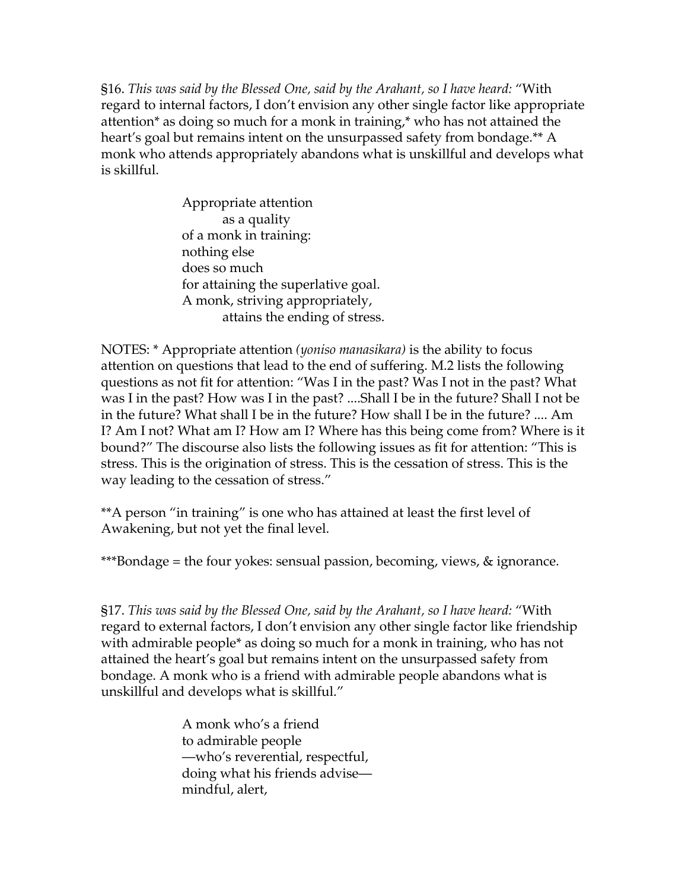§16. *This was said by the Blessed One, said by the Arahant, so I have heard:* "With regard to internal factors, I don't envision any other single factor like appropriate attention* as doing so much for a monk in training,* who has not attained the heart's goal but remains intent on the unsurpassed safety from bondage.** A monk who attends appropriately abandons what is unskillful and develops what is skillful.

> Appropriate attention  
> as a quality  
> of a monk in training:  
> nothing else  
> does so much  
> for attaining the superlative goal.  
> A monk, striving appropriately,  
> attains the ending of stress.

NOTES: * Appropriate attention *(yoniso manasikara)* is the ability to focus attention on questions that lead to the end of suffering. M.2 lists the following questions as not fit for attention: "Was I in the past? Was I not in the past? What was I in the past? How was I in the past? ....Shall I be in the future? Shall I not be in the future? What shall I be in the future? How shall I be in the future? .... Am I? Am I not? What am I? How am I? Where has this being come from? Where is it bound?" The discourse also lists the following issues as fit for attention: "This is stress. This is the origination of stress. This is the cessation of stress. This is the way leading to the cessation of stress."

**A person "in training" is one who has attained at least the first level of Awakening, but not yet the final level.

***Bondage = the four yokes: sensual passion, becoming, views, & ignorance.

§17. *This was said by the Blessed One, said by the Arahant, so I have heard:* "With regard to external factors, I don't envision any other single factor like friendship with admirable people* as doing so much for a monk in training, who has not attained the heart's goal but remains intent on the unsurpassed safety from bondage. A monk who is a friend with admirable people abandons what is unskillful and develops what is skillful."

> A monk who's a friend  
> to admirable people  
> —who's reverential, respectful,  
> doing what his friends advise—  
> mindful, alert,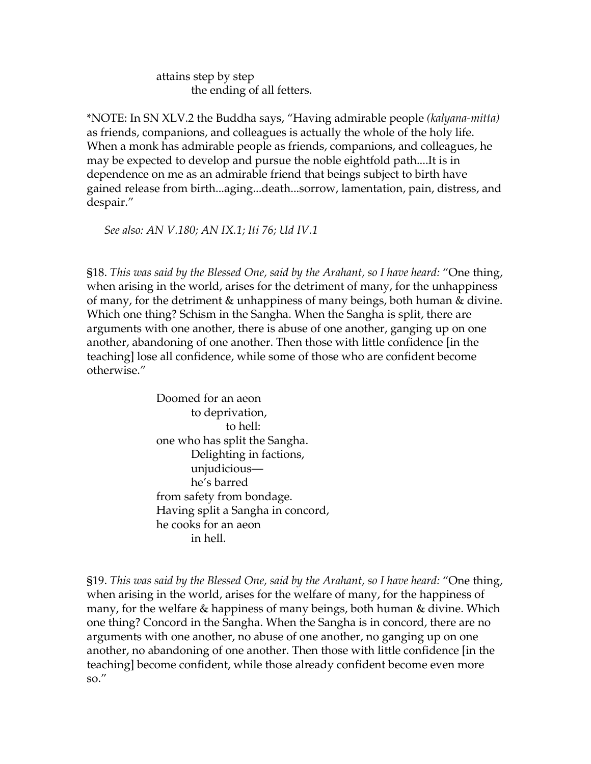attains step by step
the ending of all fetters.

*NOTE: In SN XLV.2 the Buddha says, "Having admirable people *(kalyana-mitta)* as friends, companions, and colleagues is actually the whole of the holy life. When a monk has admirable people as friends, companions, and colleagues, he may be expected to develop and pursue the noble eightfold path....It is in dependence on me as an admirable friend that beings subject to birth have gained release from birth...aging...death...sorrow, lamentation, pain, distress, and despair."

*See also: AN V.180; AN IX.1; Iti 76; Ud IV.1*

§18. *This was said by the Blessed One, said by the Arahant, so I have heard:* "One thing, when arising in the world, arises for the detriment of many, for the unhappiness of many, for the detriment & unhappiness of many beings, both human & divine. Which one thing? Schism in the Sangha. When the Sangha is split, there are arguments with one another, there is abuse of one another, ganging up on one another, abandoning of one another. Then those with little confidence [in the teaching] lose all confidence, while some of those who are confident become otherwise."

Doomed for an aeon
to deprivation,
to hell:
one who has split the Sangha.
Delighting in factions,
unjudicious—
he's barred
from safety from bondage.
Having split a Sangha in concord,
he cooks for an aeon
in hell.

§19. *This was said by the Blessed One, said by the Arahant, so I have heard:* "One thing, when arising in the world, arises for the welfare of many, for the happiness of many, for the welfare & happiness of many beings, both human & divine. Which one thing? Concord in the Sangha. When the Sangha is in concord, there are no arguments with one another, no abuse of one another, no ganging up on one another, no abandoning of one another. Then those with little confidence [in the teaching] become confident, while those already confident become even more so."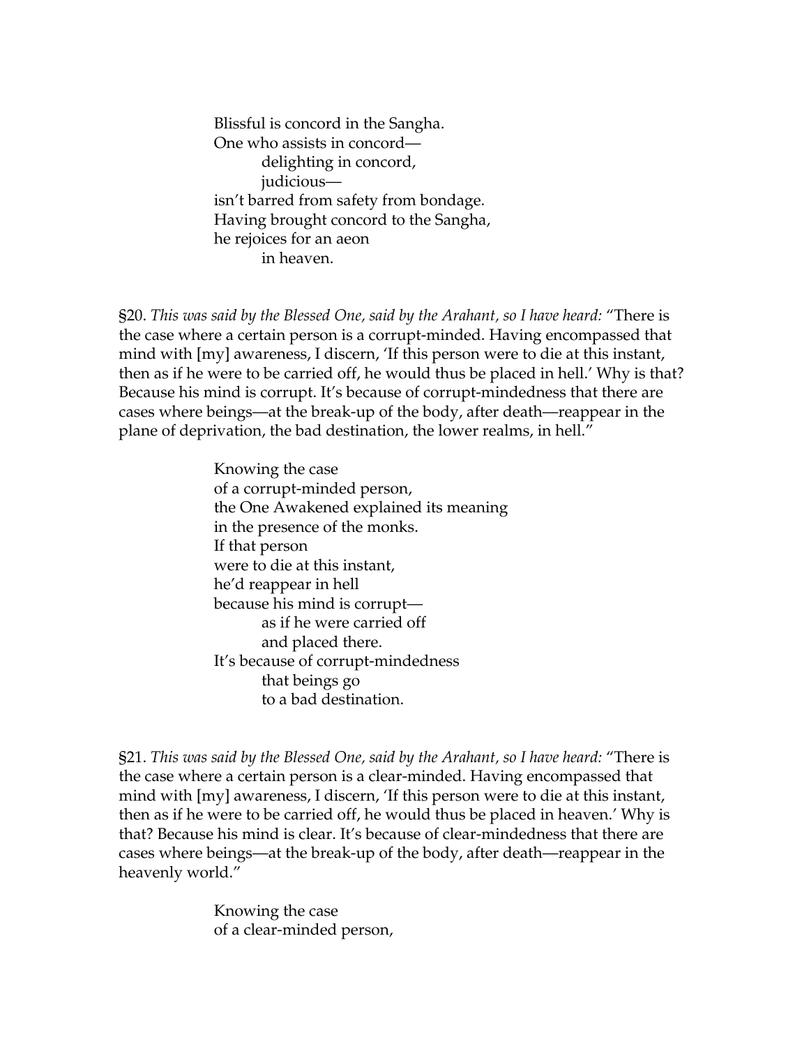Blissful is concord in the Sangha.  
One who assists in concord—  
        delighting in concord,  
        judicious—  
isn't barred from safety from bondage.  
Having brought concord to the Sangha,  
he rejoices for an aeon  
        in heaven.

§20. *This was said by the Blessed One, said by the Arahant, so I have heard:* "There is the case where a certain person is a corrupt-minded. Having encompassed that mind with [my] awareness, I discern, 'If this person were to die at this instant, then as if he were to be carried off, he would thus be placed in hell.' Why is that? Because his mind is corrupt. It's because of corrupt-mindedness that there are cases where beings—at the break-up of the body, after death—reappear in the plane of deprivation, the bad destination, the lower realms, in hell."

Knowing the case  
of a corrupt-minded person,  
the One Awakened explained its meaning  
in the presence of the monks.  
If that person  
were to die at this instant,  
he'd reappear in hell  
because his mind is corrupt—  
        as if he were carried off  
        and placed there.  
It's because of corrupt-mindedness  
        that beings go  
        to a bad destination.

§21. *This was said by the Blessed One, said by the Arahant, so I have heard:* "There is the case where a certain person is a clear-minded. Having encompassed that mind with [my] awareness, I discern, 'If this person were to die at this instant, then as if he were to be carried off, he would thus be placed in heaven.' Why is that? Because his mind is clear. It's because of clear-mindedness that there are cases where beings—at the break-up of the body, after death—reappear in the heavenly world."

Knowing the case  
of a clear-minded person,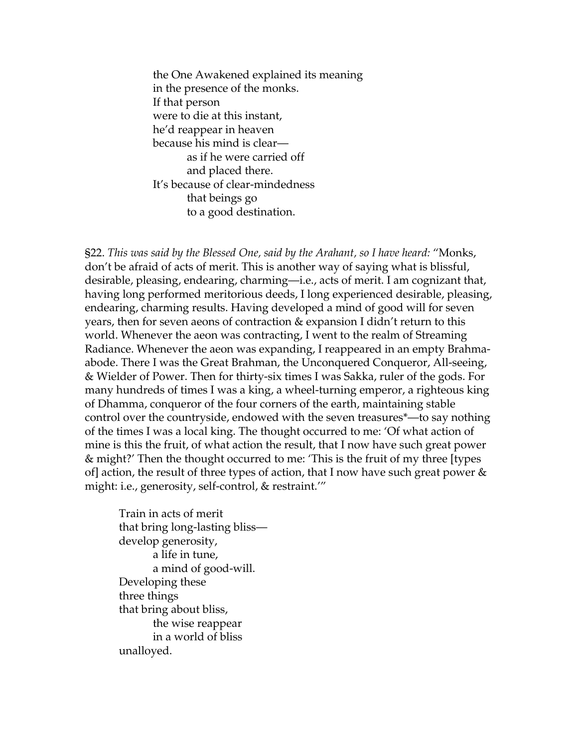the One Awakened explained its meaning
in the presence of the monks.
If that person
were to die at this instant,
he'd reappear in heaven
because his mind is clear—
as if he were carried off
and placed there.
It's because of clear-mindedness
that beings go
to a good destination.

§22. *This was said by the Blessed One, said by the Arahant, so I have heard:* "Monks, don't be afraid of acts of merit. This is another way of saying what is blissful, desirable, pleasing, endearing, charming—i.e., acts of merit. I am cognizant that, having long performed meritorious deeds, I long experienced desirable, pleasing, endearing, charming results. Having developed a mind of good will for seven years, then for seven aeons of contraction & expansion I didn't return to this world. Whenever the aeon was contracting, I went to the realm of Streaming Radiance. Whenever the aeon was expanding, I reappeared in an empty Brahma-abode. There I was the Great Brahman, the Unconquered Conqueror, All-seeing, & Wielder of Power. Then for thirty-six times I was Sakka, ruler of the gods. For many hundreds of times I was a king, a wheel-turning emperor, a righteous king of Dhamma, conqueror of the four corners of the earth, maintaining stable control over the countryside, endowed with the seven treasures*—to say nothing of the times I was a local king. The thought occurred to me: 'Of what action of mine is this the fruit, of what action the result, that I now have such great power & might?' Then the thought occurred to me: 'This is the fruit of my three [types of] action, the result of three types of action, that I now have such great power & might: i.e., generosity, self-control, & restraint.'"

Train in acts of merit
that bring long-lasting bliss—
develop generosity,
a life in tune,
a mind of good-will.
Developing these
three things
that bring about bliss,
the wise reappear
in a world of bliss
unalloyed.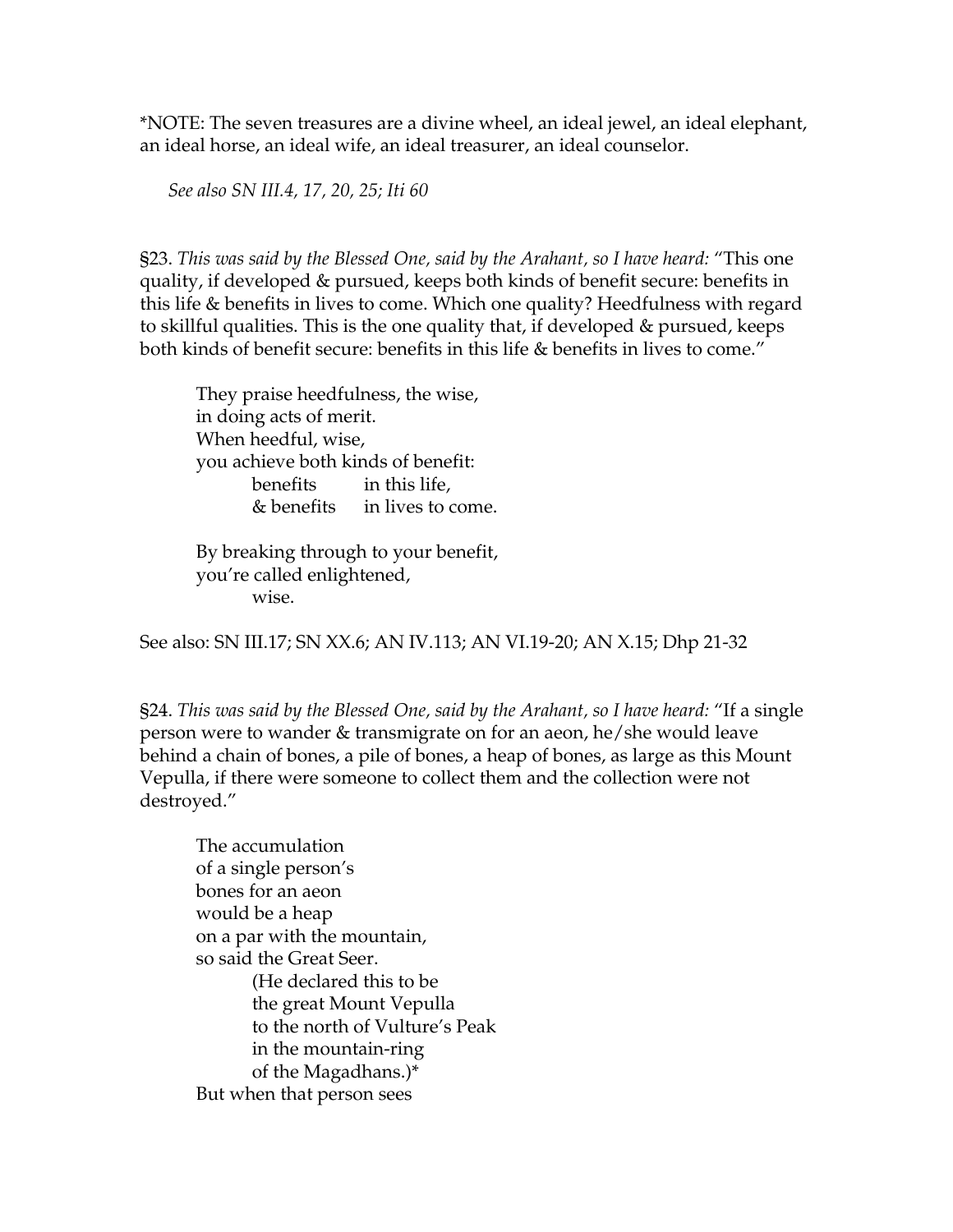*NOTE: The seven treasures are a divine wheel, an ideal jewel, an ideal elephant, an ideal horse, an ideal wife, an ideal treasurer, an ideal counselor.

*See also SN III.4, 17, 20, 25; Iti 60*

§23. *This was said by the Blessed One, said by the Arahant, so I have heard:* "This one quality, if developed & pursued, keeps both kinds of benefit secure: benefits in this life & benefits in lives to come. Which one quality? Heedfulness with regard to skillful qualities. This is the one quality that, if developed & pursued, keeps both kinds of benefit secure: benefits in this life & benefits in lives to come."

> They praise heedfulness, the wise,  
> in doing acts of merit.  
> When heedful, wise,  
> you achieve both kinds of benefit:  
> &nbsp;&nbsp;&nbsp;&nbsp;benefits &nbsp;&nbsp;&nbsp;in this life,  
> &nbsp;&nbsp;&nbsp;&nbsp;& benefits &nbsp;&nbsp;&nbsp;in lives to come.
>
> By breaking through to your benefit,  
> you're called enlightened,  
> &nbsp;&nbsp;&nbsp;&nbsp;wise.

See also: SN III.17; SN XX.6; AN IV.113; AN VI.19-20; AN X.15; Dhp 21-32

§24. *This was said by the Blessed One, said by the Arahant, so I have heard:* "If a single person were to wander & transmigrate on for an aeon, he/she would leave behind a chain of bones, a pile of bones, a heap of bones, as large as this Mount Vepulla, if there were someone to collect them and the collection were not destroyed."

> The accumulation  
> of a single person's  
> bones for an aeon  
> would be a heap  
> on a par with the mountain,  
> so said the Great Seer.  
> &nbsp;&nbsp;&nbsp;&nbsp;(He declared this to be  
> &nbsp;&nbsp;&nbsp;&nbsp;the great Mount Vepulla  
> &nbsp;&nbsp;&nbsp;&nbsp;to the north of Vulture's Peak  
> &nbsp;&nbsp;&nbsp;&nbsp;in the mountain-ring  
> &nbsp;&nbsp;&nbsp;&nbsp;of the Magadhans.)*  
> But when that person sees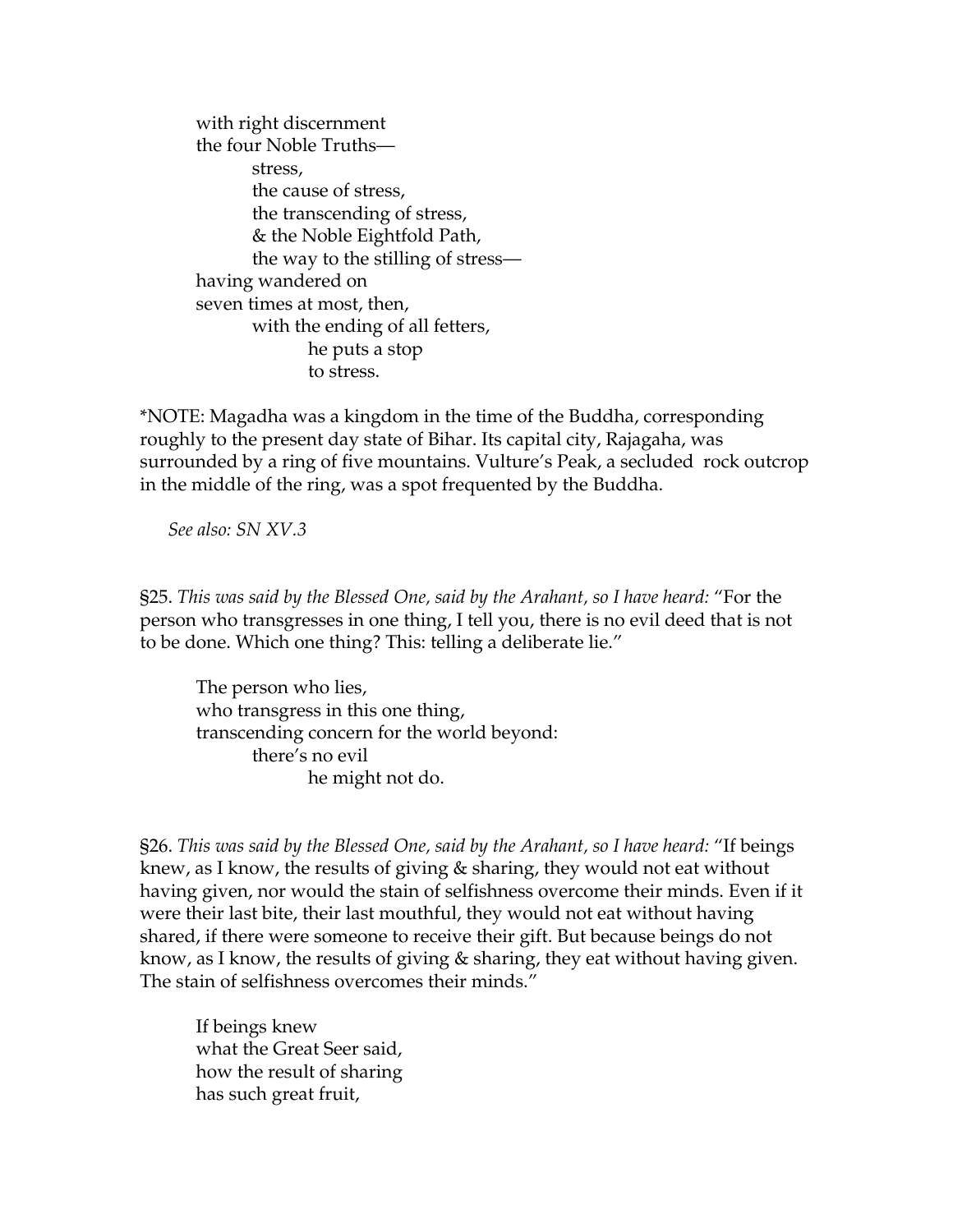with right discernment
the four Noble Truths—
    stress,
    the cause of stress,
    the transcending of stress,
    & the Noble Eightfold Path,
    the way to the stilling of stress—
having wandered on
seven times at most, then,
    with the ending of all fetters,
        he puts a stop
        to stress.

*NOTE: Magadha was a kingdom in the time of the Buddha, corresponding roughly to the present day state of Bihar. Its capital city, Rajagaha, was surrounded by a ring of five mountains. Vulture's Peak, a secluded rock outcrop in the middle of the ring, was a spot frequented by the Buddha.

*See also: SN XV.3*

§25. *This was said by the Blessed One, said by the Arahant, so I have heard:* "For the person who transgresses in one thing, I tell you, there is no evil deed that is not to be done. Which one thing? This: telling a deliberate lie."

The person who lies,
who transgress in this one thing,
transcending concern for the world beyond:
    there's no evil
        he might not do.

§26. *This was said by the Blessed One, said by the Arahant, so I have heard:* "If beings knew, as I know, the results of giving & sharing, they would not eat without having given, nor would the stain of selfishness overcome their minds. Even if it were their last bite, their last mouthful, they would not eat without having shared, if there were someone to receive their gift. But because beings do not know, as I know, the results of giving & sharing, they eat without having given. The stain of selfishness overcomes their minds."

If beings knew
what the Great Seer said,
how the result of sharing
has such great fruit,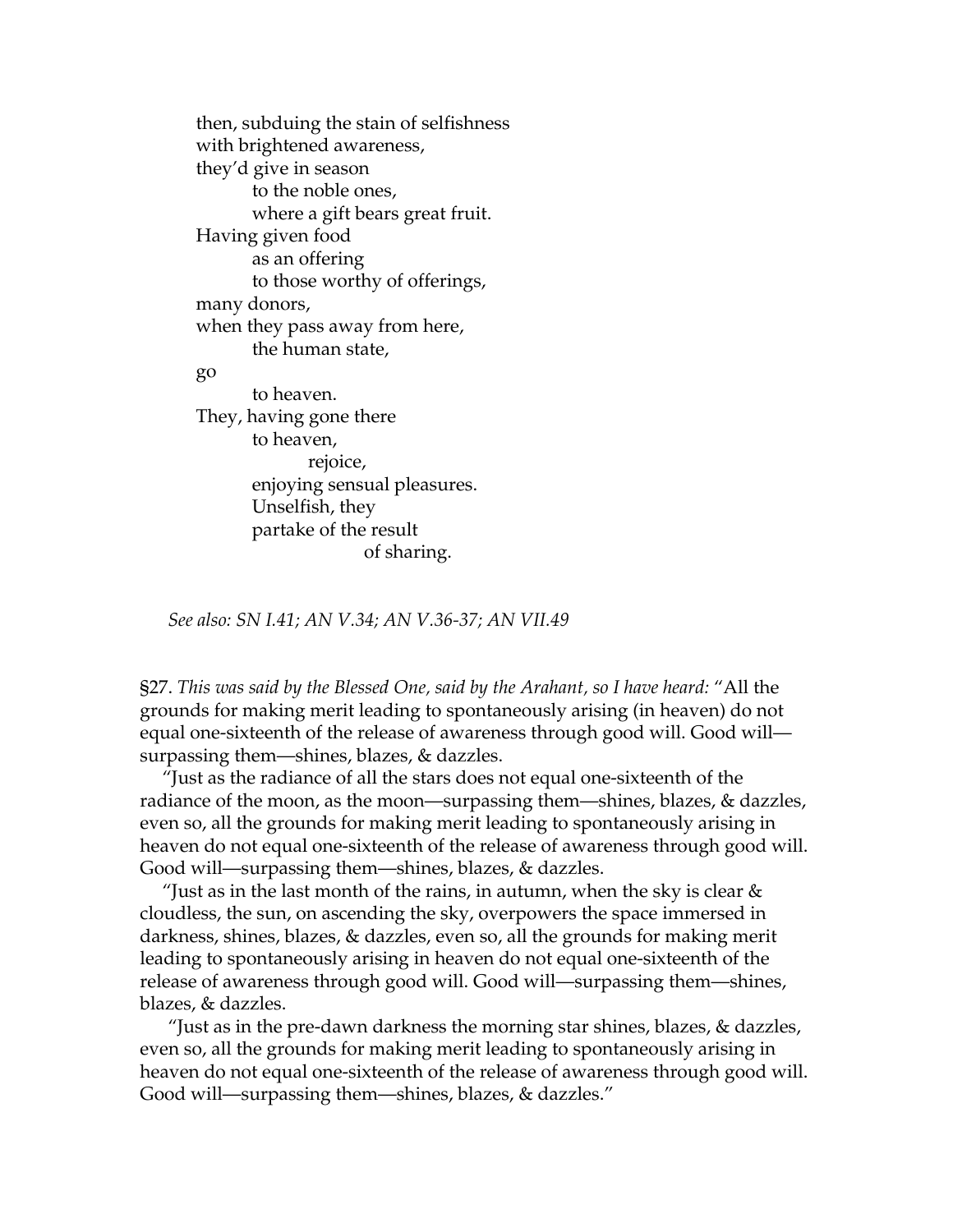then, subduing the stain of selfishness  
with brightened awareness,  
they'd give in season  
  to the noble ones,  
  where a gift bears great fruit.  
Having given food  
  as an offering  
  to those worthy of offerings,  
many donors,  
when they pass away from here,  
  the human state,  
go  
  to heaven.  
They, having gone there  
  to heaven,  
    rejoice,  
  enjoying sensual pleasures.  
  Unselfish, they  
  partake of the result  
      of sharing.

*See also: SN I.41; AN V.34; AN V.36-37; AN VII.49*

§27. *This was said by the Blessed One, said by the Arahant, so I have heard:* "All the grounds for making merit leading to spontaneously arising (in heaven) do not equal one-sixteenth of the release of awareness through good will. Good will—surpassing them—shines, blazes, & dazzles.

"Just as the radiance of all the stars does not equal one-sixteenth of the radiance of the moon, as the moon—surpassing them—shines, blazes, & dazzles, even so, all the grounds for making merit leading to spontaneously arising in heaven do not equal one-sixteenth of the release of awareness through good will. Good will—surpassing them—shines, blazes, & dazzles.

"Just as in the last month of the rains, in autumn, when the sky is clear & cloudless, the sun, on ascending the sky, overpowers the space immersed in darkness, shines, blazes, & dazzles, even so, all the grounds for making merit leading to spontaneously arising in heaven do not equal one-sixteenth of the release of awareness through good will. Good will—surpassing them—shines, blazes, & dazzles.

"Just as in the pre-dawn darkness the morning star shines, blazes, & dazzles, even so, all the grounds for making merit leading to spontaneously arising in heaven do not equal one-sixteenth of the release of awareness through good will. Good will—surpassing them—shines, blazes, & dazzles."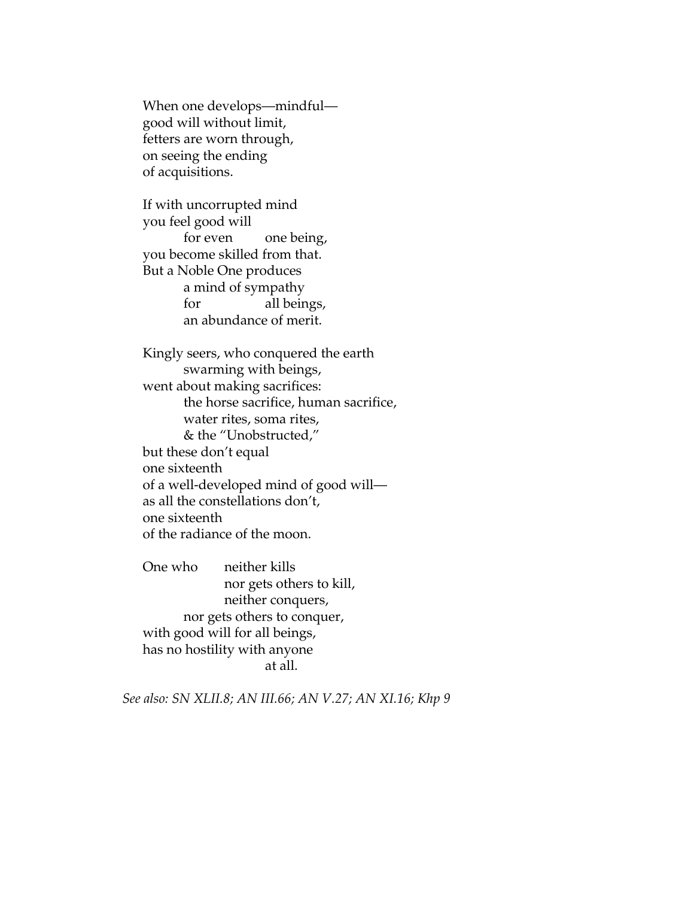When one develops—mindful—
good will without limit,
fetters are worn through,
on seeing the ending
of acquisitions.

If with uncorrupted mind
you feel good will
    for even    one being,
you become skilled from that.
But a Noble One produces
    a mind of sympathy
    for        all beings,
    an abundance of merit.

Kingly seers, who conquered the earth
    swarming with beings,
went about making sacrifices:
    the horse sacrifice, human sacrifice,
    water rites, soma rites,
    & the "Unobstructed,"
but these don't equal
one sixteenth
of a well-developed mind of good will—
as all the constellations don't,
one sixteenth
of the radiance of the moon.

One who    neither kills
        nor gets others to kill,
        neither conquers,
    nor gets others to conquer,
with good will for all beings,
has no hostility with anyone
        at all.

*See also: SN XLII.8; AN III.66; AN V.27; AN XI.16; Khp 9*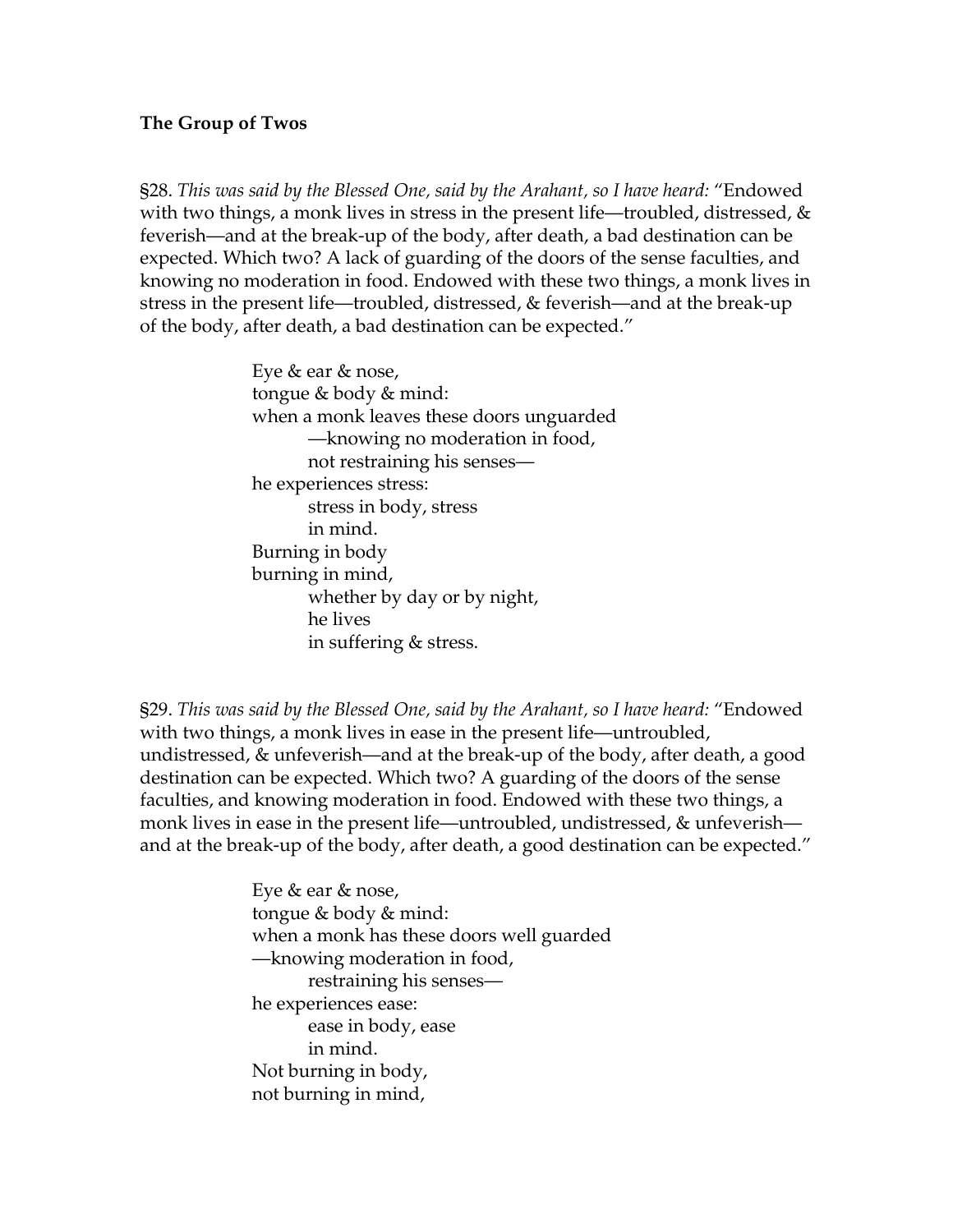**The Group of Twos**

§28. *This was said by the Blessed One, said by the Arahant, so I have heard:* "Endowed with two things, a monk lives in stress in the present life—troubled, distressed, & feverish—and at the break-up of the body, after death, a bad destination can be expected. Which two? A lack of guarding of the doors of the sense faculties, and knowing no moderation in food. Endowed with these two things, a monk lives in stress in the present life—troubled, distressed, & feverish—and at the break-up of the body, after death, a bad destination can be expected."

> Eye & ear & nose,  
> tongue & body & mind:  
> when a monk leaves these doors unguarded  
> —knowing no moderation in food,  
> not restraining his senses—  
> he experiences stress:  
> stress in body, stress  
> in mind.  
> Burning in body  
> burning in mind,  
> whether by day or by night,  
> he lives  
> in suffering & stress.

§29. *This was said by the Blessed One, said by the Arahant, so I have heard:* "Endowed with two things, a monk lives in ease in the present life—untroubled, undistressed, & unfeverish—and at the break-up of the body, after death, a good destination can be expected. Which two? A guarding of the doors of the sense faculties, and knowing moderation in food. Endowed with these two things, a monk lives in ease in the present life—untroubled, undistressed, & unfeverish—and at the break-up of the body, after death, a good destination can be expected."

> Eye & ear & nose,  
> tongue & body & mind:  
> when a monk has these doors well guarded  
> —knowing moderation in food,  
> restraining his senses—  
> he experiences ease:  
> ease in body, ease  
> in mind.  
> Not burning in body,  
> not burning in mind,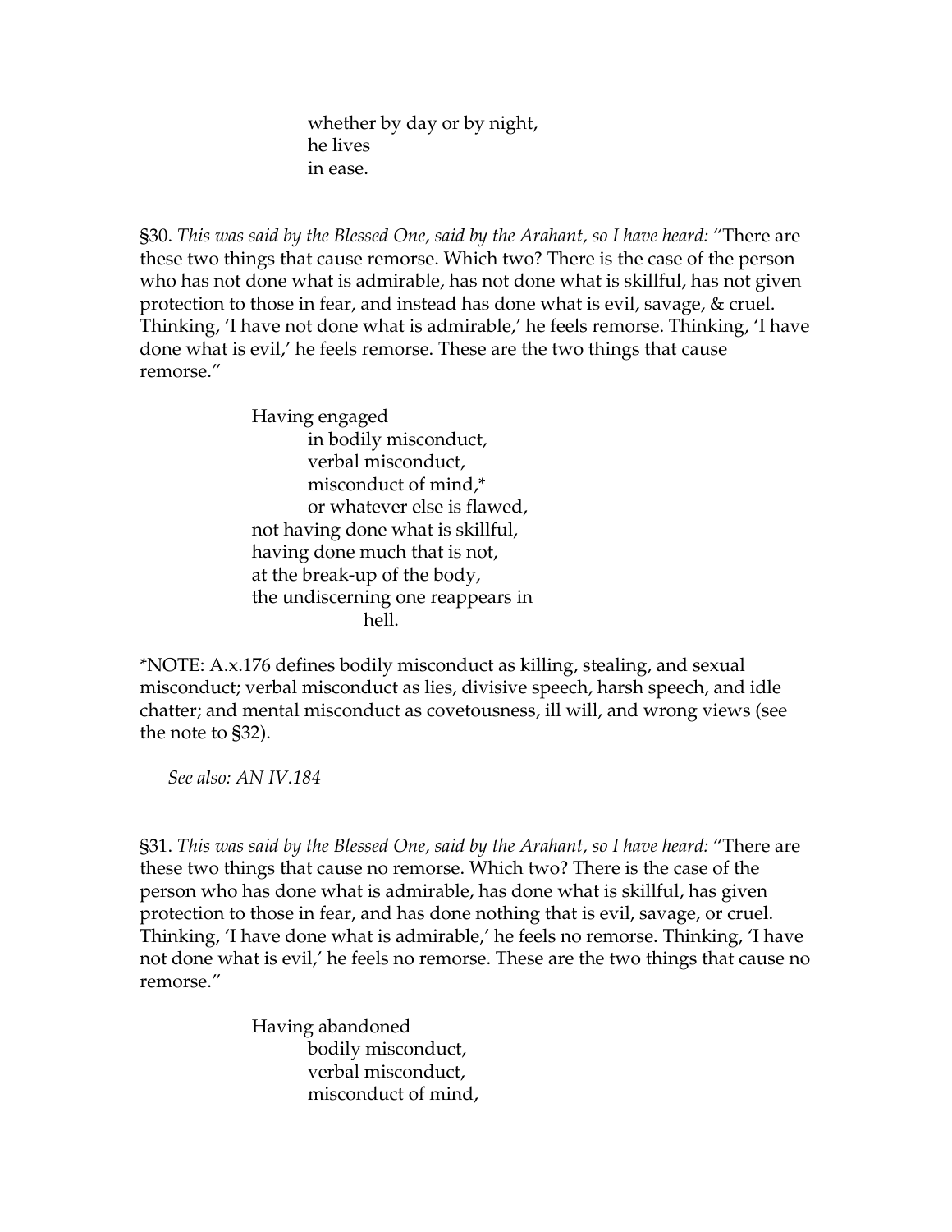whether by day or by night,
he lives
in ease.

§30. *This was said by the Blessed One, said by the Arahant, so I have heard:* "There are these two things that cause remorse. Which two? There is the case of the person who has not done what is admirable, has not done what is skillful, has not given protection to those in fear, and instead has done what is evil, savage, & cruel. Thinking, 'I have not done what is admirable,' he feels remorse. Thinking, 'I have done what is evil,' he feels remorse. These are the two things that cause remorse."

Having engaged
in bodily misconduct,
verbal misconduct,
misconduct of mind,*
or whatever else is flawed,
not having done what is skillful,
having done much that is not,
at the break-up of the body,
the undiscerning one reappears in
hell.

*NOTE: A.x.176 defines bodily misconduct as killing, stealing, and sexual misconduct; verbal misconduct as lies, divisive speech, harsh speech, and idle chatter; and mental misconduct as covetousness, ill will, and wrong views (see the note to §32).

*See also: AN IV.184*

§31. *This was said by the Blessed One, said by the Arahant, so I have heard:* "There are these two things that cause no remorse. Which two? There is the case of the person who has done what is admirable, has done what is skillful, has given protection to those in fear, and has done nothing that is evil, savage, or cruel. Thinking, 'I have done what is admirable,' he feels no remorse. Thinking, 'I have not done what is evil,' he feels no remorse. These are the two things that cause no remorse."

Having abandoned
bodily misconduct,
verbal misconduct,
misconduct of mind,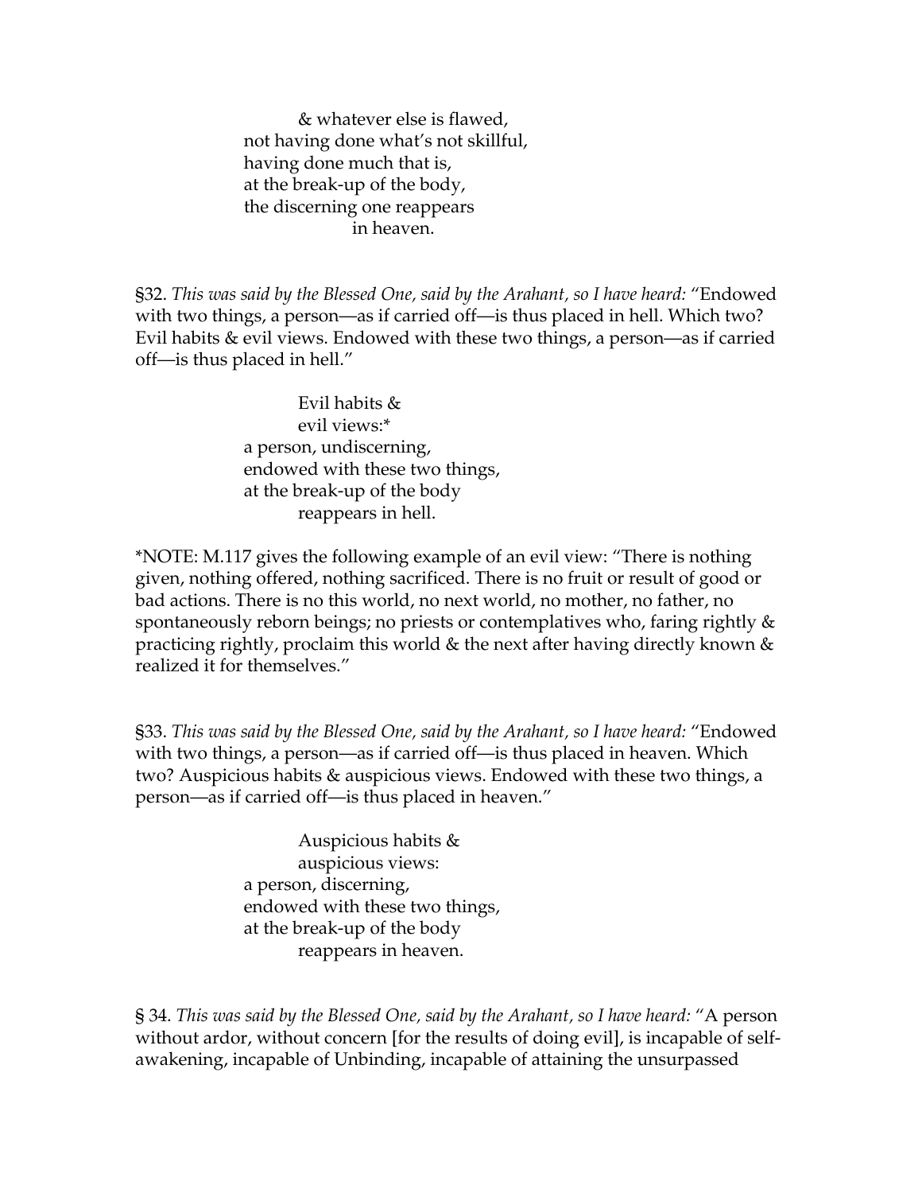& whatever else is flawed,
not having done what's not skillful,
having done much that is,
at the break-up of the body,
the discerning one reappears
in heaven.

§32. *This was said by the Blessed One, said by the Arahant, so I have heard:* "Endowed with two things, a person—as if carried off—is thus placed in hell. Which two? Evil habits & evil views. Endowed with these two things, a person—as if carried off—is thus placed in hell."

Evil habits &
evil views:*
a person, undiscerning,
endowed with these two things,
at the break-up of the body
reappears in hell.

*NOTE: M.117 gives the following example of an evil view: "There is nothing given, nothing offered, nothing sacrificed. There is no fruit or result of good or bad actions. There is no this world, no next world, no mother, no father, no spontaneously reborn beings; no priests or contemplatives who, faring rightly & practicing rightly, proclaim this world & the next after having directly known & realized it for themselves."

§33. *This was said by the Blessed One, said by the Arahant, so I have heard:* "Endowed with two things, a person—as if carried off—is thus placed in heaven. Which two? Auspicious habits & auspicious views. Endowed with these two things, a person—as if carried off—is thus placed in heaven."

Auspicious habits &
auspicious views:
a person, discerning,
endowed with these two things,
at the break-up of the body
reappears in heaven.

§ 34. *This was said by the Blessed One, said by the Arahant, so I have heard:* "A person without ardor, without concern [for the results of doing evil], is incapable of self-awakening, incapable of Unbinding, incapable of attaining the unsurpassed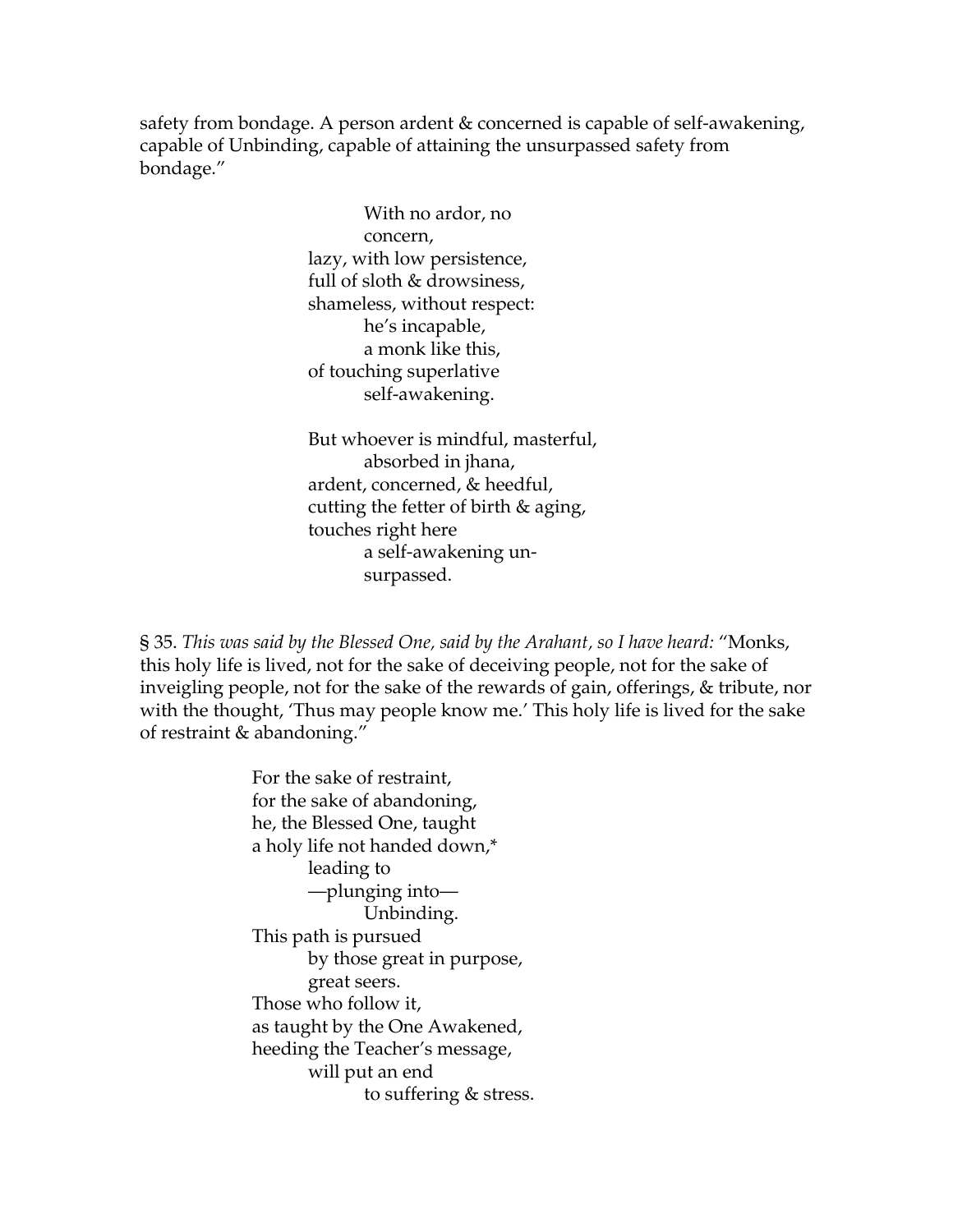safety from bondage. A person ardent & concerned is capable of self-awakening, capable of Unbinding, capable of attaining the unsurpassed safety from bondage."

> With no ardor, no
> concern,
> lazy, with low persistence,
> full of sloth & drowsiness,
> shameless, without respect:
> he's incapable,
> a monk like this,
> of touching superlative
> self-awakening.
>
> But whoever is mindful, masterful,
> absorbed in jhana,
> ardent, concerned, & heedful,
> cutting the fetter of birth & aging,
> touches right here
> a self-awakening un-
> surpassed.

§ 35. *This was said by the Blessed One, said by the Arahant, so I have heard:* "Monks, this holy life is lived, not for the sake of deceiving people, not for the sake of inveigling people, not for the sake of the rewards of gain, offerings, & tribute, nor with the thought, 'Thus may people know me.' This holy life is lived for the sake of restraint & abandoning."

> For the sake of restraint,
> for the sake of abandoning,
> he, the Blessed One, taught
> a holy life not handed down,*
> leading to
> —plunging into—
> Unbinding.
> This path is pursued
> by those great in purpose,
> great seers.
> Those who follow it,
> as taught by the One Awakened,
> heeding the Teacher's message,
> will put an end
> to suffering & stress.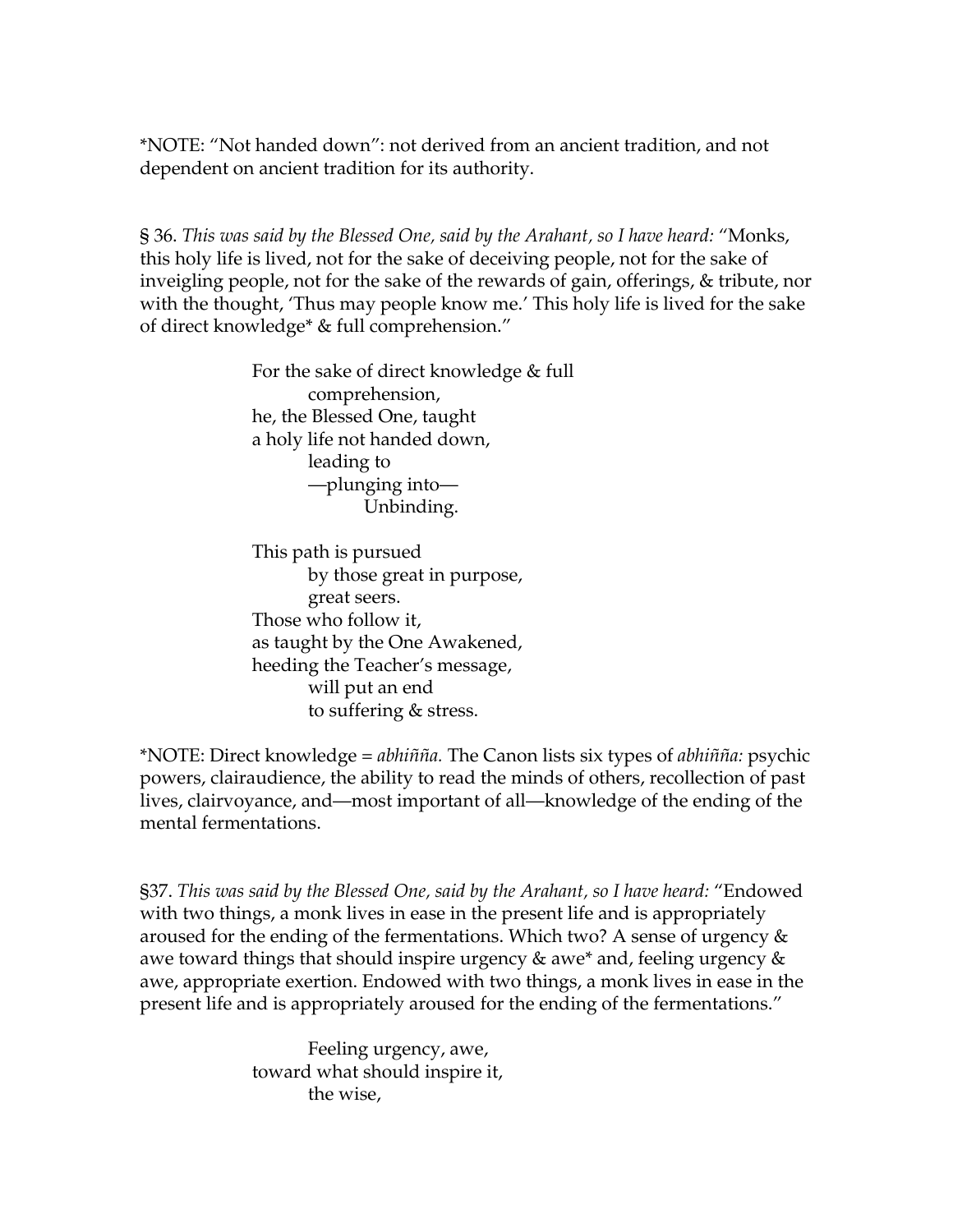*NOTE: "Not handed down": not derived from an ancient tradition, and not dependent on ancient tradition for its authority.

§ 36. *This was said by the Blessed One, said by the Arahant, so I have heard:* "Monks, this holy life is lived, not for the sake of deceiving people, not for the sake of inveigling people, not for the sake of the rewards of gain, offerings, & tribute, nor with the thought, 'Thus may people know me.' This holy life is lived for the sake of direct knowledge* & full comprehension."

> For the sake of direct knowledge & full
> &nbsp;&nbsp;&nbsp;&nbsp;&nbsp;&nbsp;&nbsp;&nbsp;comprehension,
> he, the Blessed One, taught
> a holy life not handed down,
> &nbsp;&nbsp;&nbsp;&nbsp;&nbsp;&nbsp;&nbsp;&nbsp;leading to
> &nbsp;&nbsp;&nbsp;&nbsp;&nbsp;&nbsp;&nbsp;&nbsp;—plunging into—
> &nbsp;&nbsp;&nbsp;&nbsp;&nbsp;&nbsp;&nbsp;&nbsp;&nbsp;&nbsp;&nbsp;&nbsp;&nbsp;&nbsp;&nbsp;&nbsp;Unbinding.
>
> This path is pursued
> &nbsp;&nbsp;&nbsp;&nbsp;&nbsp;&nbsp;&nbsp;&nbsp;by those great in purpose,
> &nbsp;&nbsp;&nbsp;&nbsp;&nbsp;&nbsp;&nbsp;&nbsp;great seers.
> Those who follow it,
> as taught by the One Awakened,
> heeding the Teacher's message,
> &nbsp;&nbsp;&nbsp;&nbsp;&nbsp;&nbsp;&nbsp;&nbsp;will put an end
> &nbsp;&nbsp;&nbsp;&nbsp;&nbsp;&nbsp;&nbsp;&nbsp;to suffering & stress.

*NOTE: Direct knowledge = *abhiññа.* The Canon lists six types of *abhiñña:* psychic powers, clairaudience, the ability to read the minds of others, recollection of past lives, clairvoyance, and—most important of all—knowledge of the ending of the mental fermentations.

§37. *This was said by the Blessed One, said by the Arahant, so I have heard:* "Endowed with two things, a monk lives in ease in the present life and is appropriately aroused for the ending of the fermentations. Which two? A sense of urgency & awe toward things that should inspire urgency & awe* and, feeling urgency & awe, appropriate exertion. Endowed with two things, a monk lives in ease in the present life and is appropriately aroused for the ending of the fermentations."

> &nbsp;&nbsp;&nbsp;&nbsp;&nbsp;&nbsp;&nbsp;&nbsp;Feeling urgency, awe,
> toward what should inspire it,
> &nbsp;&nbsp;&nbsp;&nbsp;&nbsp;&nbsp;&nbsp;&nbsp;the wise,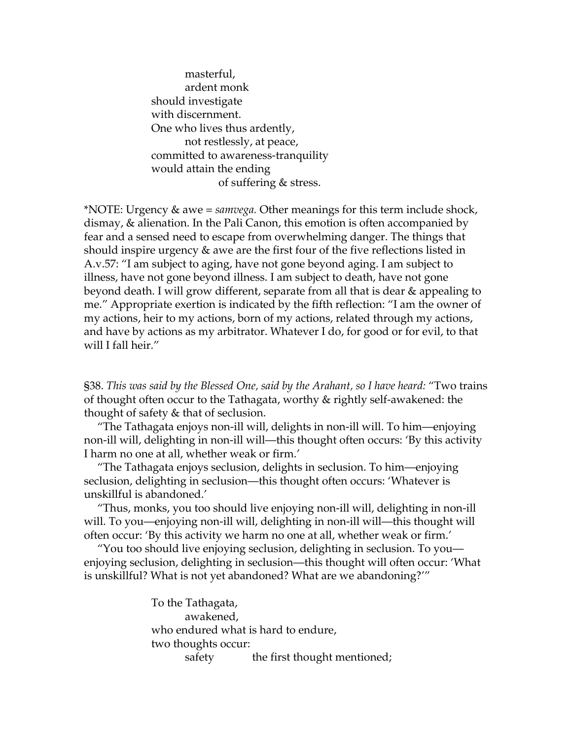masterful,
ardent monk
should investigate
with discernment.
One who lives thus ardently,
not restlessly, at peace,
committed to awareness-tranquility
would attain the ending
of suffering & stress.

*NOTE: Urgency & awe = *samvega.* Other meanings for this term include shock, dismay, & alienation. In the Pali Canon, this emotion is often accompanied by fear and a sensed need to escape from overwhelming danger. The things that should inspire urgency & awe are the first four of the five reflections listed in A.v.57: "I am subject to aging, have not gone beyond aging. I am subject to illness, have not gone beyond illness. I am subject to death, have not gone beyond death. I will grow different, separate from all that is dear & appealing to me." Appropriate exertion is indicated by the fifth reflection: "I am the owner of my actions, heir to my actions, born of my actions, related through my actions, and have by actions as my arbitrator. Whatever I do, for good or for evil, to that will I fall heir."

§38. *This was said by the Blessed One, said by the Arahant, so I have heard:* "Two trains of thought often occur to the Tathagata, worthy & rightly self-awakened: the thought of safety & that of seclusion.

"The Tathagata enjoys non-ill will, delights in non-ill will. To him—enjoying non-ill will, delighting in non-ill will—this thought often occurs: 'By this activity I harm no one at all, whether weak or firm.'

"The Tathagata enjoys seclusion, delights in seclusion. To him—enjoying seclusion, delighting in seclusion—this thought often occurs: 'Whatever is unskillful is abandoned.'

"Thus, monks, you too should live enjoying non-ill will, delighting in non-ill will. To you—enjoying non-ill will, delighting in non-ill will—this thought will often occur: 'By this activity we harm no one at all, whether weak or firm.'

"You too should live enjoying seclusion, delighting in seclusion. To you—enjoying seclusion, delighting in seclusion—this thought will often occur: 'What is unskillful? What is not yet abandoned? What are we abandoning?'"

To the Tathagata,
awakened,
who endured what is hard to endure,
two thoughts occur:
safety the first thought mentioned;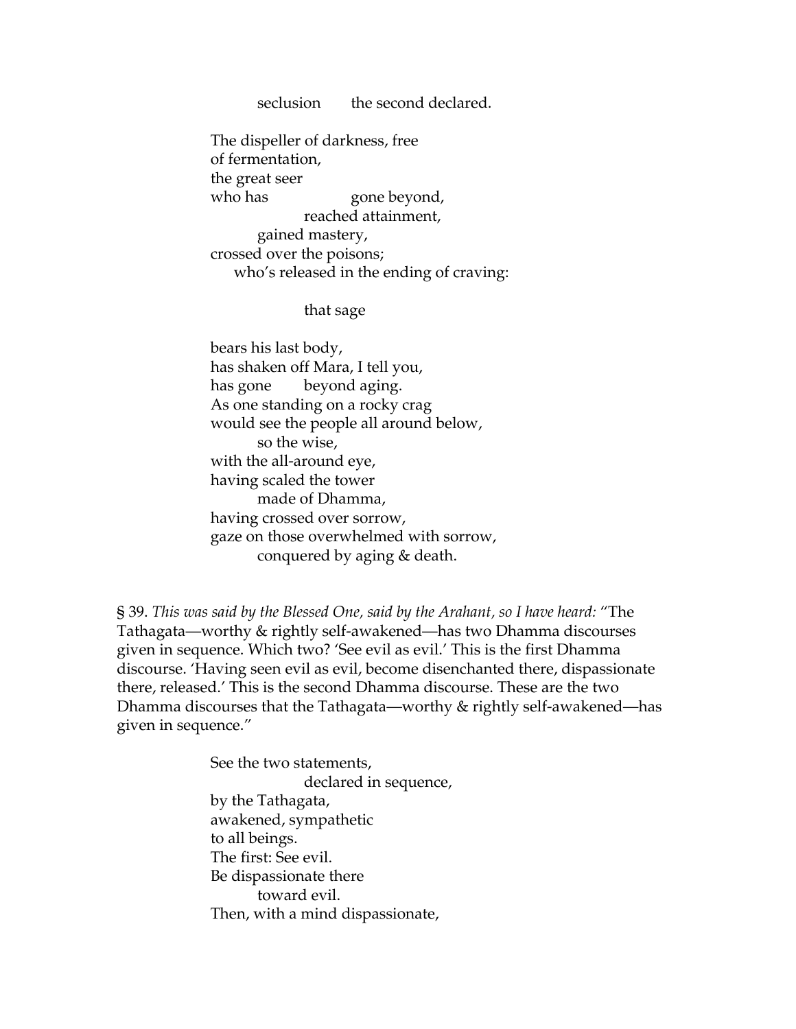seclusion the second declared.

The dispeller of darkness, free
of fermentation,
the great seer
who has gone beyond,
reached attainment,
gained mastery,
crossed over the poisons;
who's released in the ending of craving:

that sage

bears his last body,
has shaken off Mara, I tell you,
has gone beyond aging.
As one standing on a rocky crag
would see the people all around below,
so the wise,
with the all-around eye,
having scaled the tower
made of Dhamma,
having crossed over sorrow,
gaze on those overwhelmed with sorrow,
conquered by aging & death.

§ 39. *This was said by the Blessed One, said by the Arahant, so I have heard:* "The Tathagata—worthy & rightly self-awakened—has two Dhamma discourses given in sequence. Which two? 'See evil as evil.' This is the first Dhamma discourse. 'Having seen evil as evil, become disenchanted there, dispassionate there, released.' This is the second Dhamma discourse. These are the two Dhamma discourses that the Tathagata—worthy & rightly self-awakened—has given in sequence."

See the two statements,
declared in sequence,
by the Tathagata,
awakened, sympathetic
to all beings.
The first: See evil.
Be dispassionate there
toward evil.
Then, with a mind dispassionate,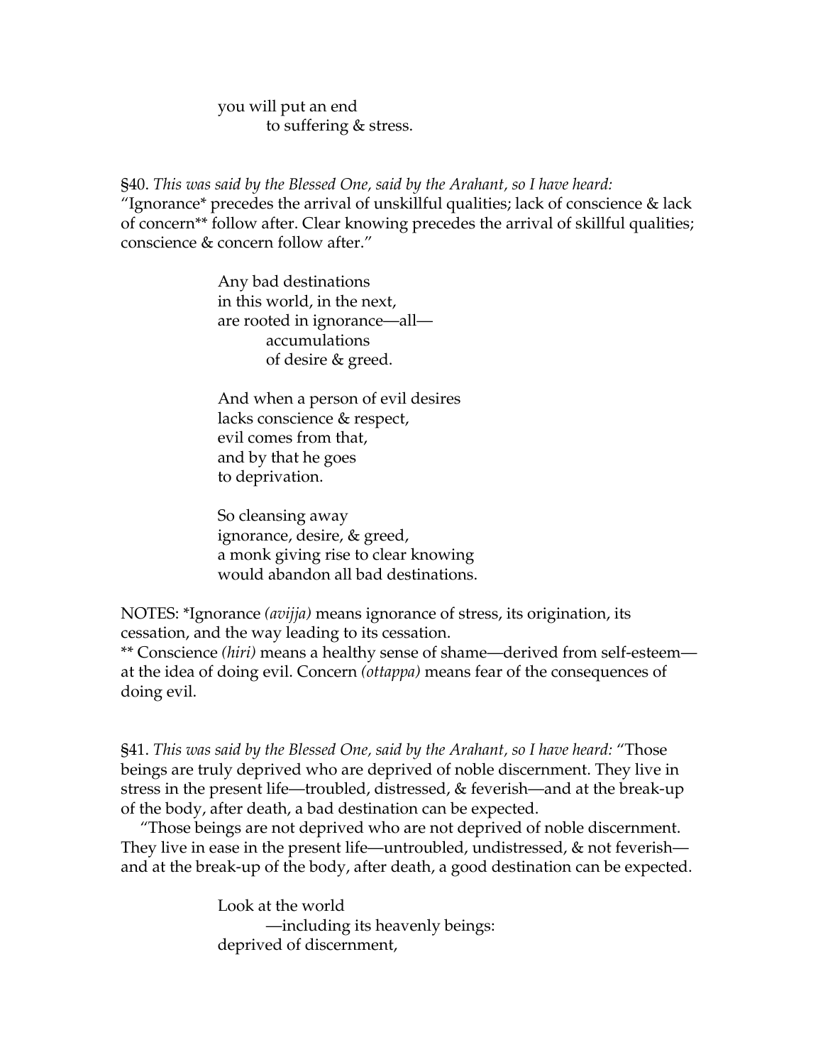you will put an end
to suffering & stress.

§40. *This was said by the Blessed One, said by the Arahant, so I have heard:* "Ignorance* precedes the arrival of unskillful qualities; lack of conscience & lack of concern** follow after. Clear knowing precedes the arrival of skillful qualities; conscience & concern follow after."

Any bad destinations
in this world, in the next,
are rooted in ignorance—all—
accumulations
of desire & greed.

And when a person of evil desires
lacks conscience & respect,
evil comes from that,
and by that he goes
to deprivation.

So cleansing away
ignorance, desire, & greed,
a monk giving rise to clear knowing
would abandon all bad destinations.

NOTES: *Ignorance *(avijja)* means ignorance of stress, its origination, its cessation, and the way leading to its cessation.
** Conscience *(hiri)* means a healthy sense of shame—derived from self-esteem—at the idea of doing evil. Concern *(ottappa)* means fear of the consequences of doing evil.

§41. *This was said by the Blessed One, said by the Arahant, so I have heard:* "Those beings are truly deprived who are deprived of noble discernment. They live in stress in the present life—troubled, distressed, & feverish—and at the break-up of the body, after death, a bad destination can be expected.

"Those beings are not deprived who are not deprived of noble discernment. They live in ease in the present life—untroubled, undistressed, & not feverish—and at the break-up of the body, after death, a good destination can be expected.

Look at the world
—including its heavenly beings:
deprived of discernment,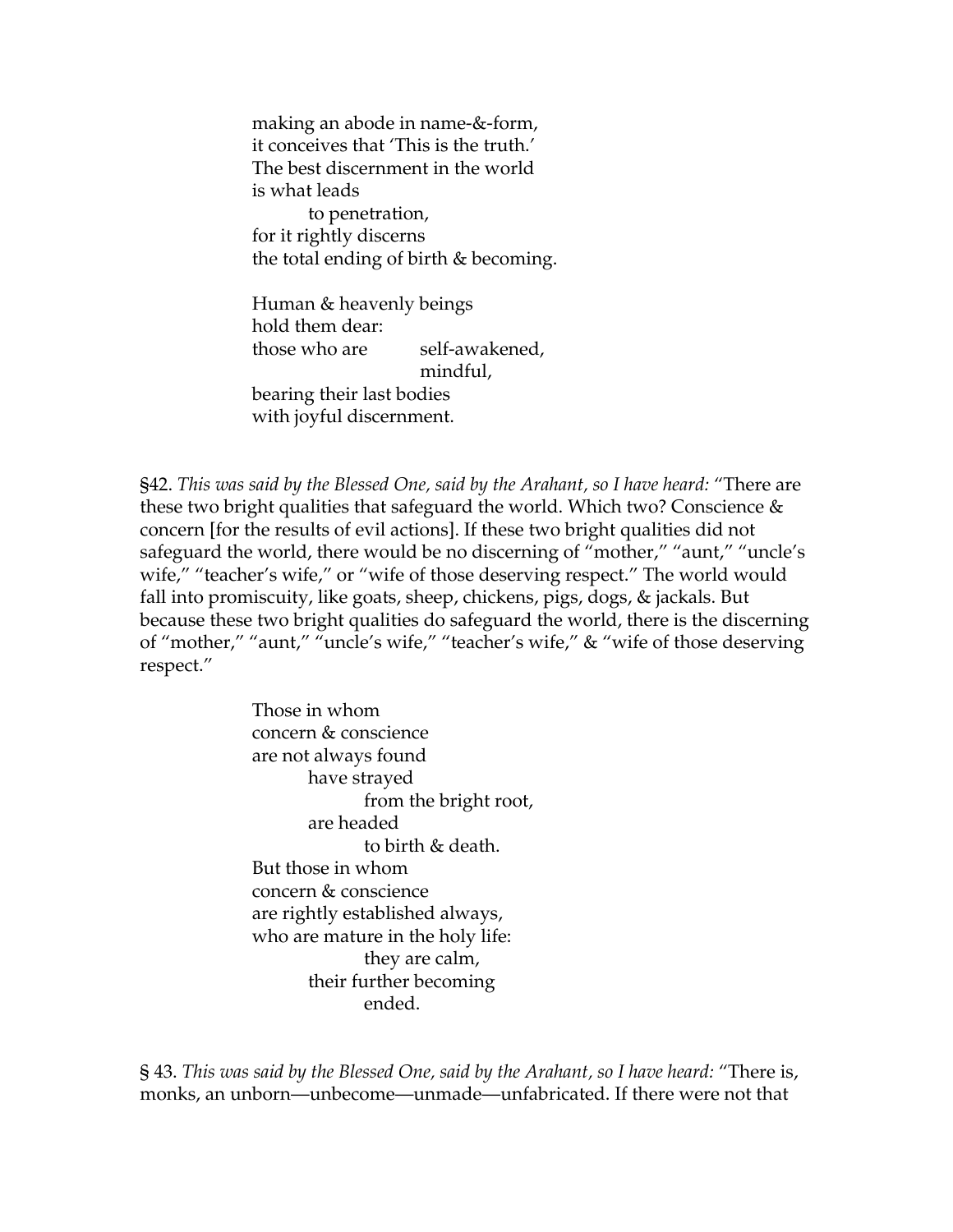making an abode in name-&-form,  
it conceives that 'This is the truth.'  
The best discernment in the world  
is what leads  
to penetration,  
for it rightly discerns  
the total ending of birth & becoming.

Human & heavenly beings  
hold them dear:  
those who are self-awakened,  
mindful,  
bearing their last bodies  
with joyful discernment.

§42. *This was said by the Blessed One, said by the Arahant, so I have heard:* "There are these two bright qualities that safeguard the world. Which two? Conscience & concern [for the results of evil actions]. If these two bright qualities did not safeguard the world, there would be no discerning of "mother," "aunt," "uncle's wife," "teacher's wife," or "wife of those deserving respect." The world would fall into promiscuity, like goats, sheep, chickens, pigs, dogs, & jackals. But because these two bright qualities do safeguard the world, there is the discerning of "mother," "aunt," "uncle's wife," "teacher's wife," & "wife of those deserving respect."

Those in whom  
concern & conscience  
are not always found  
have strayed  
from the bright root,  
are headed  
to birth & death.  
But those in whom  
concern & conscience  
are rightly established always,  
who are mature in the holy life:  
they are calm,  
their further becoming  
ended.

§ 43. *This was said by the Blessed One, said by the Arahant, so I have heard:* "There is, monks, an unborn—unbecome—unmade—unfabricated. If there were not that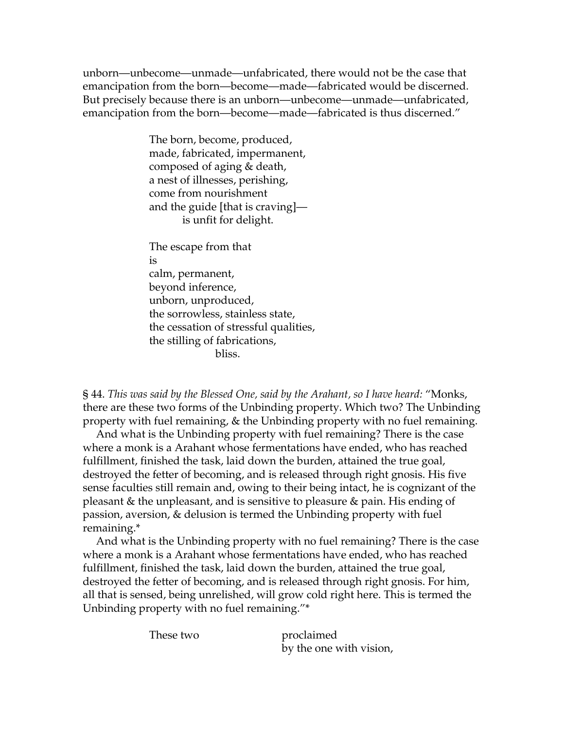unborn—unbecome—unmade—unfabricated, there would not be the case that emancipation from the born—become—made—fabricated would be discerned. But precisely because there is an unborn—unbecome—unmade—unfabricated, emancipation from the born—become—made—fabricated is thus discerned."

> The born, become, produced,
> made, fabricated, impermanent,
> composed of aging & death,
> a nest of illnesses, perishing,
> come from nourishment
> and the guide [that is craving]—
> is unfit for delight.
>
> The escape from that
> is
> calm, permanent,
> beyond inference,
> unborn, unproduced,
> the sorrowless, stainless state,
> the cessation of stressful qualities,
> the stilling of fabrications,
> bliss.

§ 44. *This was said by the Blessed One, said by the Arahant, so I have heard:* "Monks, there are these two forms of the Unbinding property. Which two? The Unbinding property with fuel remaining, & the Unbinding property with no fuel remaining.

And what is the Unbinding property with fuel remaining? There is the case where a monk is a Arahant whose fermentations have ended, who has reached fulfillment, finished the task, laid down the burden, attained the true goal, destroyed the fetter of becoming, and is released through right gnosis. His five sense faculties still remain and, owing to their being intact, he is cognizant of the pleasant & the unpleasant, and is sensitive to pleasure & pain. His ending of passion, aversion, & delusion is termed the Unbinding property with fuel remaining.*

And what is the Unbinding property with no fuel remaining? There is the case where a monk is a Arahant whose fermentations have ended, who has reached fulfillment, finished the task, laid down the burden, attained the true goal, destroyed the fetter of becoming, and is released through right gnosis. For him, all that is sensed, being unrelished, will grow cold right here. This is termed the Unbinding property with no fuel remaining."*

> These two proclaimed
> by the one with vision,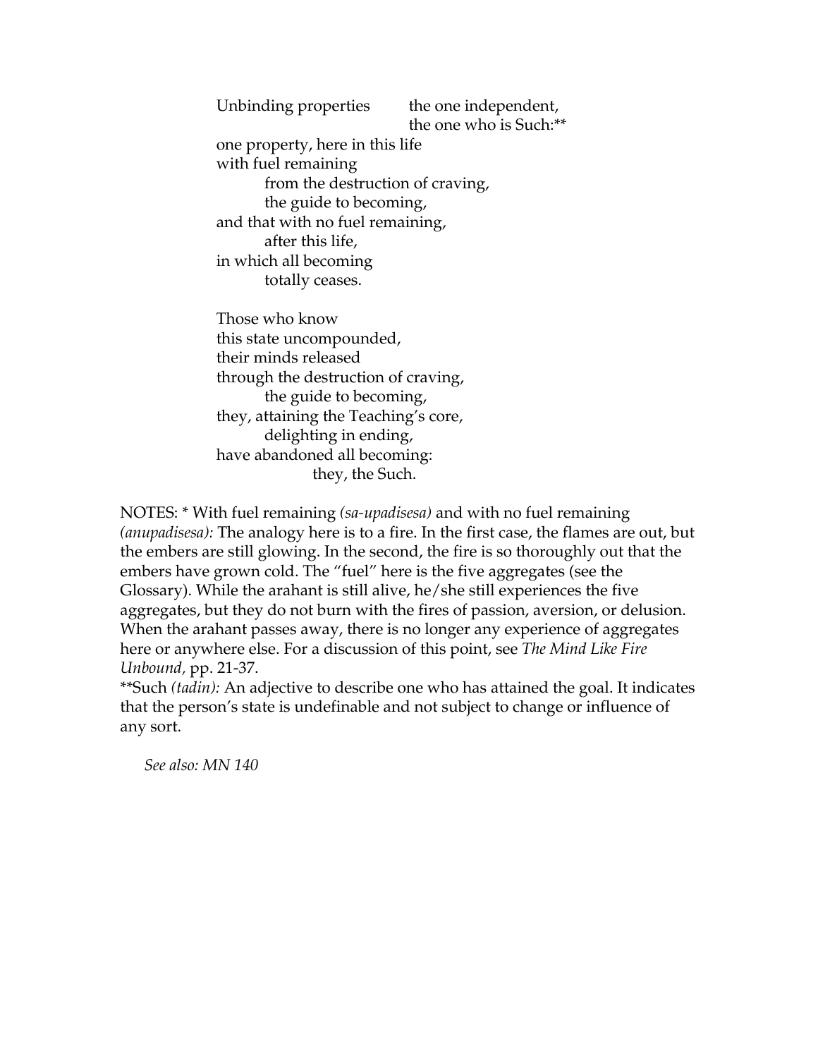Unbinding properties    the one independent,
the one who is Such:**
one property, here in this life
with fuel remaining
from the destruction of craving,
the guide to becoming,
and that with no fuel remaining,
after this life,
in which all becoming
totally ceases.

Those who know
this state uncompounded,
their minds released
through the destruction of craving,
the guide to becoming,
they, attaining the Teaching's core,
delighting in ending,
have abandoned all becoming:
they, the Such.

NOTES: * With fuel remaining *(sa-upadisesa)* and with no fuel remaining *(anupadisesa):* The analogy here is to a fire. In the first case, the flames are out, but the embers are still glowing. In the second, the fire is so thoroughly out that the embers have grown cold. The "fuel" here is the five aggregates (see the Glossary). While the arahant is still alive, he/she still experiences the five aggregates, but they do not burn with the fires of passion, aversion, or delusion. When the arahant passes away, there is no longer any experience of aggregates here or anywhere else. For a discussion of this point, see *The Mind Like Fire Unbound,* pp. 21-37.
**Such *(tadin):* An adjective to describe one who has attained the goal. It indicates that the person's state is undefinable and not subject to change or influence of any sort.

*See also: MN 140*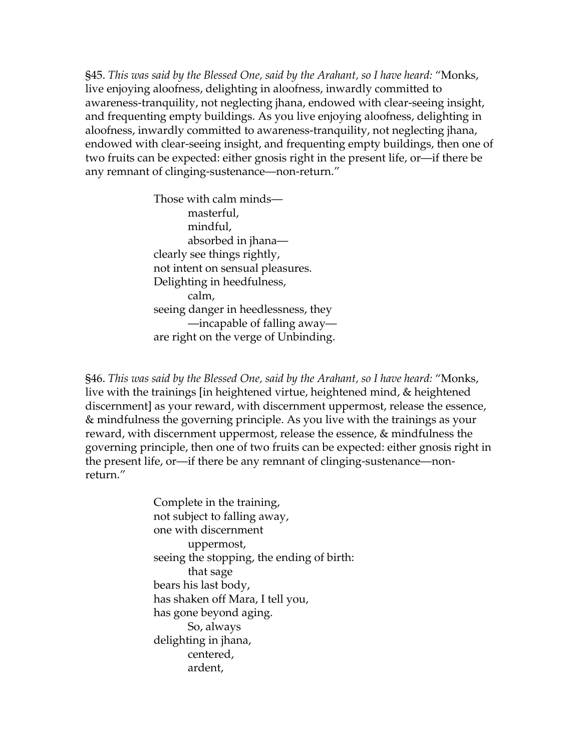§45. *This was said by the Blessed One, said by the Arahant, so I have heard:* "Monks, live enjoying aloofness, delighting in aloofness, inwardly committed to awareness-tranquility, not neglecting jhana, endowed with clear-seeing insight, and frequenting empty buildings. As you live enjoying aloofness, delighting in aloofness, inwardly committed to awareness-tranquility, not neglecting jhana, endowed with clear-seeing insight, and frequenting empty buildings, then one of two fruits can be expected: either gnosis right in the present life, or—if there be any remnant of clinging-sustenance—non-return."

> Those with calm minds—
> &nbsp;&nbsp;&nbsp;&nbsp;masterful,
> &nbsp;&nbsp;&nbsp;&nbsp;mindful,
> &nbsp;&nbsp;&nbsp;&nbsp;absorbed in jhana—
> clearly see things rightly,
> not intent on sensual pleasures.
> Delighting in heedfulness,
> &nbsp;&nbsp;&nbsp;&nbsp;calm,
> seeing danger in heedlessness, they
> &nbsp;&nbsp;&nbsp;&nbsp;—incapable of falling away—
> are right on the verge of Unbinding.

§46. *This was said by the Blessed One, said by the Arahant, so I have heard:* "Monks, live with the trainings [in heightened virtue, heightened mind, & heightened discernment] as your reward, with discernment uppermost, release the essence, & mindfulness the governing principle. As you live with the trainings as your reward, with discernment uppermost, release the essence, & mindfulness the governing principle, then one of two fruits can be expected: either gnosis right in the present life, or—if there be any remnant of clinging-sustenance—non-return."

> Complete in the training,
> not subject to falling away,
> one with discernment
> &nbsp;&nbsp;&nbsp;&nbsp;uppermost,
> seeing the stopping, the ending of birth:
> &nbsp;&nbsp;&nbsp;&nbsp;that sage
> bears his last body,
> has shaken off Mara, I tell you,
> has gone beyond aging.
> &nbsp;&nbsp;&nbsp;&nbsp;So, always
> delighting in jhana,
> &nbsp;&nbsp;&nbsp;&nbsp;centered,
> &nbsp;&nbsp;&nbsp;&nbsp;ardent,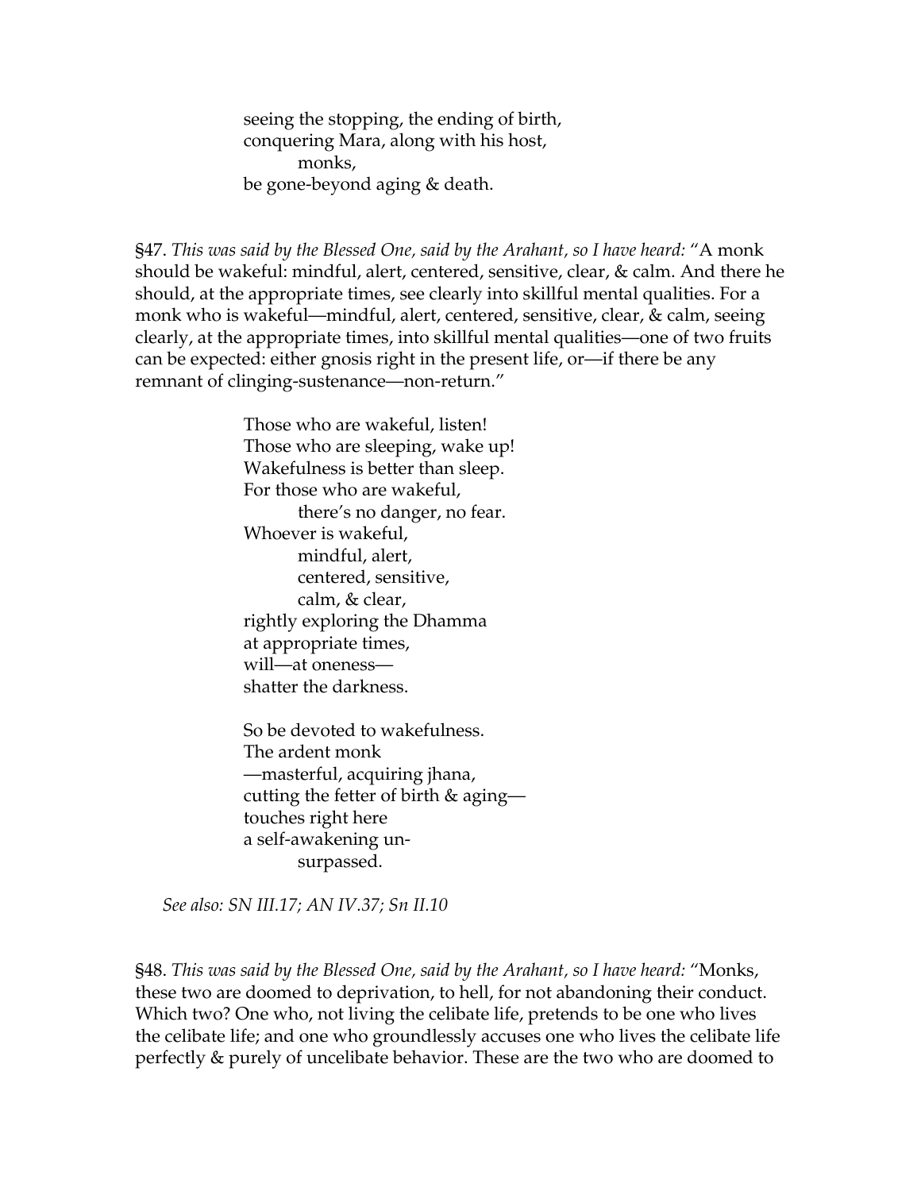seeing the stopping, the ending of birth,  
conquering Mara, along with his host,  
  monks,  
be gone-beyond aging & death.

§47. *This was said by the Blessed One, said by the Arahant, so I have heard:* "A monk should be wakeful: mindful, alert, centered, sensitive, clear, & calm. And there he should, at the appropriate times, see clearly into skillful mental qualities. For a monk who is wakeful—mindful, alert, centered, sensitive, clear, & calm, seeing clearly, at the appropriate times, into skillful mental qualities—one of two fruits can be expected: either gnosis right in the present life, or—if there be any remnant of clinging-sustenance—non-return."

Those who are wakeful, listen!  
Those who are sleeping, wake up!  
Wakefulness is better than sleep.  
For those who are wakeful,  
  there's no danger, no fear.  
Whoever is wakeful,  
  mindful, alert,  
  centered, sensitive,  
  calm, & clear,  
rightly exploring the Dhamma  
at appropriate times,  
will—at oneness—  
shatter the darkness.

So be devoted to wakefulness.  
The ardent monk  
—masterful, acquiring jhana,  
cutting the fetter of birth & aging—  
touches right here  
a self-awakening un-  
  surpassed.

*See also: SN III.17; AN IV.37; Sn II.10*

§48. *This was said by the Blessed One, said by the Arahant, so I have heard:* "Monks, these two are doomed to deprivation, to hell, for not abandoning their conduct. Which two? One who, not living the celibate life, pretends to be one who lives the celibate life; and one who groundlessly accuses one who lives the celibate life perfectly & purely of uncelibate behavior. These are the two who are doomed to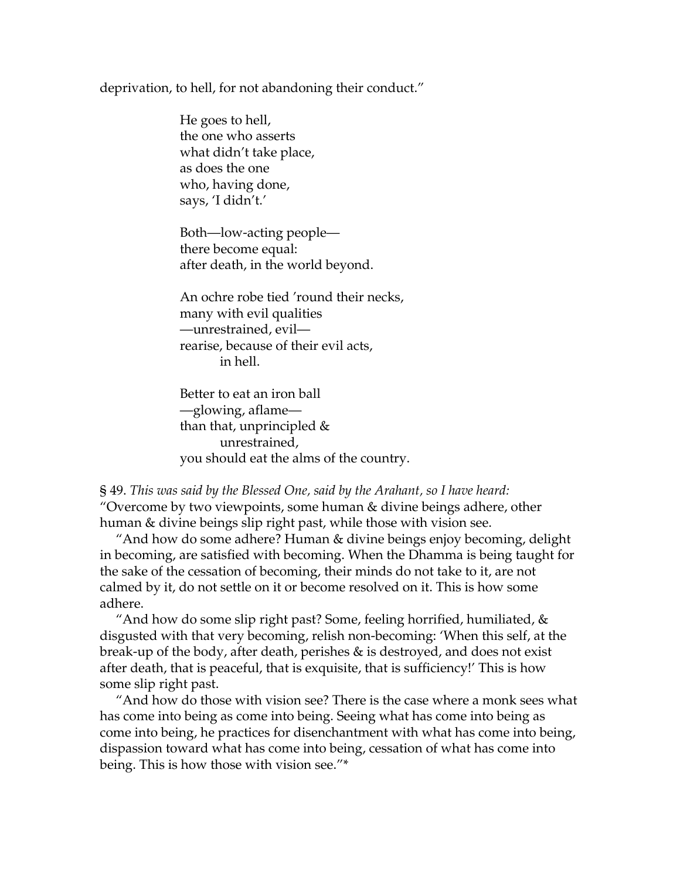deprivation, to hell, for not abandoning their conduct."

> He goes to hell,
> the one who asserts
> what didn't take place,
> as does the one
> who, having done,
> says, 'I didn't.'
>
> Both—low-acting people—
> there become equal:
> after death, in the world beyond.
>
> An ochre robe tied 'round their necks,
> many with evil qualities
> —unrestrained, evil—
> rearise, because of their evil acts,
> in hell.
>
> Better to eat an iron ball
> —glowing, aflame—
> than that, unprincipled &
> unrestrained,
> you should eat the alms of the country.

§ 49. *This was said by the Blessed One, said by the Arahant, so I have heard:* "Overcome by two viewpoints, some human & divine beings adhere, other human & divine beings slip right past, while those with vision see.

"And how do some adhere? Human & divine beings enjoy becoming, delight in becoming, are satisfied with becoming. When the Dhamma is being taught for the sake of the cessation of becoming, their minds do not take to it, are not calmed by it, do not settle on it or become resolved on it. This is how some adhere.

"And how do some slip right past? Some, feeling horrified, humiliated, & disgusted with that very becoming, relish non-becoming: 'When this self, at the break-up of the body, after death, perishes & is destroyed, and does not exist after death, that is peaceful, that is exquisite, that is sufficiency!' This is how some slip right past.

"And how do those with vision see? There is the case where a monk sees what has come into being as come into being. Seeing what has come into being as come into being, he practices for disenchantment with what has come into being, dispassion toward what has come into being, cessation of what has come into being. This is how those with vision see."*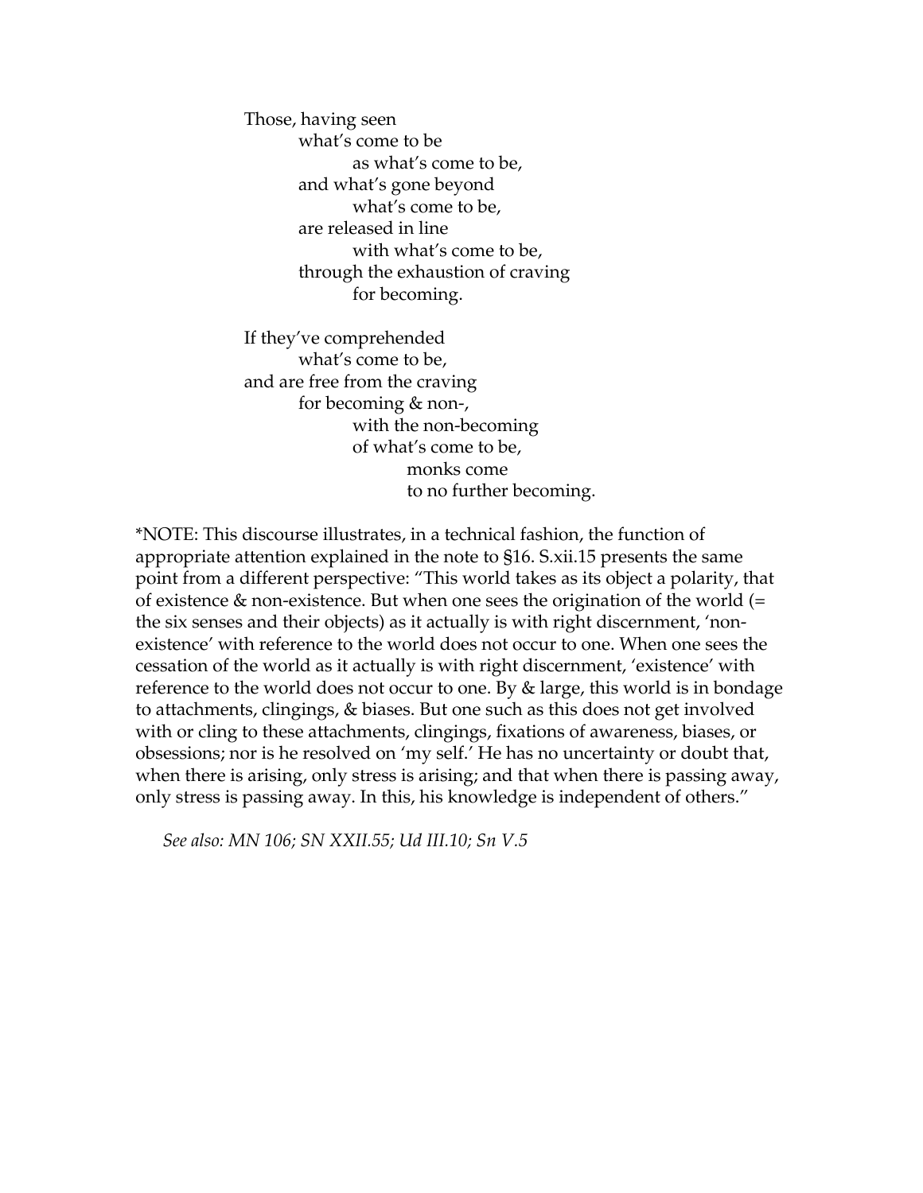Those, having seen  
what's come to be  
as what's come to be,  
and what's gone beyond  
what's come to be,  
are released in line  
with what's come to be,  
through the exhaustion of craving  
for becoming.

If they've comprehended  
what's come to be,  
and are free from the craving  
for becoming & non-,  
with the non-becoming  
of what's come to be,  
monks come  
to no further becoming.

*NOTE: This discourse illustrates, in a technical fashion, the function of appropriate attention explained in the note to §16. S.xii.15 presents the same point from a different perspective: "This world takes as its object a polarity, that of existence & non-existence. But when one sees the origination of the world (= the six senses and their objects) as it actually is with right discernment, 'non-existence' with reference to the world does not occur to one. When one sees the cessation of the world as it actually is with right discernment, 'existence' with reference to the world does not occur to one. By & large, this world is in bondage to attachments, clingings, & biases. But one such as this does not get involved with or cling to these attachments, clingings, fixations of awareness, biases, or obsessions; nor is he resolved on 'my self.' He has no uncertainty or doubt that, when there is arising, only stress is arising; and that when there is passing away, only stress is passing away. In this, his knowledge is independent of others."

*See also: MN 106; SN XXII.55; Ud III.10; Sn V.5*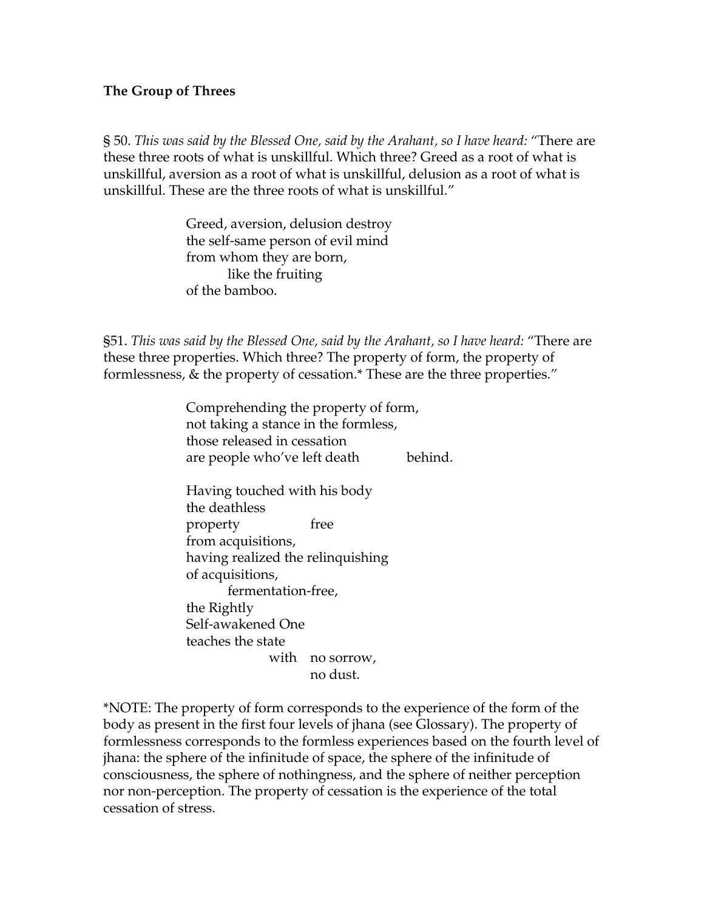**The Group of Threes**

§ 50. *This was said by the Blessed One, said by the Arahant, so I have heard:* "There are these three roots of what is unskillful. Which three? Greed as a root of what is unskillful, aversion as a root of what is unskillful, delusion as a root of what is unskillful. These are the three roots of what is unskillful."

> Greed, aversion, delusion destroy
> the self-same person of evil mind
> from whom they are born,
> like the fruiting
> of the bamboo.

§51. *This was said by the Blessed One, said by the Arahant, so I have heard:* "There are these three properties. Which three? The property of form, the property of formlessness, & the property of cessation.* These are the three properties."

> Comprehending the property of form,
> not taking a stance in the formless,
> those released in cessation
> are people who've left death behind.
>
> Having touched with his body
> the deathless
> property free
> from acquisitions,
> having realized the relinquishing
> of acquisitions,
> fermentation-free,
> the Rightly
> Self-awakened One
> teaches the state
> with no sorrow,
> no dust.

*NOTE: The property of form corresponds to the experience of the form of the body as present in the first four levels of jhana (see Glossary). The property of formlessness corresponds to the formless experiences based on the fourth level of jhana: the sphere of the infinitude of space, the sphere of the infinitude of consciousness, the sphere of nothingness, and the sphere of neither perception nor non-perception. The property of cessation is the experience of the total cessation of stress.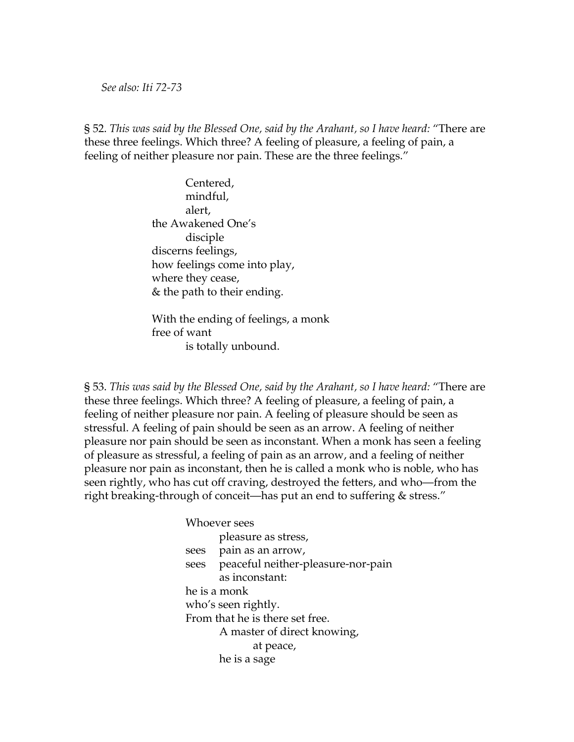*See also: Iti 72-73*

§ 52. *This was said by the Blessed One, said by the Arahant, so I have heard:* "There are these three feelings. Which three? A feeling of pleasure, a feeling of pain, a feeling of neither pleasure nor pain. These are the three feelings."

> Centered,  
> mindful,  
> alert,  
> the Awakened One's  
> disciple  
> discerns feelings,  
> how feelings come into play,  
> where they cease,  
> & the path to their ending.
>
> With the ending of feelings, a monk  
> free of want  
> is totally unbound.

§ 53. *This was said by the Blessed One, said by the Arahant, so I have heard:* "There are these three feelings. Which three? A feeling of pleasure, a feeling of pain, a feeling of neither pleasure nor pain. A feeling of pleasure should be seen as stressful. A feeling of pain should be seen as an arrow. A feeling of neither pleasure nor pain should be seen as inconstant. When a monk has seen a feeling of pleasure as stressful, a feeling of pain as an arrow, and a feeling of neither pleasure nor pain as inconstant, then he is called a monk who is noble, who has seen rightly, who has cut off craving, destroyed the fetters, and who—from the right breaking-through of conceit—has put an end to suffering & stress."

> Whoever sees  
> pleasure as stress,  
> sees pain as an arrow,  
> sees peaceful neither-pleasure-nor-pain  
> as inconstant:  
> he is a monk  
> who's seen rightly.  
> From that he is there set free.  
> A master of direct knowing,  
> at peace,  
> he is a sage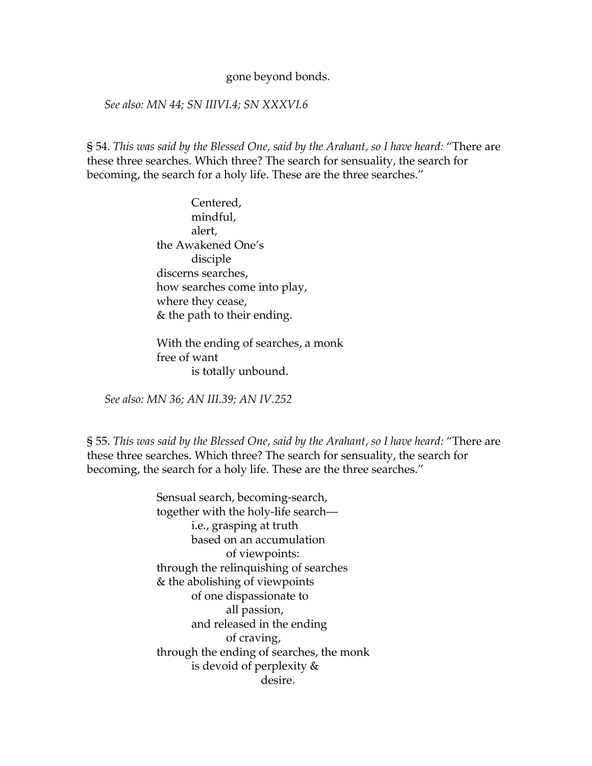gone beyond bonds.

*See also: MN 44; SN IIIVI.4; SN XXXVI.6*

§ 54. *This was said by the Blessed One, said by the Arahant, so I have heard:* "There are these three searches. Which three? The search for sensuality, the search for becoming, the search for a holy life. These are the three searches."

> Centered,
> mindful,
> alert,
> the Awakened One's
> disciple
> discerns searches,
> how searches come into play,
> where they cease,
> & the path to their ending.
>
> With the ending of searches, a monk
> free of want
> is totally unbound.

*See also: MN 36; AN III.39; AN IV.252*

§ 55. *This was said by the Blessed One, said by the Arahant, so I have heard:* "There are these three searches. Which three? The search for sensuality, the search for becoming, the search for a holy life. These are the three searches."

> Sensual search, becoming-search,
> together with the holy-life search—
> i.e., grasping at truth
> based on an accumulation
> of viewpoints:
> through the relinquishing of searches
> & the abolishing of viewpoints
> of one dispassionate to
> all passion,
> and released in the ending
> of craving,
> through the ending of searches, the monk
> is devoid of perplexity &
> desire.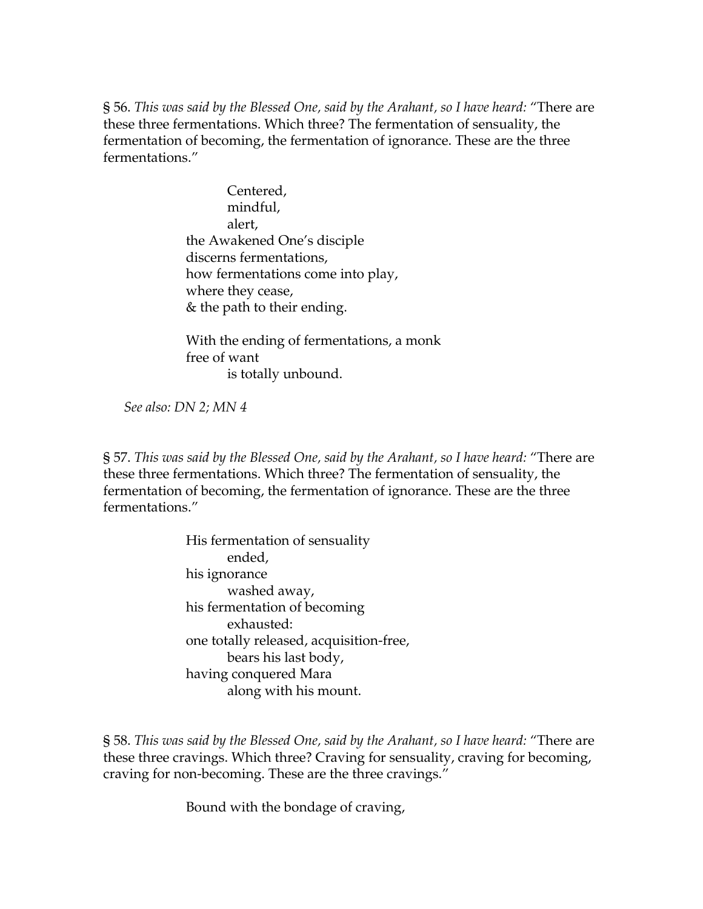§ 56. *This was said by the Blessed One, said by the Arahant, so I have heard:* "There are these three fermentations. Which three? The fermentation of sensuality, the fermentation of becoming, the fermentation of ignorance. These are the three fermentations."

> Centered,  
> mindful,  
> alert,  
> the Awakened One's disciple  
> discerns fermentations,  
> how fermentations come into play,  
> where they cease,  
> & the path to their ending.
>
> With the ending of fermentations, a monk  
> free of want  
> is totally unbound.

*See also: DN 2; MN 4*

§ 57. *This was said by the Blessed One, said by the Arahant, so I have heard:* "There are these three fermentations. Which three? The fermentation of sensuality, the fermentation of becoming, the fermentation of ignorance. These are the three fermentations."

> His fermentation of sensuality  
> ended,  
> his ignorance  
> washed away,  
> his fermentation of becoming  
> exhausted:  
> one totally released, acquisition-free,  
> bears his last body,  
> having conquered Mara  
> along with his mount.

§ 58. *This was said by the Blessed One, said by the Arahant, so I have heard:* "There are these three cravings. Which three? Craving for sensuality, craving for becoming, craving for non-becoming. These are the three cravings."

> Bound with the bondage of craving,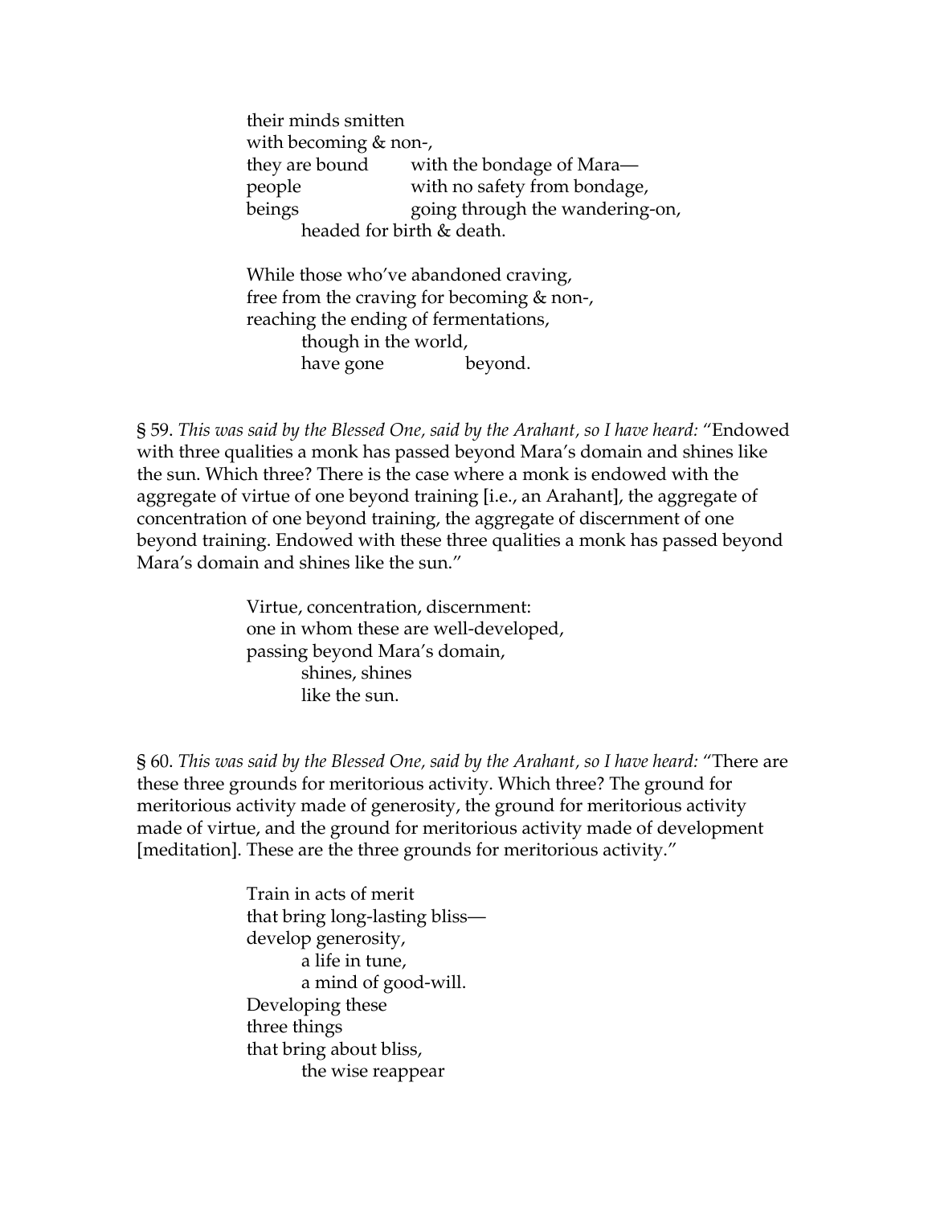their minds smitten
with becoming & non-,
they are bound with the bondage of Mara—
people with no safety from bondage,
beings going through the wandering-on,
headed for birth & death.

While those who've abandoned craving,
free from the craving for becoming & non-,
reaching the ending of fermentations,
though in the world,
have gone beyond.

§ 59. *This was said by the Blessed One, said by the Arahant, so I have heard:* "Endowed with three qualities a monk has passed beyond Mara's domain and shines like the sun. Which three? There is the case where a monk is endowed with the aggregate of virtue of one beyond training [i.e., an Arahant], the aggregate of concentration of one beyond training, the aggregate of discernment of one beyond training. Endowed with these three qualities a monk has passed beyond Mara's domain and shines like the sun."

Virtue, concentration, discernment:
one in whom these are well-developed,
passing beyond Mara's domain,
shines, shines
like the sun.

§ 60. *This was said by the Blessed One, said by the Arahant, so I have heard:* "There are these three grounds for meritorious activity. Which three? The ground for meritorious activity made of generosity, the ground for meritorious activity made of virtue, and the ground for meritorious activity made of development [meditation]. These are the three grounds for meritorious activity."

Train in acts of merit
that bring long-lasting bliss—
develop generosity,
a life in tune,
a mind of good-will.
Developing these
three things
that bring about bliss,
the wise reappear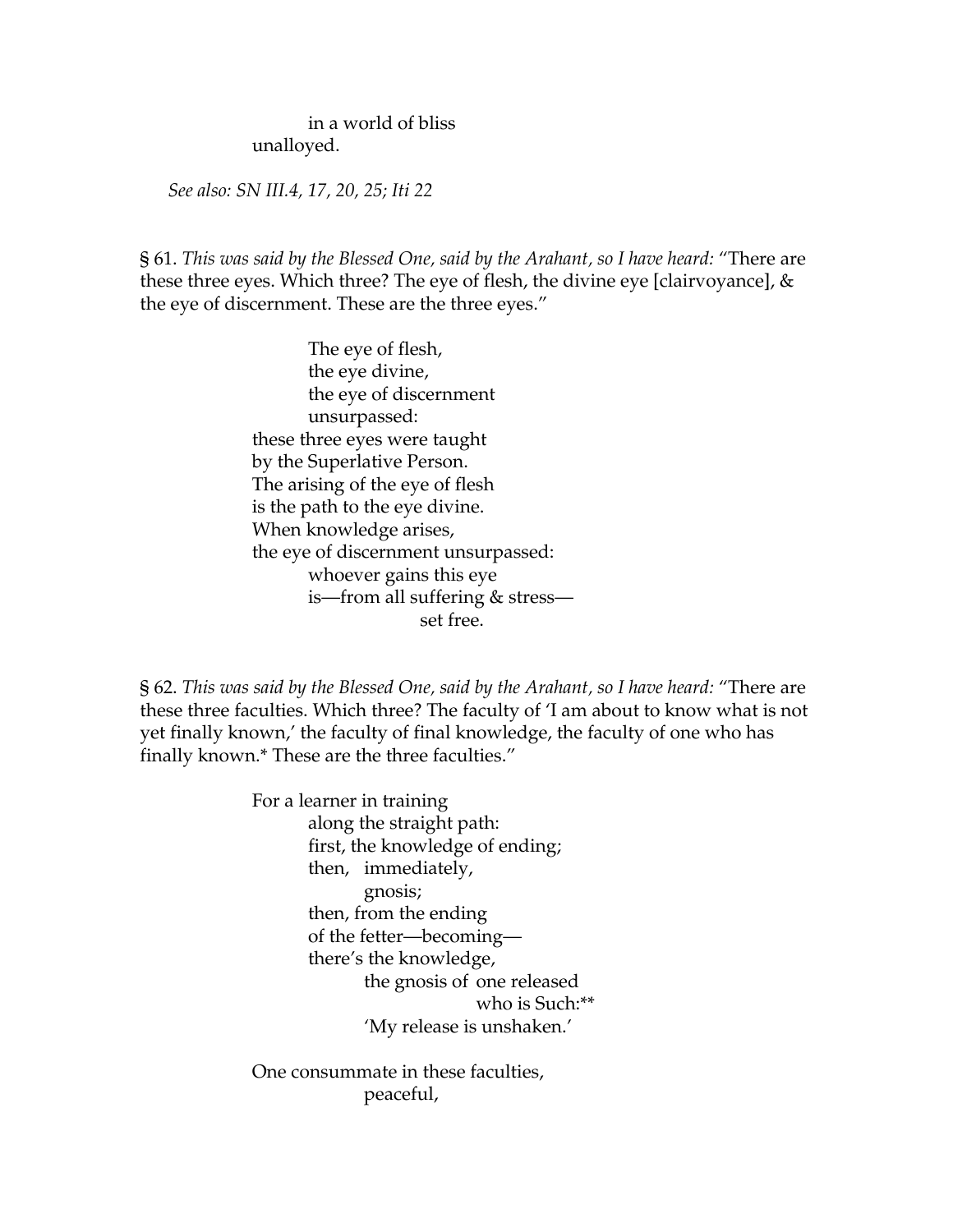in a world of bliss  
unalloyed.

*See also: SN III.4, 17, 20, 25; Iti 22*

§ 61. *This was said by the Blessed One, said by the Arahant, so I have heard:* "There are these three eyes. Which three? The eye of flesh, the divine eye [clairvoyance], & the eye of discernment. These are the three eyes."

> The eye of flesh,  
> the eye divine,  
> the eye of discernment  
> unsurpassed:  
> these three eyes were taught  
> by the Superlative Person.  
> The arising of the eye of flesh  
> is the path to the eye divine.  
> When knowledge arises,  
> the eye of discernment unsurpassed:  
> whoever gains this eye  
> is—from all suffering & stress—  
> set free.

§ 62. *This was said by the Blessed One, said by the Arahant, so I have heard:* "There are these three faculties. Which three? The faculty of 'I am about to know what is not yet finally known,' the faculty of final knowledge, the faculty of one who has finally known.* These are the three faculties."

> For a learner in training  
> along the straight path:  
> first, the knowledge of ending;  
> then, immediately,  
> gnosis;  
> then, from the ending  
> of the fetter—becoming—  
> there's the knowledge,  
> the gnosis of one released  
> who is Such:**  
> 'My release is unshaken.'
>
> One consummate in these faculties,  
> peaceful,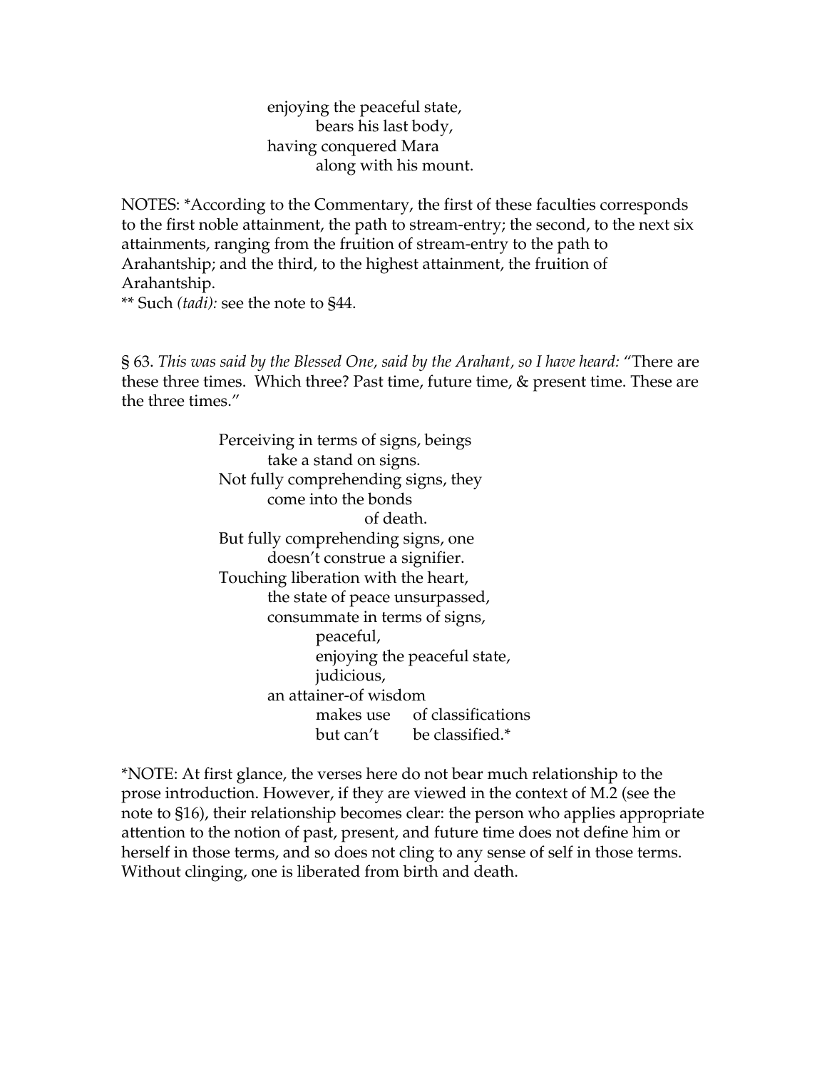enjoying the peaceful state,
bears his last body,
having conquered Mara
along with his mount.

NOTES: *According to the Commentary, the first of these faculties corresponds to the first noble attainment, the path to stream-entry; the second, to the next six attainments, ranging from the fruition of stream-entry to the path to Arahantship; and the third, to the highest attainment, the fruition of Arahantship.
** Such *(tadi):* see the note to §44.

§ 63. *This was said by the Blessed One, said by the Arahant, so I have heard:* "There are these three times. Which three? Past time, future time, & present time. These are the three times."

Perceiving in terms of signs, beings
take a stand on signs.
Not fully comprehending signs, they
come into the bonds
of death.
But fully comprehending signs, one
doesn't construe a signifier.
Touching liberation with the heart,
the state of peace unsurpassed,
consummate in terms of signs,
peaceful,
enjoying the peaceful state,
judicious,
an attainer-of wisdom
makes use of classifications
but can't be classified.*

*NOTE: At first glance, the verses here do not bear much relationship to the prose introduction. However, if they are viewed in the context of M.2 (see the note to §16), their relationship becomes clear: the person who applies appropriate attention to the notion of past, present, and future time does not define him or herself in those terms, and so does not cling to any sense of self in those terms. Without clinging, one is liberated from birth and death.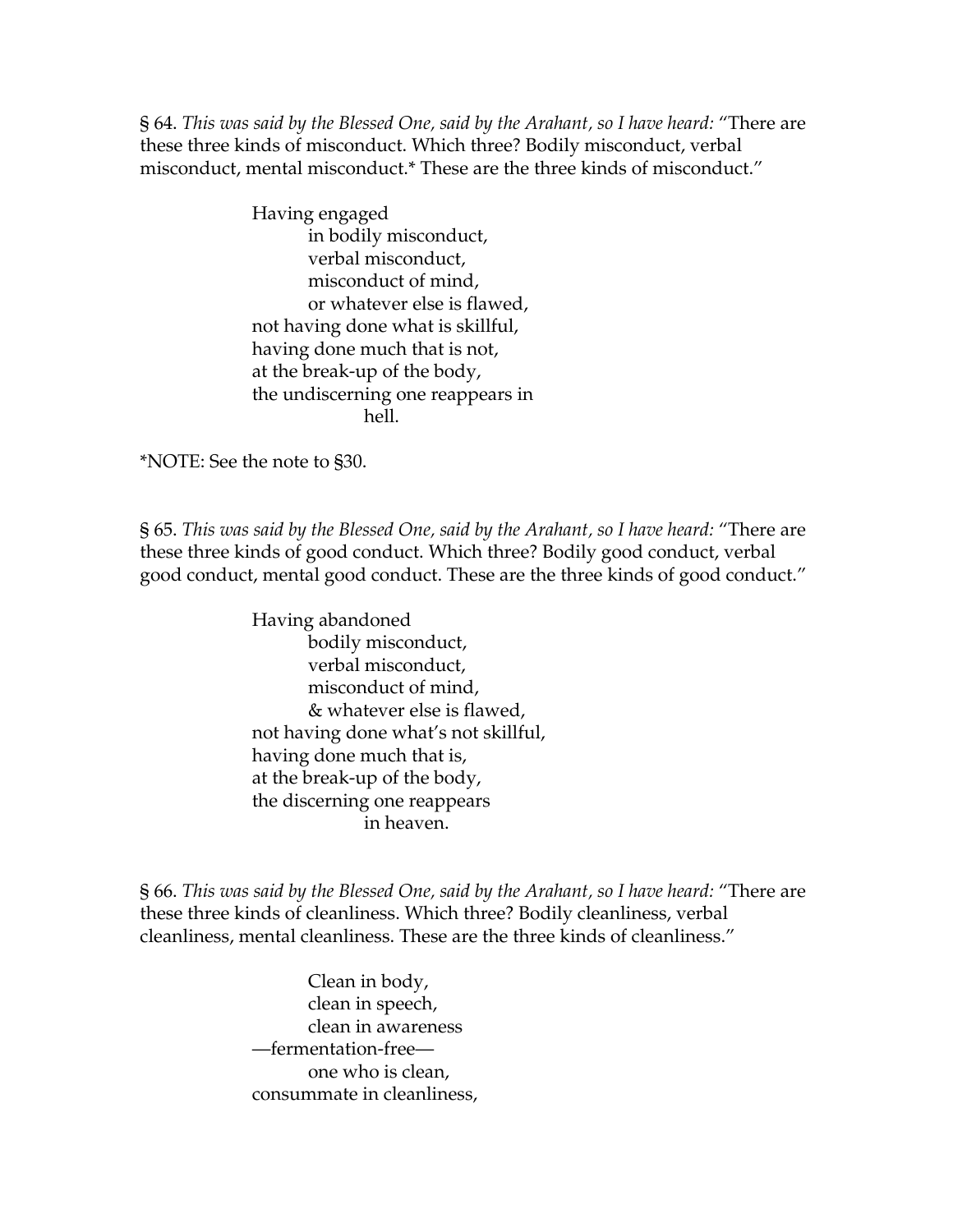§ 64. *This was said by the Blessed One, said by the Arahant, so I have heard:* "There are these three kinds of misconduct. Which three? Bodily misconduct, verbal misconduct, mental misconduct.* These are the three kinds of misconduct."

> Having engaged  
> in bodily misconduct,  
> verbal misconduct,  
> misconduct of mind,  
> or whatever else is flawed,  
> not having done what is skillful,  
> having done much that is not,  
> at the break-up of the body,  
> the undiscerning one reappears in  
> hell.

*NOTE: See the note to §30.

§ 65. *This was said by the Blessed One, said by the Arahant, so I have heard:* "There are these three kinds of good conduct. Which three? Bodily good conduct, verbal good conduct, mental good conduct. These are the three kinds of good conduct."

> Having abandoned  
> bodily misconduct,  
> verbal misconduct,  
> misconduct of mind,  
> & whatever else is flawed,  
> not having done what's not skillful,  
> having done much that is,  
> at the break-up of the body,  
> the discerning one reappears  
> in heaven.

§ 66. *This was said by the Blessed One, said by the Arahant, so I have heard:* "There are these three kinds of cleanliness. Which three? Bodily cleanliness, verbal cleanliness, mental cleanliness. These are the three kinds of cleanliness."

> Clean in body,  
> clean in speech,  
> clean in awareness  
> —fermentation-free—  
> one who is clean,  
> consummate in cleanliness,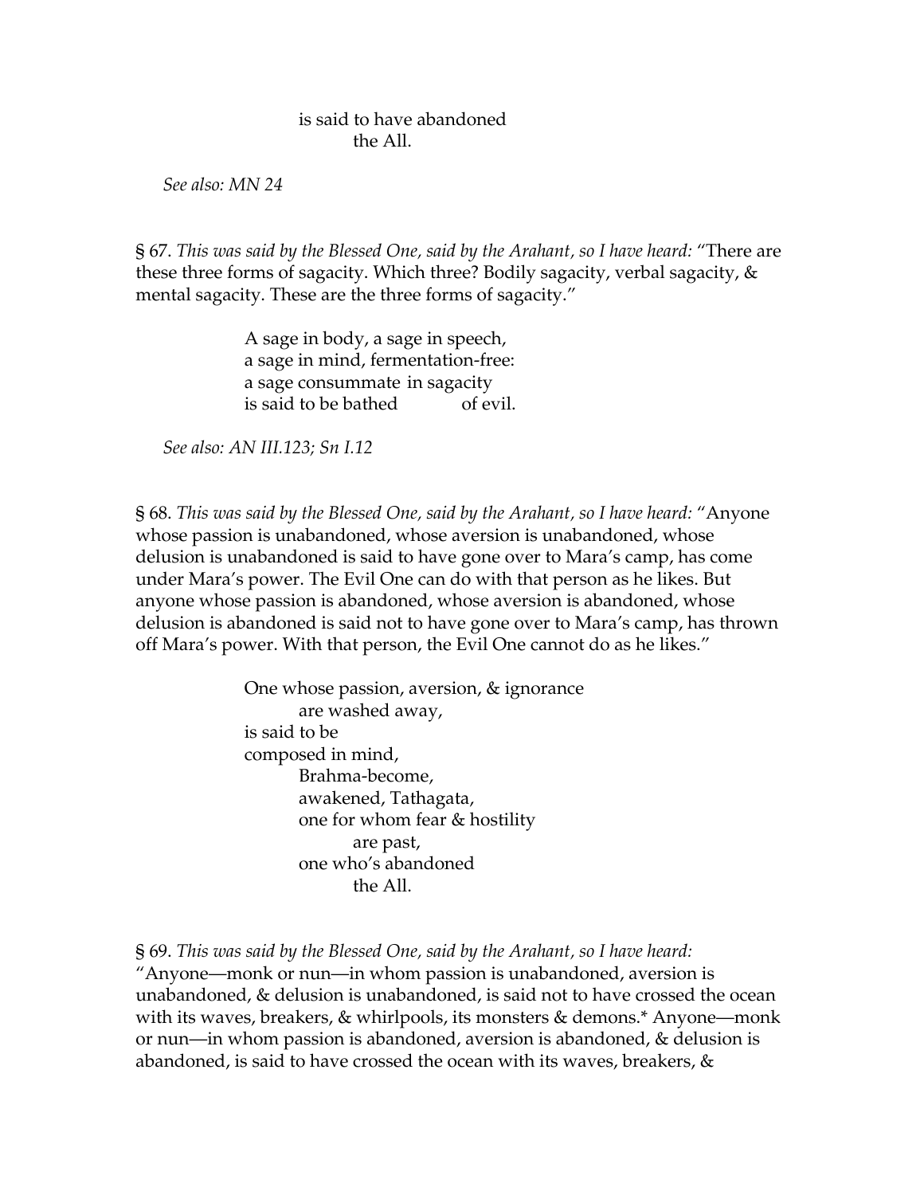is said to have abandoned
the All.

*See also: MN 24*

§ 67. *This was said by the Blessed One, said by the Arahant, so I have heard:* "There are these three forms of sagacity. Which three? Bodily sagacity, verbal sagacity, & mental sagacity. These are the three forms of sagacity."

> A sage in body, a sage in speech,
> a sage in mind, fermentation-free:
> a sage consummate in sagacity
> is said to be bathed of evil.

*See also: AN III.123; Sn I.12*

§ 68. *This was said by the Blessed One, said by the Arahant, so I have heard:* "Anyone whose passion is unabandoned, whose aversion is unabandoned, whose delusion is unabandoned is said to have gone over to Mara's camp, has come under Mara's power. The Evil One can do with that person as he likes. But anyone whose passion is abandoned, whose aversion is abandoned, whose delusion is abandoned is said not to have gone over to Mara's camp, has thrown off Mara's power. With that person, the Evil One cannot do as he likes."

> One whose passion, aversion, & ignorance
> are washed away,
> is said to be
> composed in mind,
> Brahma-become,
> awakened, Tathagata,
> one for whom fear & hostility
> are past,
> one who's abandoned
> the All.

§ 69. *This was said by the Blessed One, said by the Arahant, so I have heard:* "Anyone—monk or nun—in whom passion is unabandoned, aversion is unabandoned, & delusion is unabandoned, is said not to have crossed the ocean with its waves, breakers, & whirlpools, its monsters & demons.* Anyone—monk or nun—in whom passion is abandoned, aversion is abandoned, & delusion is abandoned, is said to have crossed the ocean with its waves, breakers, &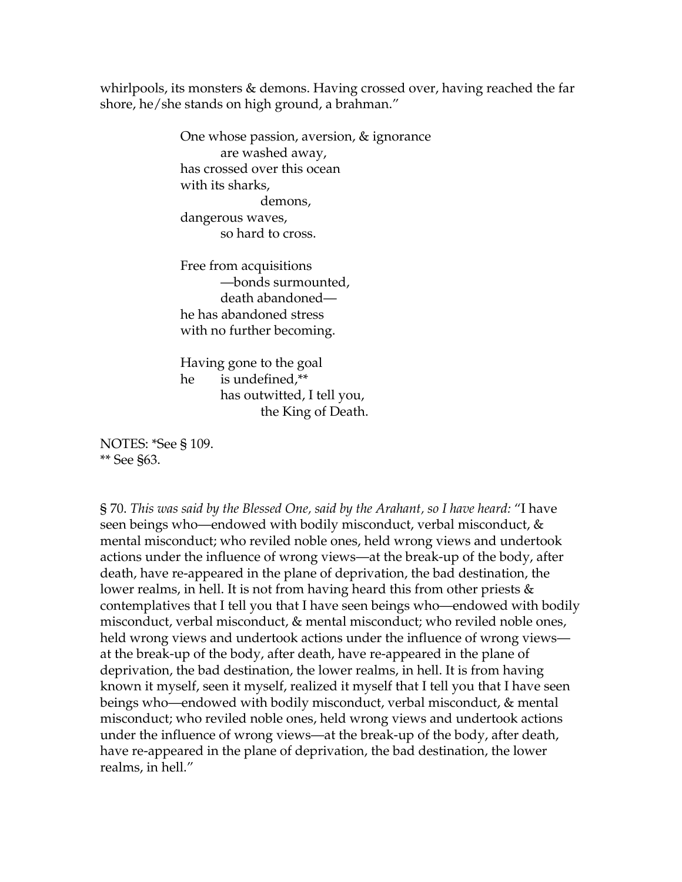whirlpools, its monsters & demons. Having crossed over, having reached the far shore, he/she stands on high ground, a brahman."

> One whose passion, aversion, & ignorance
> are washed away,
> has crossed over this ocean
> with its sharks,
> demons,
> dangerous waves,
> so hard to cross.
>
> Free from acquisitions
> —bonds surmounted,
> death abandoned—
> he has abandoned stress
> with no further becoming.
>
> Having gone to the goal
> he is undefined,**
> has outwitted, I tell you,
> the King of Death.

NOTES: *See § 109.
** See §63.

§ 70. *This was said by the Blessed One, said by the Arahant, so I have heard:* "I have seen beings who—endowed with bodily misconduct, verbal misconduct, & mental misconduct; who reviled noble ones, held wrong views and undertook actions under the influence of wrong views—at the break-up of the body, after death, have re-appeared in the plane of deprivation, the bad destination, the lower realms, in hell. It is not from having heard this from other priests & contemplatives that I tell you that I have seen beings who—endowed with bodily misconduct, verbal misconduct, & mental misconduct; who reviled noble ones, held wrong views and undertook actions under the influence of wrong views—at the break-up of the body, after death, have re-appeared in the plane of deprivation, the bad destination, the lower realms, in hell. It is from having known it myself, seen it myself, realized it myself that I tell you that I have seen beings who—endowed with bodily misconduct, verbal misconduct, & mental misconduct; who reviled noble ones, held wrong views and undertook actions under the influence of wrong views—at the break-up of the body, after death, have re-appeared in the plane of deprivation, the bad destination, the lower realms, in hell."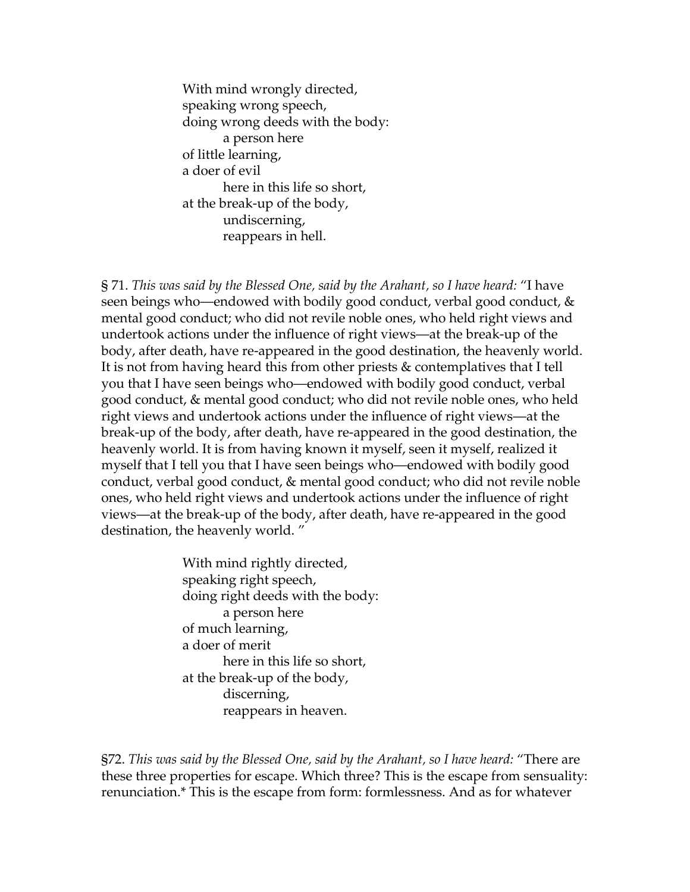With mind wrongly directed,  
speaking wrong speech,  
doing wrong deeds with the body:  
        a person here  
of little learning,  
a doer of evil  
        here in this life so short,  
at the break-up of the body,  
        undiscerning,  
        reappears in hell.

§ 71. *This was said by the Blessed One, said by the Arahant, so I have heard:* "I have seen beings who—endowed with bodily good conduct, verbal good conduct, & mental good conduct; who did not revile noble ones, who held right views and undertook actions under the influence of right views—at the break-up of the body, after death, have re-appeared in the good destination, the heavenly world. It is not from having heard this from other priests & contemplatives that I tell you that I have seen beings who—endowed with bodily good conduct, verbal good conduct, & mental good conduct; who did not revile noble ones, who held right views and undertook actions under the influence of right views—at the break-up of the body, after death, have re-appeared in the good destination, the heavenly world. It is from having known it myself, seen it myself, realized it myself that I tell you that I have seen beings who—endowed with bodily good conduct, verbal good conduct, & mental good conduct; who did not revile noble ones, who held right views and undertook actions under the influence of right views—at the break-up of the body, after death, have re-appeared in the good destination, the heavenly world. "

With mind rightly directed,  
speaking right speech,  
doing right deeds with the body:  
        a person here  
of much learning,  
a doer of merit  
        here in this life so short,  
at the break-up of the body,  
        discerning,  
        reappears in heaven.

§72. *This was said by the Blessed One, said by the Arahant, so I have heard:* "There are these three properties for escape. Which three? This is the escape from sensuality: renunciation.* This is the escape from form: formlessness. And as for whatever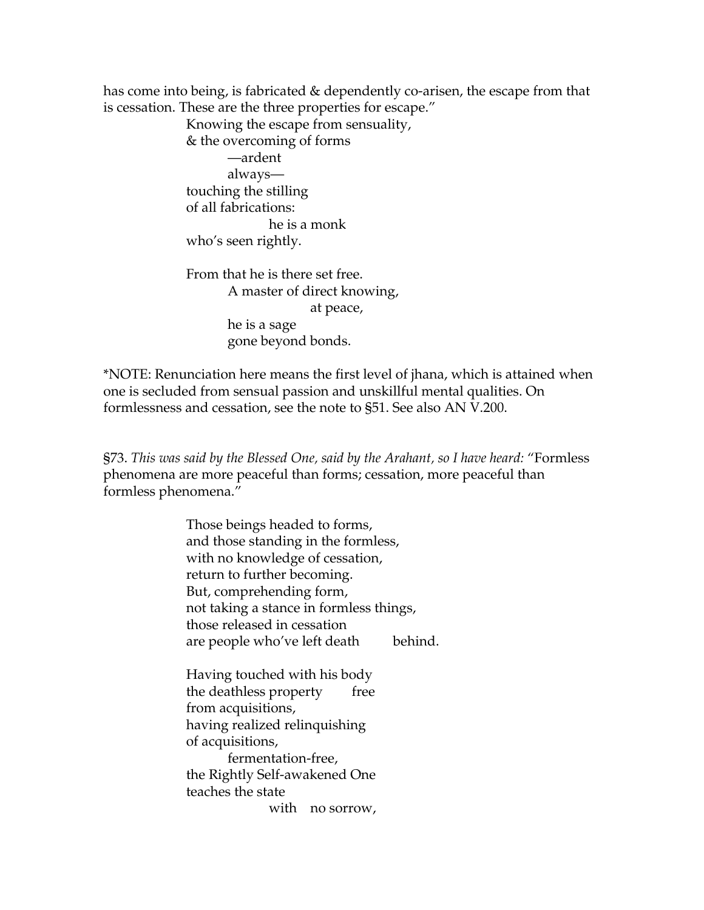has come into being, is fabricated & dependently co-arisen, the escape from that is cessation. These are the three properties for escape."

Knowing the escape from sensuality,  
& the overcoming of forms  
—ardent  
always—  
touching the stilling  
of all fabrications:  
he is a monk  
who's seen rightly.

From that he is there set free.  
A master of direct knowing,  
at peace,  
he is a sage  
gone beyond bonds.

*NOTE: Renunciation here means the first level of jhana, which is attained when one is secluded from sensual passion and unskillful mental qualities. On formlessness and cessation, see the note to §51. See also AN V.200.

§73. *This was said by the Blessed One, said by the Arahant, so I have heard:* "Formless phenomena are more peaceful than forms; cessation, more peaceful than formless phenomena."

Those beings headed to forms,  
and those standing in the formless,  
with no knowledge of cessation,  
return to further becoming.  
But, comprehending form,  
not taking a stance in formless things,  
those released in cessation  
are people who've left death behind.

Having touched with his body  
the deathless property free  
from acquisitions,  
having realized relinquishing  
of acquisitions,  
fermentation-free,  
the Rightly Self-awakened One  
teaches the state  
with no sorrow,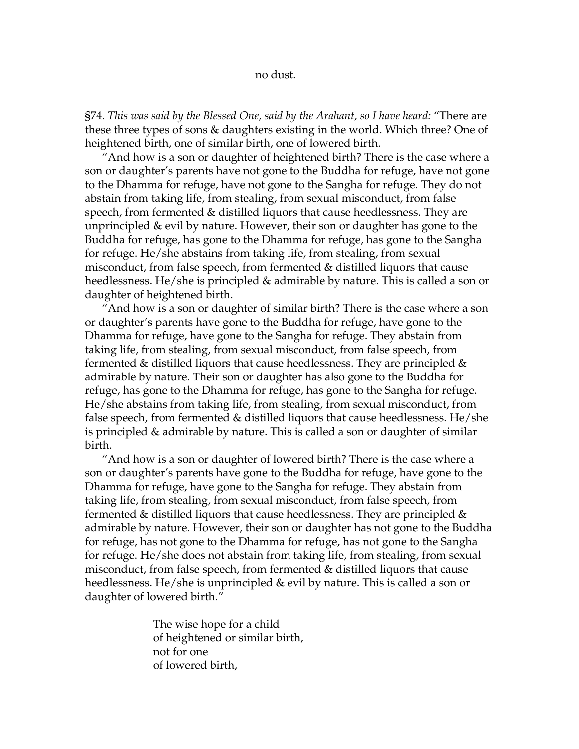no dust.

§74. *This was said by the Blessed One, said by the Arahant, so I have heard:* "There are these three types of sons & daughters existing in the world. Which three? One of heightened birth, one of similar birth, one of lowered birth.

"And how is a son or daughter of heightened birth? There is the case where a son or daughter's parents have not gone to the Buddha for refuge, have not gone to the Dhamma for refuge, have not gone to the Sangha for refuge. They do not abstain from taking life, from stealing, from sexual misconduct, from false speech, from fermented & distilled liquors that cause heedlessness. They are unprincipled & evil by nature. However, their son or daughter has gone to the Buddha for refuge, has gone to the Dhamma for refuge, has gone to the Sangha for refuge. He/she abstains from taking life, from stealing, from sexual misconduct, from false speech, from fermented & distilled liquors that cause heedlessness. He/she is principled & admirable by nature. This is called a son or daughter of heightened birth.

"And how is a son or daughter of similar birth? There is the case where a son or daughter's parents have gone to the Buddha for refuge, have gone to the Dhamma for refuge, have gone to the Sangha for refuge. They abstain from taking life, from stealing, from sexual misconduct, from false speech, from fermented & distilled liquors that cause heedlessness. They are principled & admirable by nature. Their son or daughter has also gone to the Buddha for refuge, has gone to the Dhamma for refuge, has gone to the Sangha for refuge. He/she abstains from taking life, from stealing, from sexual misconduct, from false speech, from fermented & distilled liquors that cause heedlessness. He/she is principled & admirable by nature. This is called a son or daughter of similar birth.

"And how is a son or daughter of lowered birth? There is the case where a son or daughter's parents have gone to the Buddha for refuge, have gone to the Dhamma for refuge, have gone to the Sangha for refuge. They abstain from taking life, from stealing, from sexual misconduct, from false speech, from fermented & distilled liquors that cause heedlessness. They are principled & admirable by nature. However, their son or daughter has not gone to the Buddha for refuge, has not gone to the Dhamma for refuge, has not gone to the Sangha for refuge. He/she does not abstain from taking life, from stealing, from sexual misconduct, from false speech, from fermented & distilled liquors that cause heedlessness. He/she is unprincipled & evil by nature. This is called a son or daughter of lowered birth."

> The wise hope for a child
> of heightened or similar birth,
> not for one
> of lowered birth,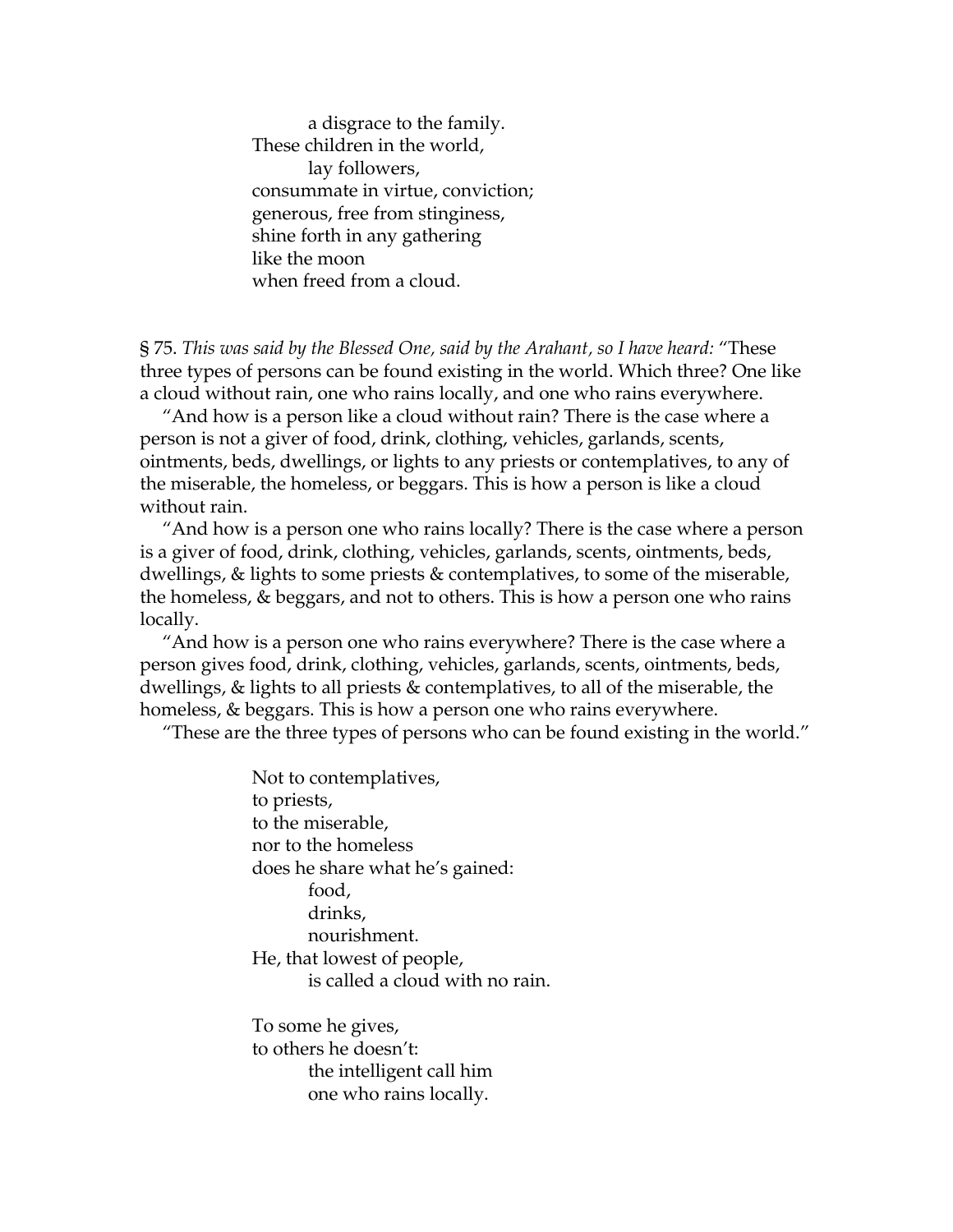a disgrace to the family.  
These children in the world,  
lay followers,  
consummate in virtue, conviction;  
generous, free from stinginess,  
shine forth in any gathering  
like the moon  
when freed from a cloud.

§ 75. *This was said by the Blessed One, said by the Arahant, so I have heard:* "These three types of persons can be found existing in the world. Which three? One like a cloud without rain, one who rains locally, and one who rains everywhere.

"And how is a person like a cloud without rain? There is the case where a person is not a giver of food, drink, clothing, vehicles, garlands, scents, ointments, beds, dwellings, or lights to any priests or contemplatives, to any of the miserable, the homeless, or beggars. This is how a person is like a cloud without rain.

"And how is a person one who rains locally? There is the case where a person is a giver of food, drink, clothing, vehicles, garlands, scents, ointments, beds, dwellings, & lights to some priests & contemplatives, to some of the miserable, the homeless, & beggars, and not to others. This is how a person one who rains locally.

"And how is a person one who rains everywhere? There is the case where a person gives food, drink, clothing, vehicles, garlands, scents, ointments, beds, dwellings, & lights to all priests & contemplatives, to all of the miserable, the homeless, & beggars. This is how a person one who rains everywhere.

"These are the three types of persons who can be found existing in the world."

Not to contemplatives,  
to priests,  
to the miserable,  
nor to the homeless  
does he share what he's gained:  
food,  
drinks,  
nourishment.  
He, that lowest of people,  
is called a cloud with no rain.

To some he gives,  
to others he doesn't:  
the intelligent call him  
one who rains locally.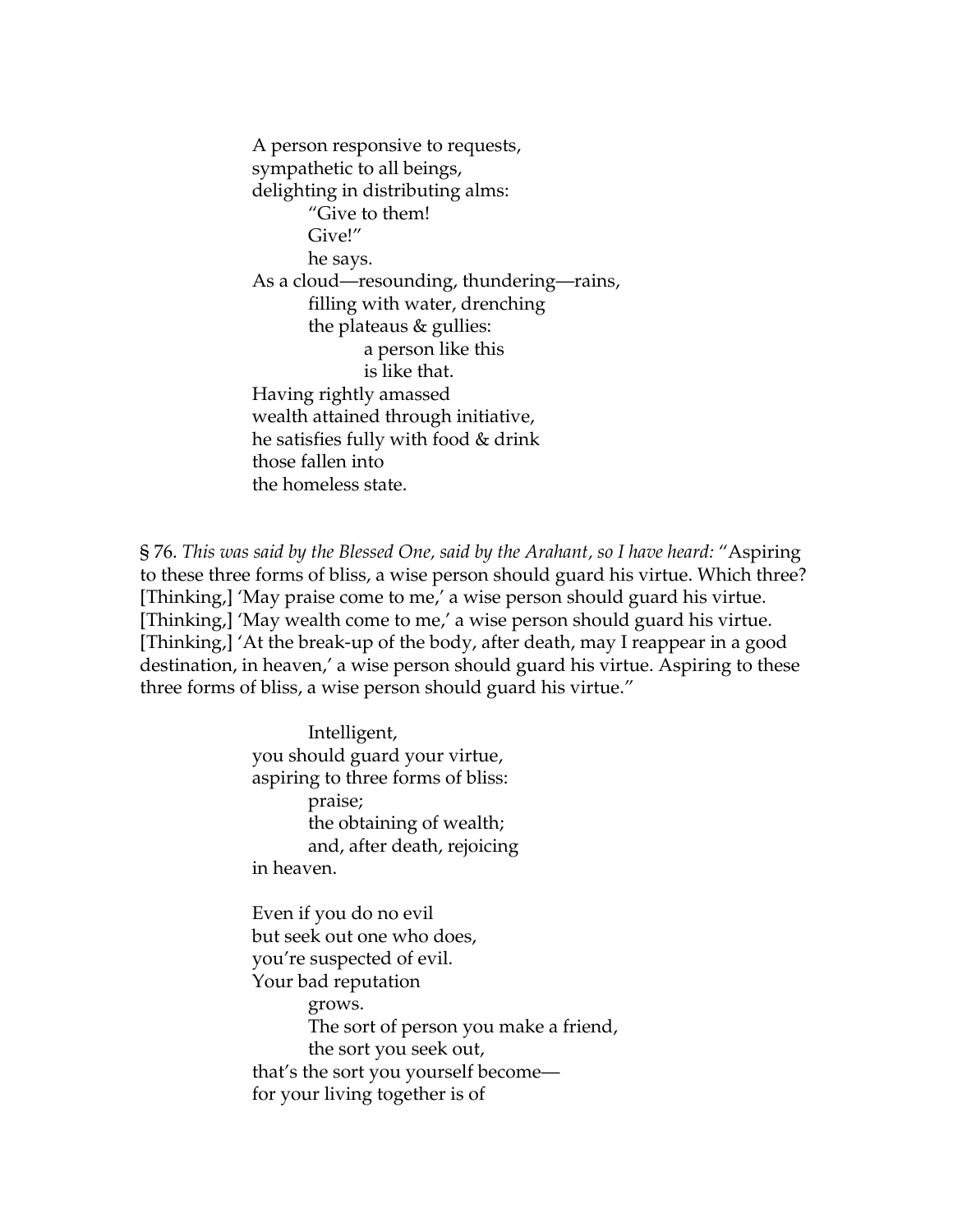A person responsive to requests,  
sympathetic to all beings,  
delighting in distributing alms:  
&nbsp;&nbsp;&nbsp;&nbsp;&nbsp;&nbsp;&nbsp;&nbsp;"Give to them!  
&nbsp;&nbsp;&nbsp;&nbsp;&nbsp;&nbsp;&nbsp;&nbsp;Give!"  
&nbsp;&nbsp;&nbsp;&nbsp;&nbsp;&nbsp;&nbsp;&nbsp;he says.  
As a cloud—resounding, thundering—rains,  
&nbsp;&nbsp;&nbsp;&nbsp;&nbsp;&nbsp;&nbsp;&nbsp;filling with water, drenching  
&nbsp;&nbsp;&nbsp;&nbsp;&nbsp;&nbsp;&nbsp;&nbsp;the plateaus & gullies:  
&nbsp;&nbsp;&nbsp;&nbsp;&nbsp;&nbsp;&nbsp;&nbsp;&nbsp;&nbsp;&nbsp;&nbsp;&nbsp;&nbsp;&nbsp;&nbsp;a person like this  
&nbsp;&nbsp;&nbsp;&nbsp;&nbsp;&nbsp;&nbsp;&nbsp;&nbsp;&nbsp;&nbsp;&nbsp;&nbsp;&nbsp;&nbsp;&nbsp;is like that.  
Having rightly amassed  
wealth attained through initiative,  
he satisfies fully with food & drink  
those fallen into  
the homeless state.

§ 76. *This was said by the Blessed One, said by the Arahant, so I have heard:* "Aspiring to these three forms of bliss, a wise person should guard his virtue. Which three? [Thinking,] 'May praise come to me,' a wise person should guard his virtue. [Thinking,] 'May wealth come to me,' a wise person should guard his virtue. [Thinking,] 'At the break-up of the body, after death, may I reappear in a good destination, in heaven,' a wise person should guard his virtue. Aspiring to these three forms of bliss, a wise person should guard his virtue."

&nbsp;&nbsp;&nbsp;&nbsp;&nbsp;&nbsp;&nbsp;&nbsp;Intelligent,  
you should guard your virtue,  
aspiring to three forms of bliss:  
&nbsp;&nbsp;&nbsp;&nbsp;&nbsp;&nbsp;&nbsp;&nbsp;praise;  
&nbsp;&nbsp;&nbsp;&nbsp;&nbsp;&nbsp;&nbsp;&nbsp;the obtaining of wealth;  
&nbsp;&nbsp;&nbsp;&nbsp;&nbsp;&nbsp;&nbsp;&nbsp;and, after death, rejoicing  
in heaven.

Even if you do no evil  
but seek out one who does,  
you're suspected of evil.  
Your bad reputation  
&nbsp;&nbsp;&nbsp;&nbsp;&nbsp;&nbsp;&nbsp;&nbsp;grows.  
&nbsp;&nbsp;&nbsp;&nbsp;&nbsp;&nbsp;&nbsp;&nbsp;The sort of person you make a friend,  
&nbsp;&nbsp;&nbsp;&nbsp;&nbsp;&nbsp;&nbsp;&nbsp;the sort you seek out,  
that's the sort you yourself become—  
for your living together is of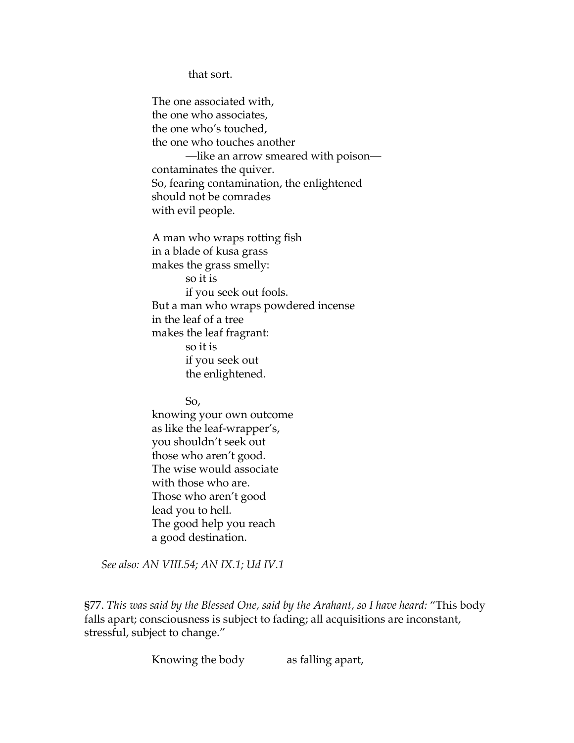that sort.

The one associated with,
the one who associates,
the one who's touched,
the one who touches another
  —like an arrow smeared with poison—
contaminates the quiver.
So, fearing contamination, the enlightened
should not be comrades
with evil people.

A man who wraps rotting fish
in a blade of kusa grass
makes the grass smelly:
  so it is
  if you seek out fools.
But a man who wraps powdered incense
in the leaf of a tree
makes the leaf fragrant:
  so it is
  if you seek out
  the enlightened.

  So,
knowing your own outcome
as like the leaf-wrapper's,
you shouldn't seek out
those who aren't good.
The wise would associate
with those who are.
Those who aren't good
lead you to hell.
The good help you reach
a good destination.

*See also: AN VIII.54; AN IX.1; Ud IV.1*

§77. *This was said by the Blessed One, said by the Arahant, so I have heard:* "This body falls apart; consciousness is subject to fading; all acquisitions are inconstant, stressful, subject to change."

Knowing the body   as falling apart,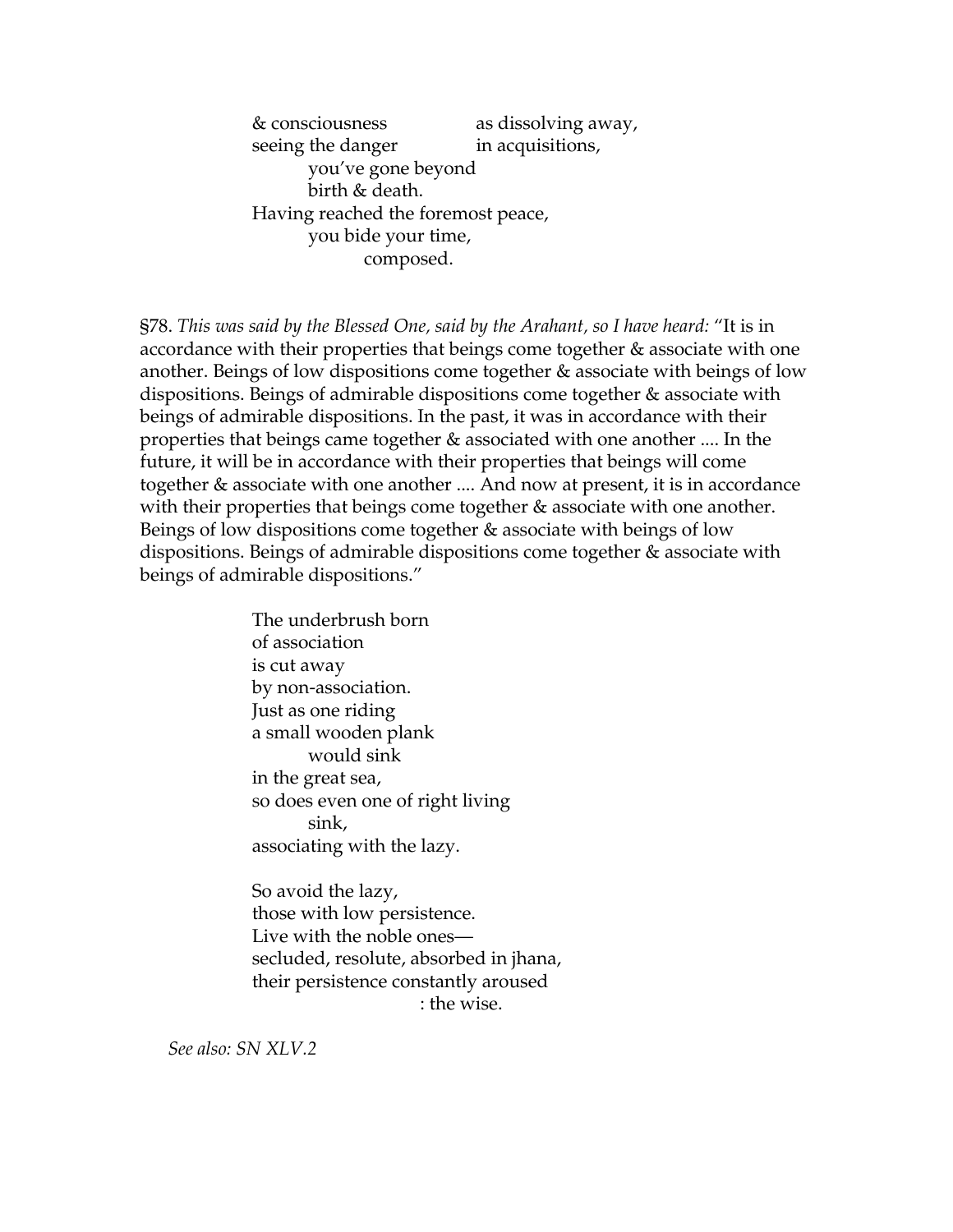& consciousness as dissolving away,  
seeing the danger in acquisitions,  
you've gone beyond  
birth & death.  
Having reached the foremost peace,  
you bide your time,  
composed.

§78. *This was said by the Blessed One, said by the Arahant, so I have heard:* "It is in accordance with their properties that beings come together & associate with one another. Beings of low dispositions come together & associate with beings of low dispositions. Beings of admirable dispositions come together & associate with beings of admirable dispositions. In the past, it was in accordance with their properties that beings came together & associated with one another .... In the future, it will be in accordance with their properties that beings will come together & associate with one another .... And now at present, it is in accordance with their properties that beings come together & associate with one another. Beings of low dispositions come together & associate with beings of low dispositions. Beings of admirable dispositions come together & associate with beings of admirable dispositions."

The underbrush born  
of association  
is cut away  
by non-association.  
Just as one riding  
a small wooden plank  
would sink  
in the great sea,  
so does even one of right living  
sink,  
associating with the lazy.

So avoid the lazy,  
those with low persistence.  
Live with the noble ones—  
secluded, resolute, absorbed in jhana,  
their persistence constantly aroused  
: the wise.

*See also: SN XLV.2*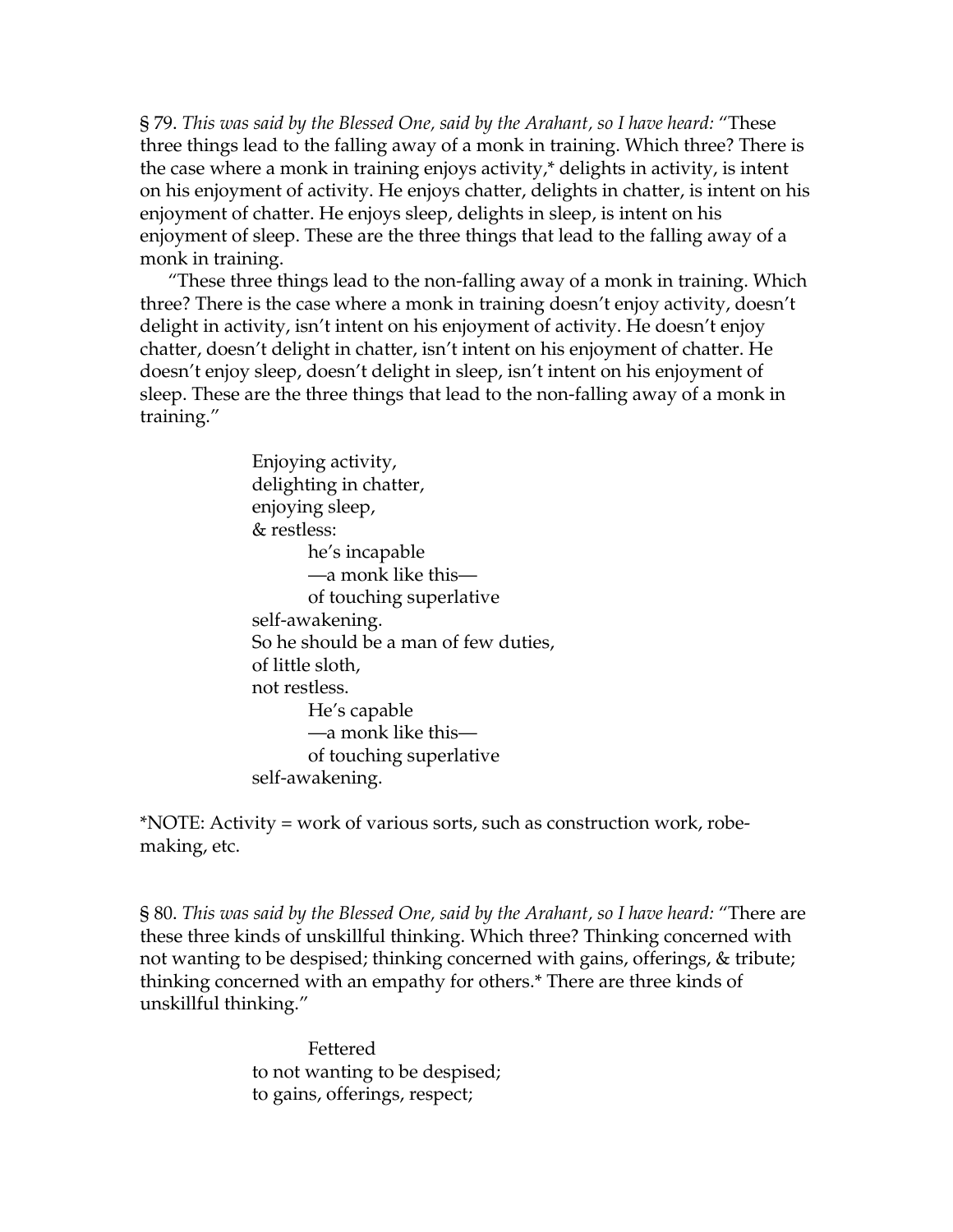§ 79. *This was said by the Blessed One, said by the Arahant, so I have heard:* "These three things lead to the falling away of a monk in training. Which three? There is the case where a monk in training enjoys activity,* delights in activity, is intent on his enjoyment of activity. He enjoys chatter, delights in chatter, is intent on his enjoyment of chatter. He enjoys sleep, delights in sleep, is intent on his enjoyment of sleep. These are the three things that lead to the falling away of a monk in training.

"These three things lead to the non-falling away of a monk in training. Which three? There is the case where a monk in training doesn't enjoy activity, doesn't delight in activity, isn't intent on his enjoyment of activity. He doesn't enjoy chatter, doesn't delight in chatter, isn't intent on his enjoyment of chatter. He doesn't enjoy sleep, doesn't delight in sleep, isn't intent on his enjoyment of sleep. These are the three things that lead to the non-falling away of a monk in training."

> Enjoying activity,
> delighting in chatter,
> enjoying sleep,
> & restless:
> he's incapable
> —a monk like this—
> of touching superlative
> self-awakening.
> So he should be a man of few duties,
> of little sloth,
> not restless.
> He's capable
> —a monk like this—
> of touching superlative
> self-awakening.

*NOTE: Activity = work of various sorts, such as construction work, robe-making, etc.

§ 80. *This was said by the Blessed One, said by the Arahant, so I have heard:* "There are these three kinds of unskillful thinking. Which three? Thinking concerned with not wanting to be despised; thinking concerned with gains, offerings, & tribute; thinking concerned with an empathy for others.* There are three kinds of unskillful thinking."

> Fettered
> to not wanting to be despised;
> to gains, offerings, respect;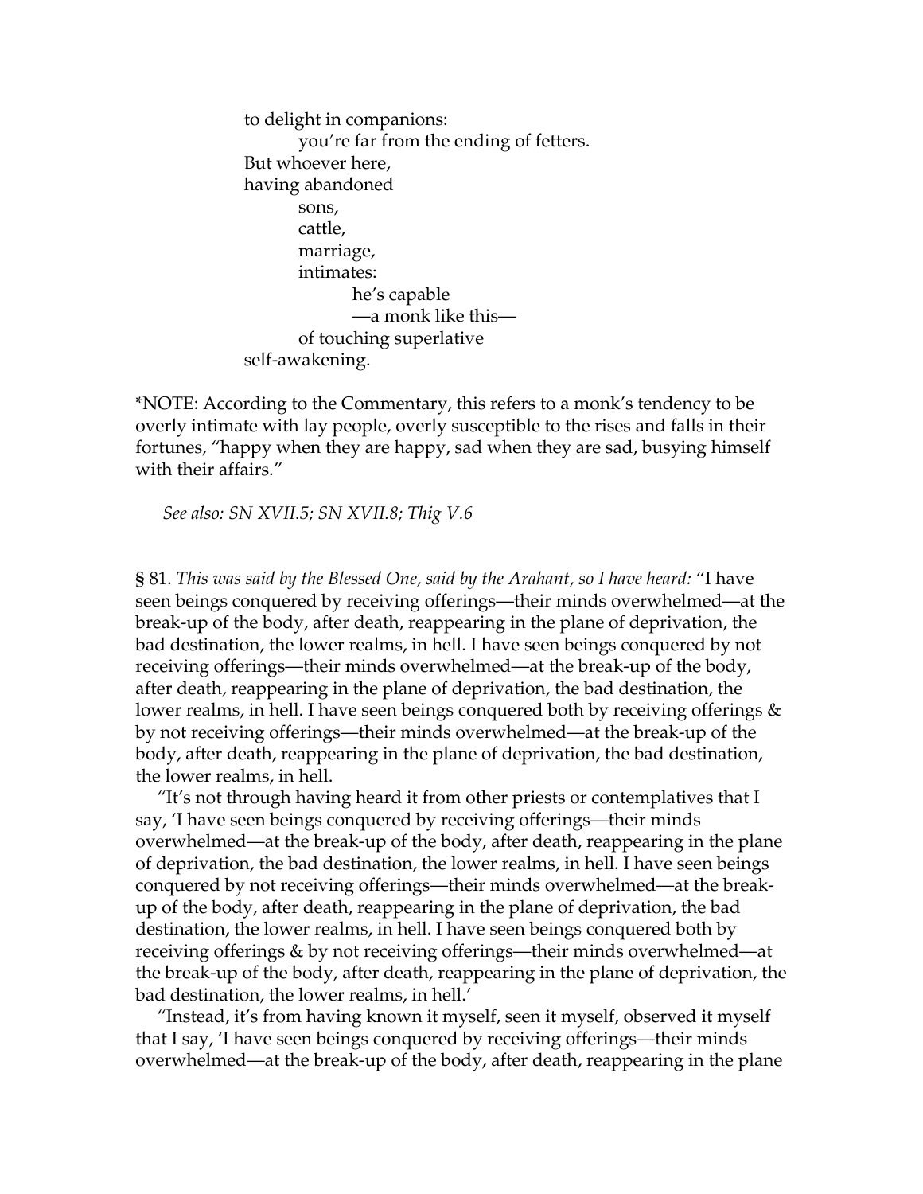to delight in companions:
    you're far from the ending of fetters.
But whoever here,
having abandoned
    sons,
    cattle,
    marriage,
    intimates:
        he's capable
        —a monk like this—
    of touching superlative
self-awakening.

*NOTE: According to the Commentary, this refers to a monk's tendency to be overly intimate with lay people, overly susceptible to the rises and falls in their fortunes, "happy when they are happy, sad when they are sad, busying himself with their affairs."

*See also: SN XVII.5; SN XVII.8; Thig V.6*

§ 81. *This was said by the Blessed One, said by the Arahant, so I have heard:* "I have seen beings conquered by receiving offerings—their minds overwhelmed—at the break-up of the body, after death, reappearing in the plane of deprivation, the bad destination, the lower realms, in hell. I have seen beings conquered by not receiving offerings—their minds overwhelmed—at the break-up of the body, after death, reappearing in the plane of deprivation, the bad destination, the lower realms, in hell. I have seen beings conquered both by receiving offerings & by not receiving offerings—their minds overwhelmed—at the break-up of the body, after death, reappearing in the plane of deprivation, the bad destination, the lower realms, in hell.

"It's not through having heard it from other priests or contemplatives that I say, 'I have seen beings conquered by receiving offerings—their minds overwhelmed—at the break-up of the body, after death, reappearing in the plane of deprivation, the bad destination, the lower realms, in hell. I have seen beings conquered by not receiving offerings—their minds overwhelmed—at the break-up of the body, after death, reappearing in the plane of deprivation, the bad destination, the lower realms, in hell. I have seen beings conquered both by receiving offerings & by not receiving offerings—their minds overwhelmed—at the break-up of the body, after death, reappearing in the plane of deprivation, the bad destination, the lower realms, in hell.'

"Instead, it's from having known it myself, seen it myself, observed it myself that I say, 'I have seen beings conquered by receiving offerings—their minds overwhelmed—at the break-up of the body, after death, reappearing in the plane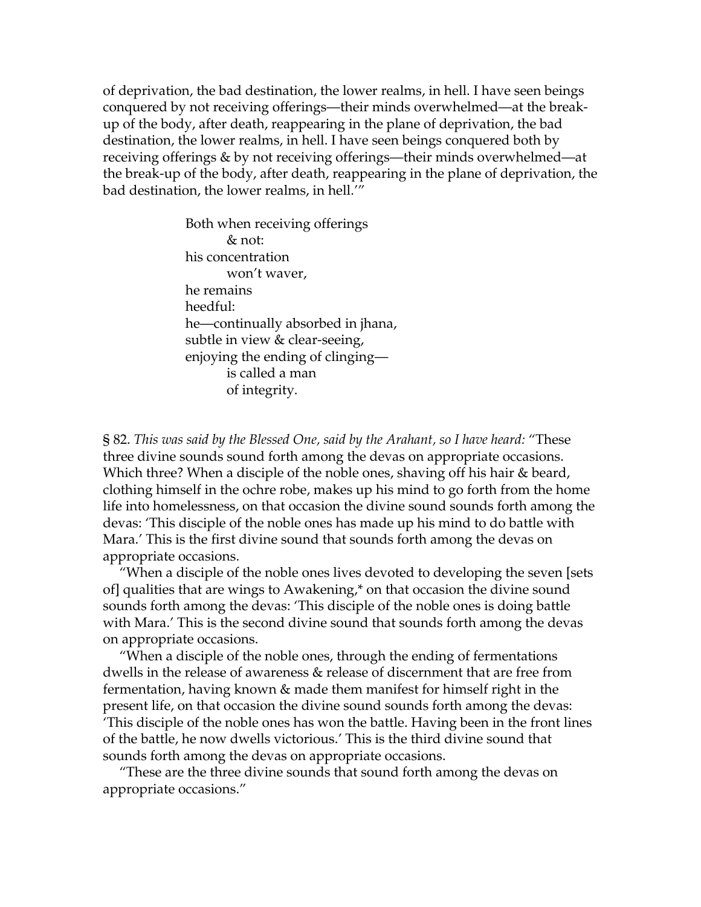of deprivation, the bad destination, the lower realms, in hell. I have seen beings conquered by not receiving offerings—their minds overwhelmed—at the break-up of the body, after death, reappearing in the plane of deprivation, the bad destination, the lower realms, in hell. I have seen beings conquered both by receiving offerings & by not receiving offerings—their minds overwhelmed—at the break-up of the body, after death, reappearing in the plane of deprivation, the bad destination, the lower realms, in hell.'"

> Both when receiving offerings
> &nbsp;&nbsp;&nbsp;&nbsp;& not:
> his concentration
> &nbsp;&nbsp;&nbsp;&nbsp;won't waver,
> he remains
> heedful:
> he—continually absorbed in jhana,
> subtle in view & clear-seeing,
> enjoying the ending of clinging—
> &nbsp;&nbsp;&nbsp;&nbsp;is called a man
> &nbsp;&nbsp;&nbsp;&nbsp;of integrity.

§ 82. *This was said by the Blessed One, said by the Arahant, so I have heard:* "These three divine sounds sound forth among the devas on appropriate occasions. Which three? When a disciple of the noble ones, shaving off his hair & beard, clothing himself in the ochre robe, makes up his mind to go forth from the home life into homelessness, on that occasion the divine sound sounds forth among the devas: 'This disciple of the noble ones has made up his mind to do battle with Mara.' This is the first divine sound that sounds forth among the devas on appropriate occasions.

"When a disciple of the noble ones lives devoted to developing the seven [sets of] qualities that are wings to Awakening,* on that occasion the divine sound sounds forth among the devas: 'This disciple of the noble ones is doing battle with Mara.' This is the second divine sound that sounds forth among the devas on appropriate occasions.

"When a disciple of the noble ones, through the ending of fermentations dwells in the release of awareness & release of discernment that are free from fermentation, having known & made them manifest for himself right in the present life, on that occasion the divine sound sounds forth among the devas: 'This disciple of the noble ones has won the battle. Having been in the front lines of the battle, he now dwells victorious.' This is the third divine sound that sounds forth among the devas on appropriate occasions.

"These are the three divine sounds that sound forth among the devas on appropriate occasions."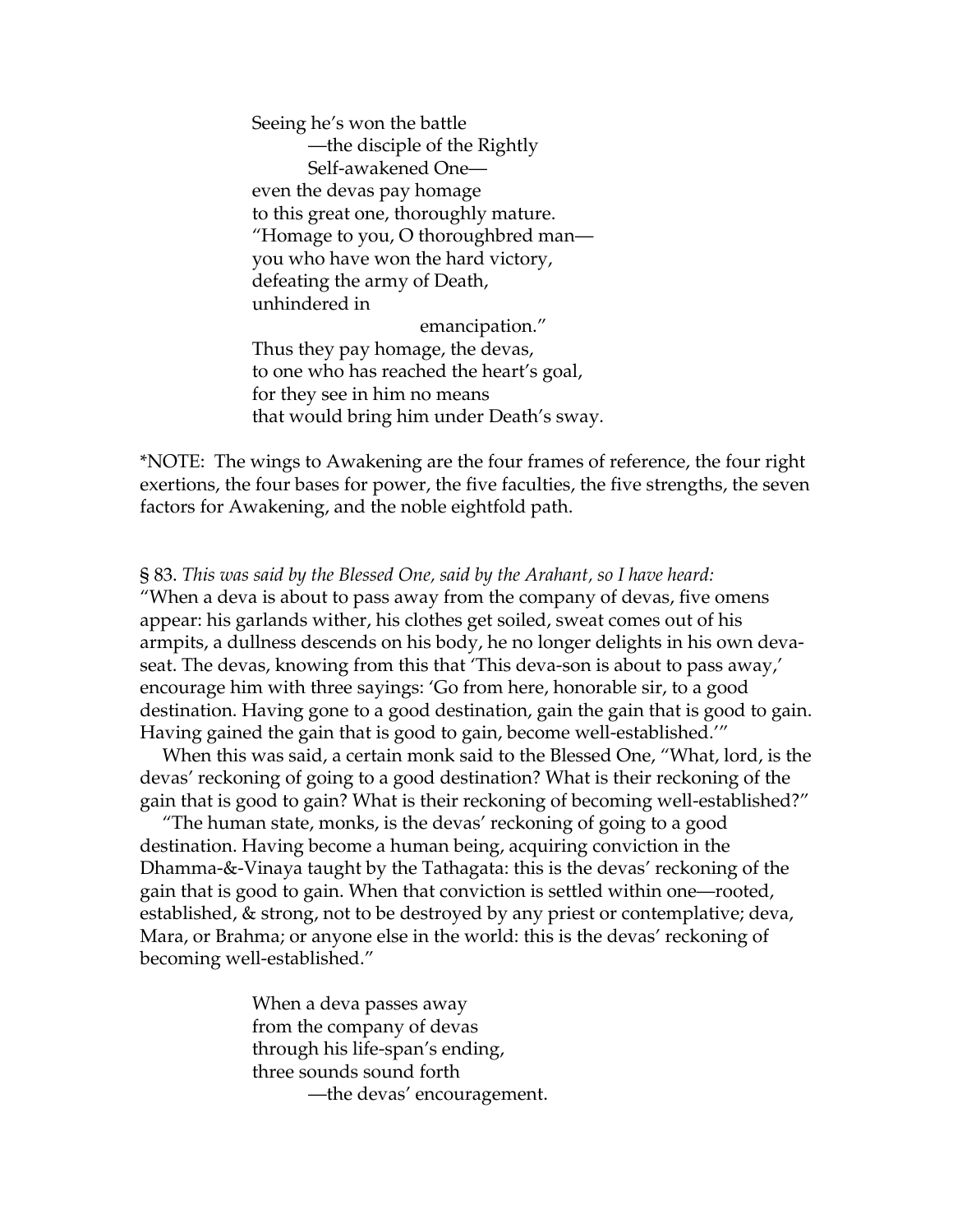Seeing he's won the battle  
    —the disciple of the Rightly  
    Self-awakened One—  
even the devas pay homage  
to this great one, thoroughly mature.  
"Homage to you, O thoroughbred man—  
you who have won the hard victory,  
defeating the army of Death,  
unhindered in  
            emancipation."  
Thus they pay homage, the devas,  
to one who has reached the heart's goal,  
for they see in him no means  
that would bring him under Death's sway.

*NOTE: The wings to Awakening are the four frames of reference, the four right exertions, the four bases for power, the five faculties, the five strengths, the seven factors for Awakening, and the noble eightfold path.

§ 83. *This was said by the Blessed One, said by the Arahant, so I have heard:*
"When a deva is about to pass away from the company of devas, five omens appear: his garlands wither, his clothes get soiled, sweat comes out of his armpits, a dullness descends on his body, he no longer delights in his own deva-seat. The devas, knowing from this that 'This deva-son is about to pass away,' encourage him with three sayings: 'Go from here, honorable sir, to a good destination. Having gone to a good destination, gain the gain that is good to gain. Having gained the gain that is good to gain, become well-established.'"

When this was said, a certain monk said to the Blessed One, "What, lord, is the devas' reckoning of going to a good destination? What is their reckoning of the gain that is good to gain? What is their reckoning of becoming well-established?"

"The human state, monks, is the devas' reckoning of going to a good destination. Having become a human being, acquiring conviction in the Dhamma-&-Vinaya taught by the Tathagata: this is the devas' reckoning of the gain that is good to gain. When that conviction is settled within one—rooted, established, & strong, not to be destroyed by any priest or contemplative; deva, Mara, or Brahma; or anyone else in the world: this is the devas' reckoning of becoming well-established."

When a deva passes away  
from the company of devas  
through his life-span's ending,  
three sounds sound forth  
    —the devas' encouragement.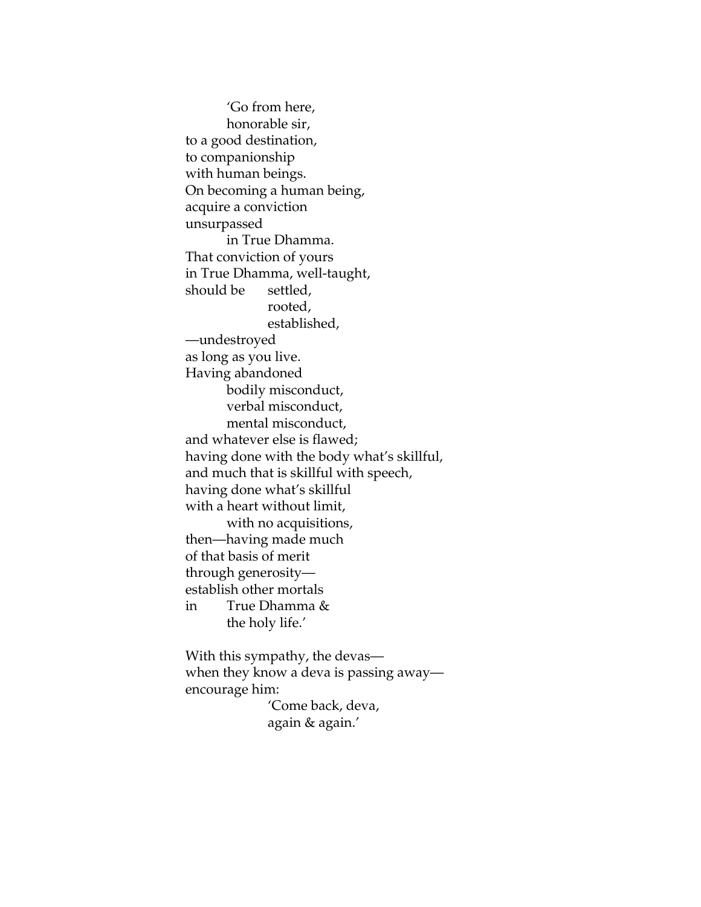'Go from here,
honorable sir,
to a good destination,
to companionship
with human beings.
On becoming a human being,
acquire a conviction
unsurpassed
in True Dhamma.
That conviction of yours
in True Dhamma, well-taught,
should be settled,
rooted,
established,
—undestroyed
as long as you live.
Having abandoned
bodily misconduct,
verbal misconduct,
mental misconduct,
and whatever else is flawed;
having done with the body what's skillful,
and much that is skillful with speech,
having done what's skillful
with a heart without limit,
with no acquisitions,
then—having made much
of that basis of merit
through generosity—
establish other mortals
in True Dhamma &
the holy life.'

With this sympathy, the devas—
when they know a deva is passing away—
encourage him:
'Come back, deva,
again & again.'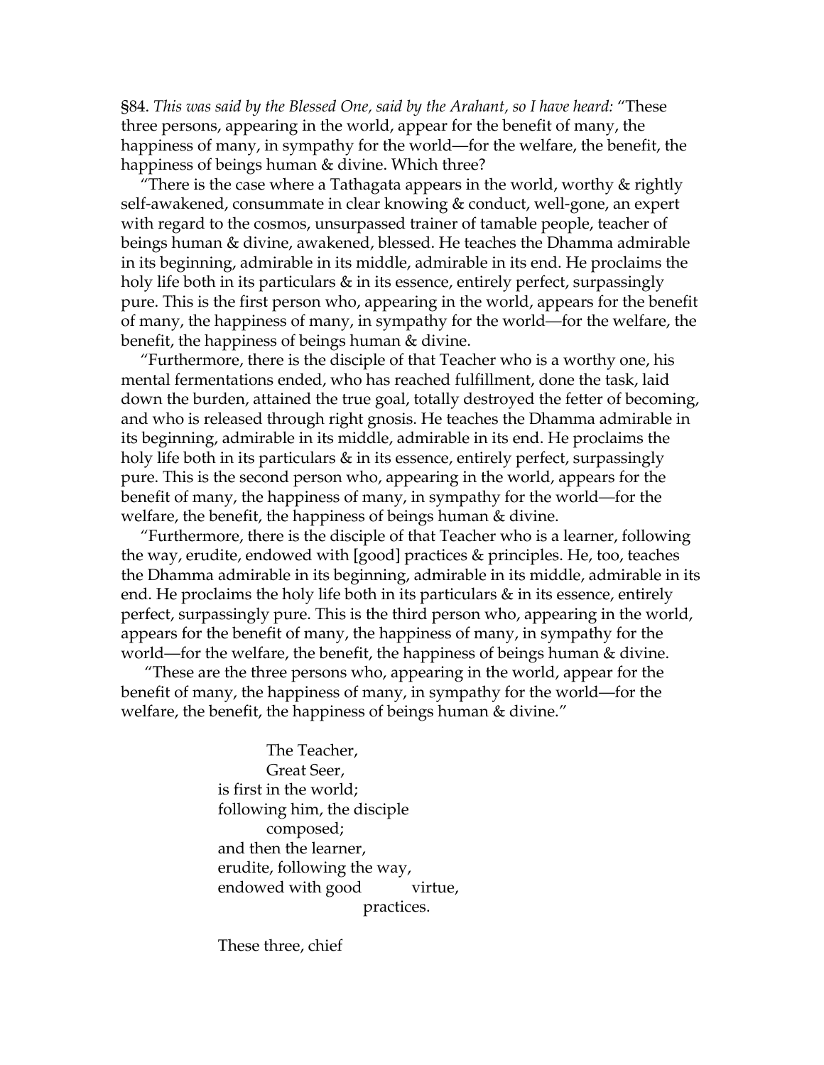§84. *This was said by the Blessed One, said by the Arahant, so I have heard:* "These three persons, appearing in the world, appear for the benefit of many, the happiness of many, in sympathy for the world—for the welfare, the benefit, the happiness of beings human & divine. Which three?

"There is the case where a Tathagata appears in the world, worthy & rightly self-awakened, consummate in clear knowing & conduct, well-gone, an expert with regard to the cosmos, unsurpassed trainer of tamable people, teacher of beings human & divine, awakened, blessed. He teaches the Dhamma admirable in its beginning, admirable in its middle, admirable in its end. He proclaims the holy life both in its particulars & in its essence, entirely perfect, surpassingly pure. This is the first person who, appearing in the world, appears for the benefit of many, the happiness of many, in sympathy for the world—for the welfare, the benefit, the happiness of beings human & divine.

"Furthermore, there is the disciple of that Teacher who is a worthy one, his mental fermentations ended, who has reached fulfillment, done the task, laid down the burden, attained the true goal, totally destroyed the fetter of becoming, and who is released through right gnosis. He teaches the Dhamma admirable in its beginning, admirable in its middle, admirable in its end. He proclaims the holy life both in its particulars & in its essence, entirely perfect, surpassingly pure. This is the second person who, appearing in the world, appears for the benefit of many, the happiness of many, in sympathy for the world—for the welfare, the benefit, the happiness of beings human & divine.

"Furthermore, there is the disciple of that Teacher who is a learner, following the way, erudite, endowed with [good] practices & principles. He, too, teaches the Dhamma admirable in its beginning, admirable in its middle, admirable in its end. He proclaims the holy life both in its particulars & in its essence, entirely perfect, surpassingly pure. This is the third person who, appearing in the world, appears for the benefit of many, the happiness of many, in sympathy for the world—for the welfare, the benefit, the happiness of beings human & divine.

"These are the three persons who, appearing in the world, appear for the benefit of many, the happiness of many, in sympathy for the world—for the welfare, the benefit, the happiness of beings human & divine."

> The Teacher,
> Great Seer,
> is first in the world;
> following him, the disciple
> composed;
> and then the learner,
> erudite, following the way,
> endowed with good virtue,
> practices.
>
> These three, chief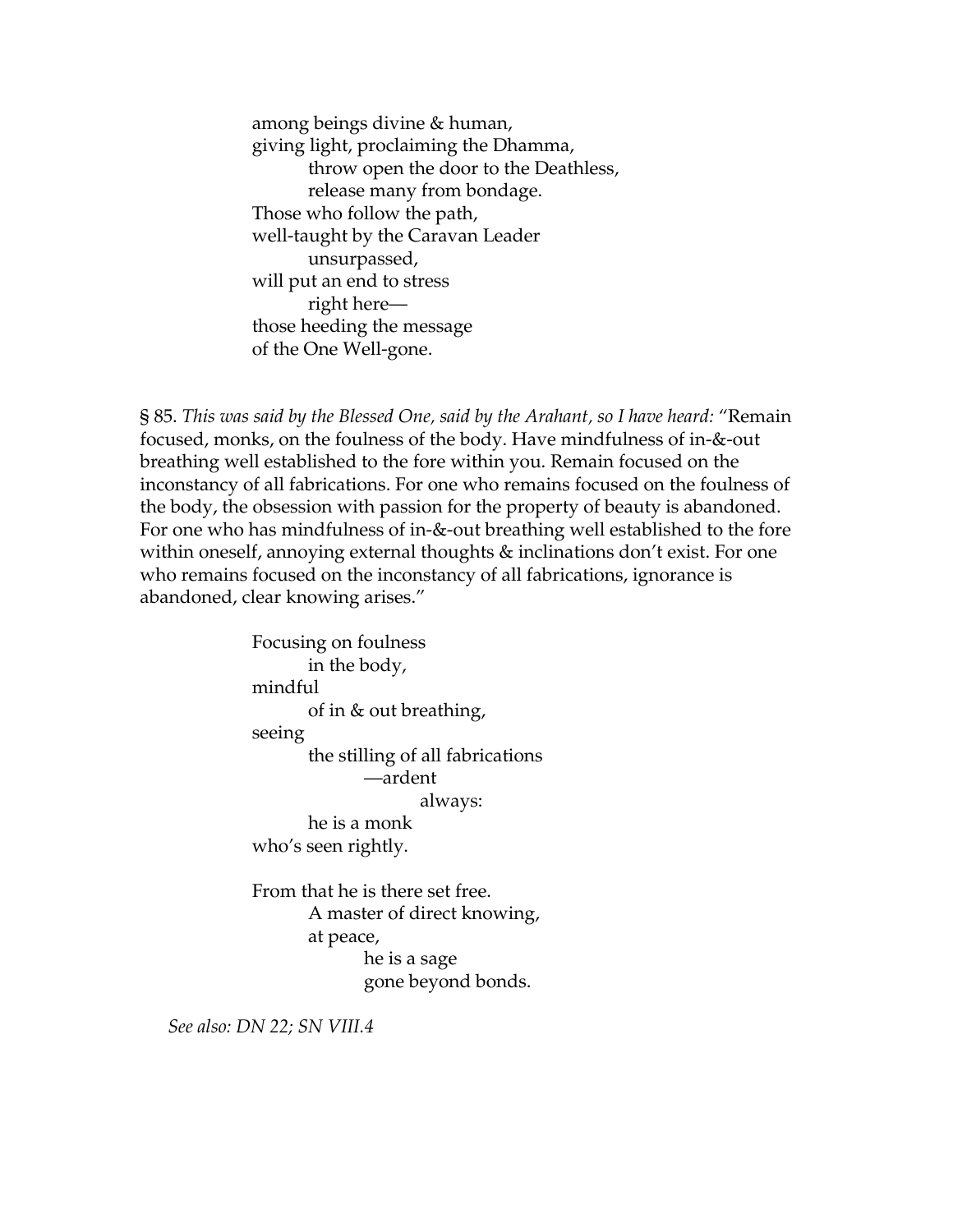among beings divine & human,
giving light, proclaiming the Dhamma,
    throw open the door to the Deathless,
    release many from bondage.
Those who follow the path,
well-taught by the Caravan Leader
    unsurpassed,
will put an end to stress
    right here—
those heeding the message
of the One Well-gone.

§ 85. *This was said by the Blessed One, said by the Arahant, so I have heard:* "Remain focused, monks, on the foulness of the body. Have mindfulness of in-&-out breathing well established to the fore within you. Remain focused on the inconstancy of all fabrications. For one who remains focused on the foulness of the body, the obsession with passion for the property of beauty is abandoned. For one who has mindfulness of in-&-out breathing well established to the fore within oneself, annoying external thoughts & inclinations don't exist. For one who remains focused on the inconstancy of all fabrications, ignorance is abandoned, clear knowing arises."

Focusing on foulness
    in the body,
mindful
    of in & out breathing,
seeing
    the stilling of all fabrications
        —ardent
            always:
    he is a monk
who's seen rightly.

From that he is there set free.
    A master of direct knowing,
    at peace,
        he is a sage
        gone beyond bonds.

*See also: DN 22; SN VIII.4*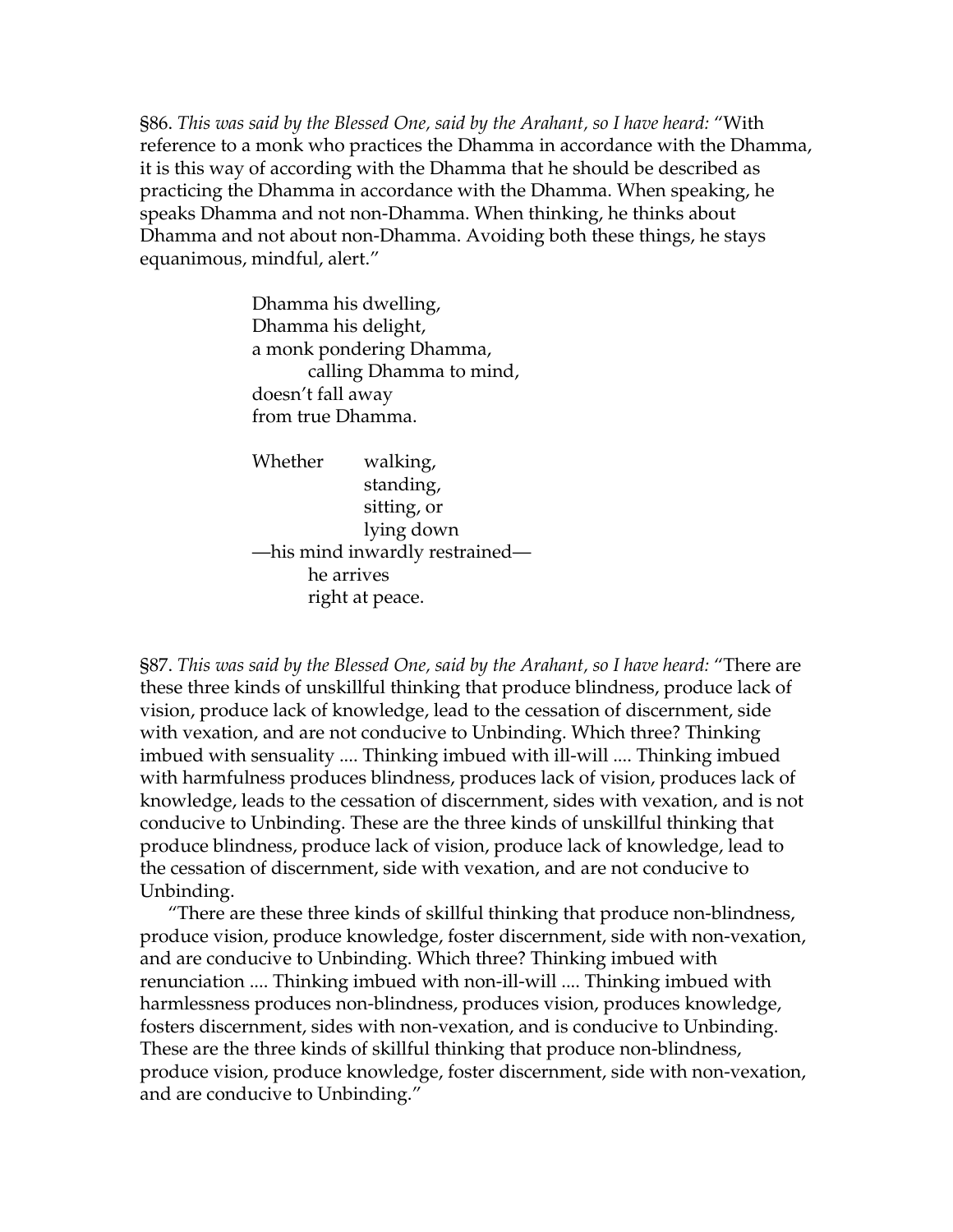§86. *This was said by the Blessed One, said by the Arahant, so I have heard:* "With reference to a monk who practices the Dhamma in accordance with the Dhamma, it is this way of according with the Dhamma that he should be described as practicing the Dhamma in accordance with the Dhamma. When speaking, he speaks Dhamma and not non-Dhamma. When thinking, he thinks about Dhamma and not about non-Dhamma. Avoiding both these things, he stays equanimous, mindful, alert."

> Dhamma his dwelling,
> Dhamma his delight,
> a monk pondering Dhamma,
> calling Dhamma to mind,
> doesn't fall away
> from true Dhamma.
>
> Whether walking,
> standing,
> sitting, or
> lying down
> —his mind inwardly restrained—
> he arrives
> right at peace.

§87. *This was said by the Blessed One, said by the Arahant, so I have heard:* "There are these three kinds of unskillful thinking that produce blindness, produce lack of vision, produce lack of knowledge, lead to the cessation of discernment, side with vexation, and are not conducive to Unbinding. Which three? Thinking imbued with sensuality .... Thinking imbued with ill-will .... Thinking imbued with harmfulness produces blindness, produces lack of vision, produces lack of knowledge, leads to the cessation of discernment, sides with vexation, and is not conducive to Unbinding. These are the three kinds of unskillful thinking that produce blindness, produce lack of vision, produce lack of knowledge, lead to the cessation of discernment, side with vexation, and are not conducive to Unbinding.

"There are these three kinds of skillful thinking that produce non-blindness, produce vision, produce knowledge, foster discernment, side with non-vexation, and are conducive to Unbinding. Which three? Thinking imbued with renunciation .... Thinking imbued with non-ill-will .... Thinking imbued with harmlessness produces non-blindness, produces vision, produces knowledge, fosters discernment, sides with non-vexation, and is conducive to Unbinding. These are the three kinds of skillful thinking that produce non-blindness, produce vision, produce knowledge, foster discernment, side with non-vexation, and are conducive to Unbinding."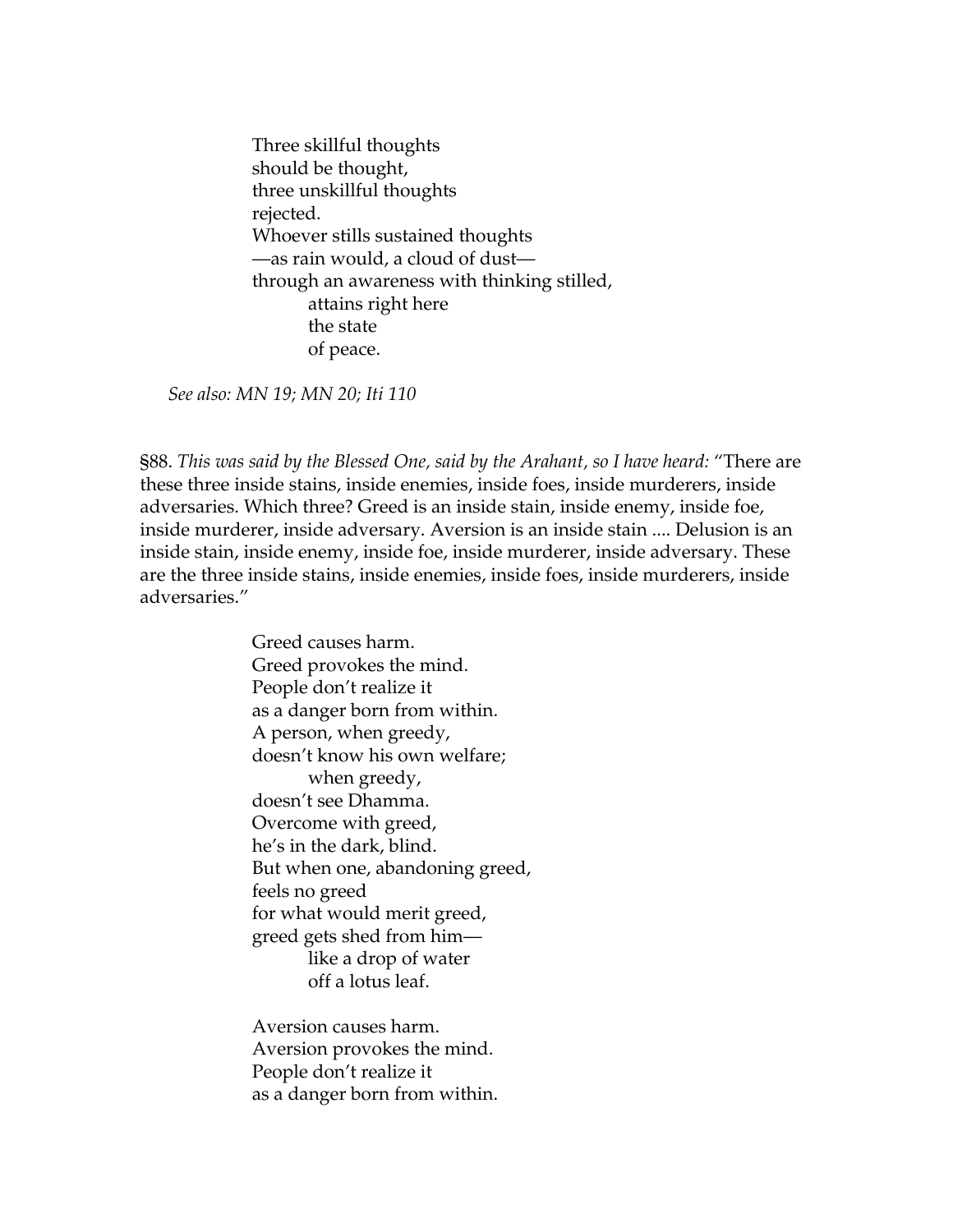Three skillful thoughts  
should be thought,  
three unskillful thoughts  
rejected.  
Whoever stills sustained thoughts  
—as rain would, a cloud of dust—  
through an awareness with thinking stilled,  
        attains right here  
        the state  
        of peace.

*See also: MN 19; MN 20; Iti 110*

§88. *This was said by the Blessed One, said by the Arahant, so I have heard:* "There are these three inside stains, inside enemies, inside foes, inside murderers, inside adversaries. Which three? Greed is an inside stain, inside enemy, inside foe, inside murderer, inside adversary. Aversion is an inside stain .... Delusion is an inside stain, inside enemy, inside foe, inside murderer, inside adversary. These are the three inside stains, inside enemies, inside foes, inside murderers, inside adversaries."

Greed causes harm.  
Greed provokes the mind.  
People don't realize it  
as a danger born from within.  
A person, when greedy,  
doesn't know his own welfare;  
        when greedy,  
doesn't see Dhamma.  
Overcome with greed,  
he's in the dark, blind.  
But when one, abandoning greed,  
feels no greed  
for what would merit greed,  
greed gets shed from him—  
        like a drop of water  
        off a lotus leaf.

Aversion causes harm.  
Aversion provokes the mind.  
People don't realize it  
as a danger born from within.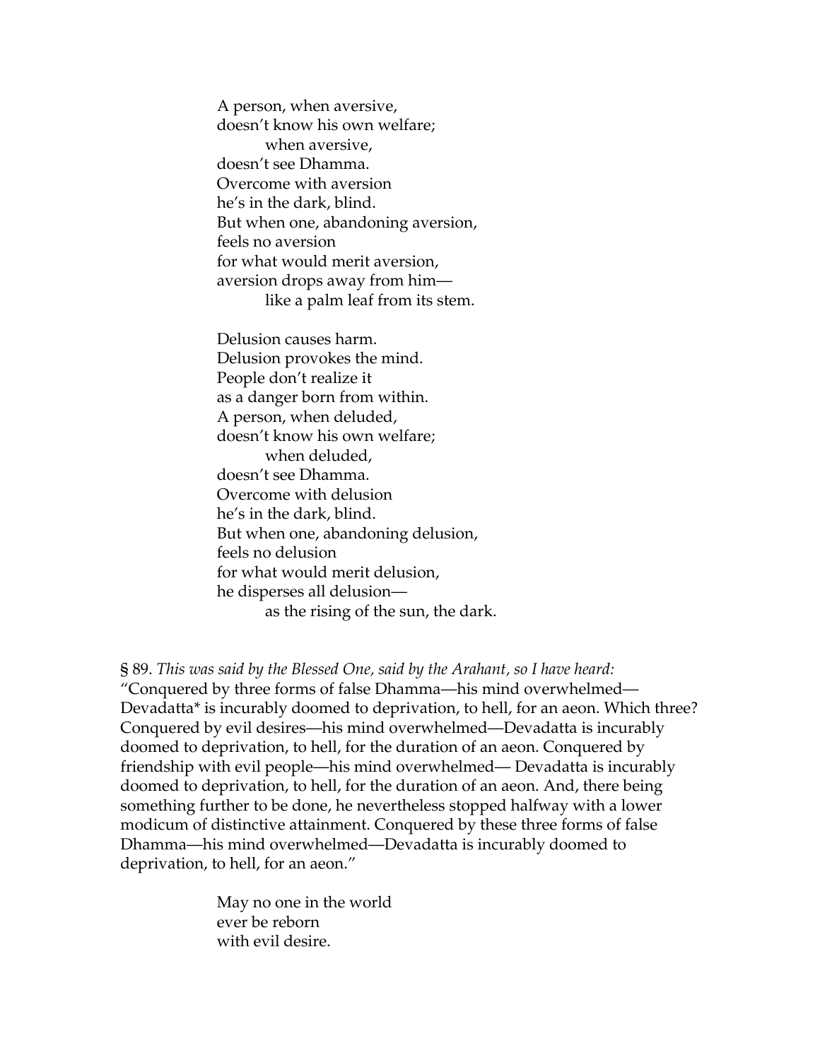A person, when aversive,
doesn't know his own welfare;
when aversive,
doesn't see Dhamma.
Overcome with aversion
he's in the dark, blind.
But when one, abandoning aversion,
feels no aversion
for what would merit aversion,
aversion drops away from him—
like a palm leaf from its stem.

Delusion causes harm.
Delusion provokes the mind.
People don't realize it
as a danger born from within.
A person, when deluded,
doesn't know his own welfare;
when deluded,
doesn't see Dhamma.
Overcome with delusion
he's in the dark, blind.
But when one, abandoning delusion,
feels no delusion
for what would merit delusion,
he disperses all delusion—
as the rising of the sun, the dark.

§ 89. *This was said by the Blessed One, said by the Arahant, so I have heard:* "Conquered by three forms of false Dhamma—his mind overwhelmed—Devadatta* is incurably doomed to deprivation, to hell, for an aeon. Which three? Conquered by evil desires—his mind overwhelmed—Devadatta is incurably doomed to deprivation, to hell, for the duration of an aeon. Conquered by friendship with evil people—his mind overwhelmed— Devadatta is incurably doomed to deprivation, to hell, for the duration of an aeon. And, there being something further to be done, he nevertheless stopped halfway with a lower modicum of distinctive attainment. Conquered by these three forms of false Dhamma—his mind overwhelmed—Devadatta is incurably doomed to deprivation, to hell, for an aeon."

May no one in the world
ever be reborn
with evil desire.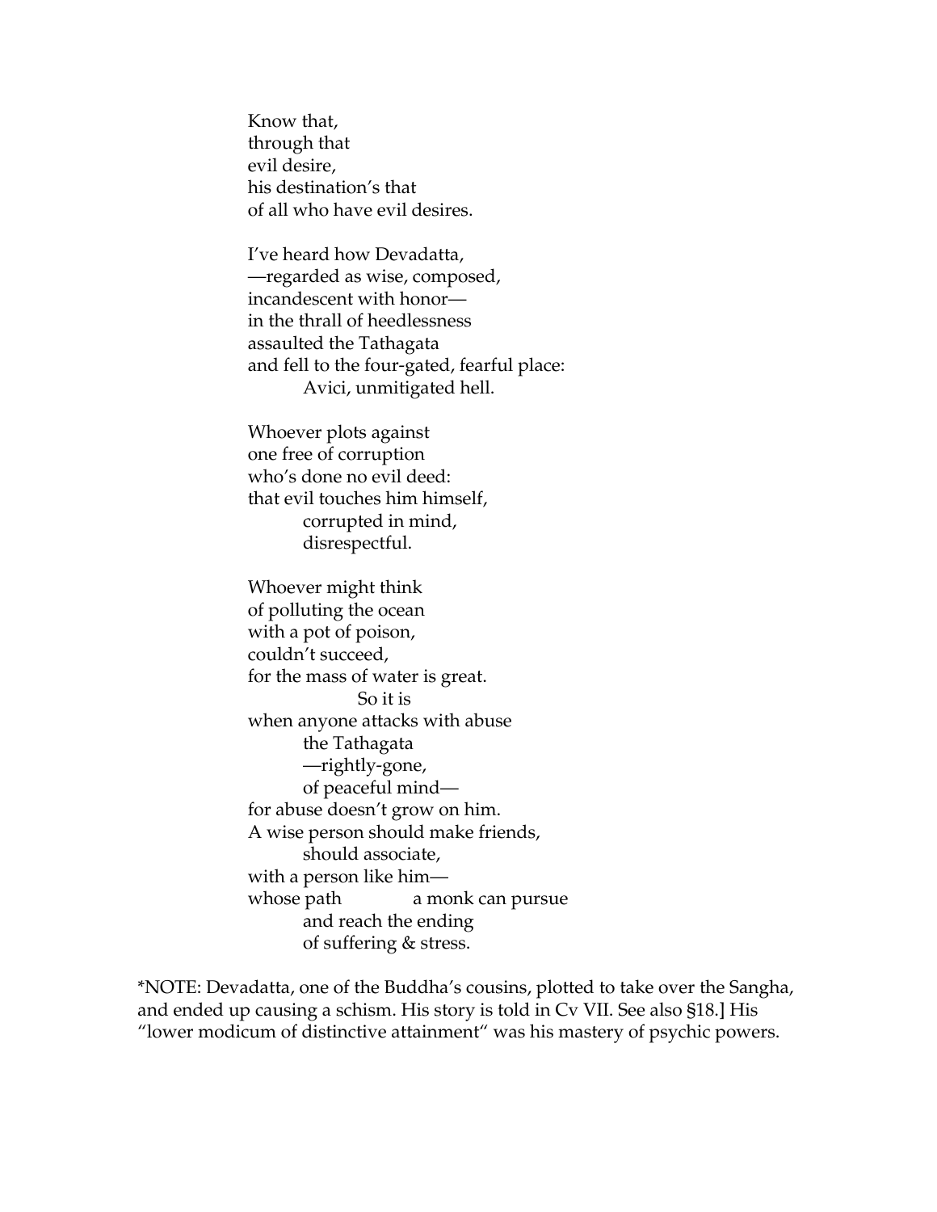Know that,  
through that  
evil desire,  
his destination's that  
of all who have evil desires.

I've heard how Devadatta,  
—regarded as wise, composed,  
incandescent with honor—  
in the thrall of heedlessness  
assaulted the Tathagata  
and fell to the four-gated, fearful place:  
    Avici, unmitigated hell.

Whoever plots against  
one free of corruption  
who's done no evil deed:  
that evil touches him himself,  
    corrupted in mind,  
    disrespectful.

Whoever might think  
of polluting the ocean  
with a pot of poison,  
couldn't succeed,  
for the mass of water is great.  
        So it is  
when anyone attacks with abuse  
    the Tathagata  
    —rightly-gone,  
    of peaceful mind—  
for abuse doesn't grow on him.  
A wise person should make friends,  
    should associate,  
with a person like him—  
whose path    a monk can pursue  
    and reach the ending  
    of suffering & stress.

*NOTE: Devadatta, one of the Buddha's cousins, plotted to take over the Sangha, and ended up causing a schism. His story is told in Cv VII. See also §18.] His "lower modicum of distinctive attainment" was his mastery of psychic powers.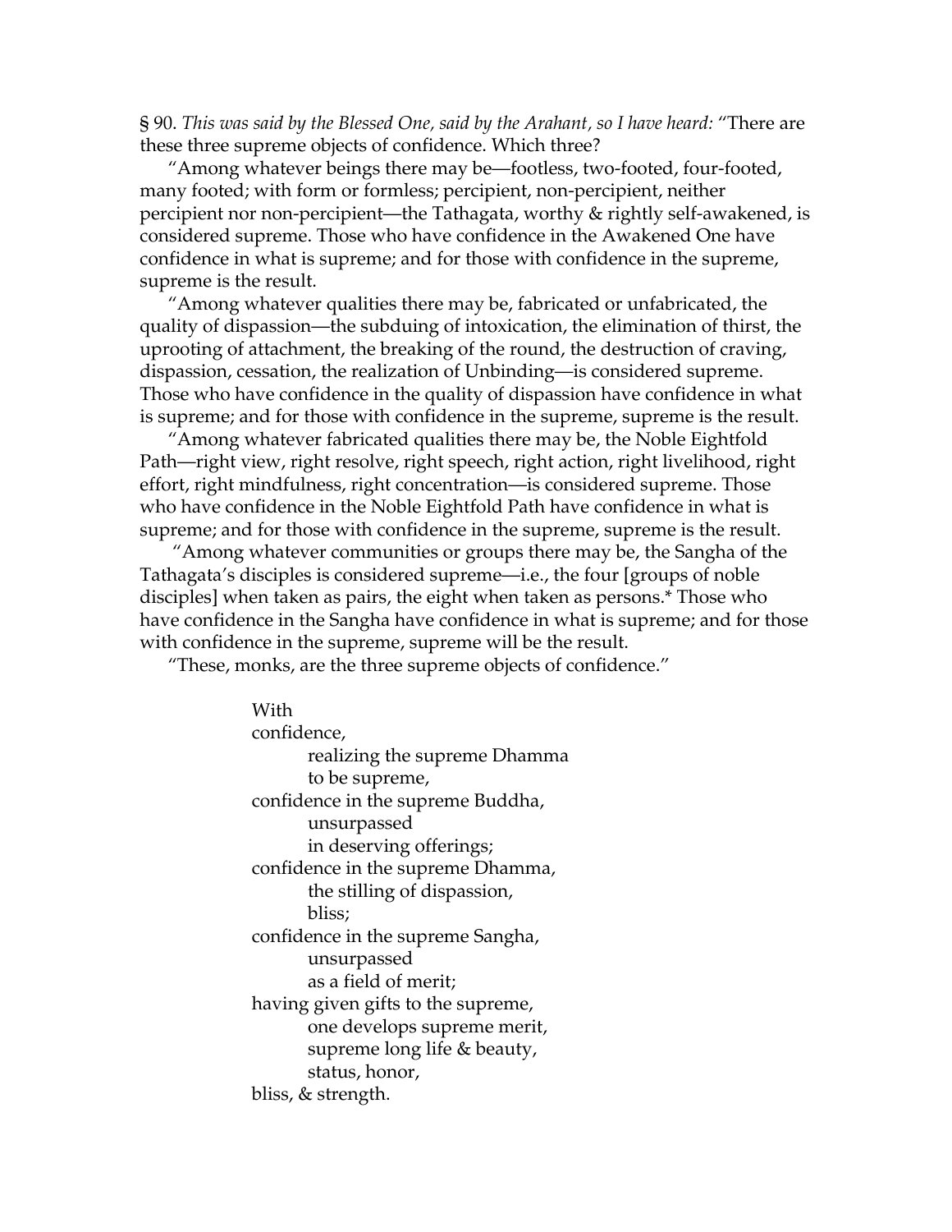§ 90. *This was said by the Blessed One, said by the Arahant, so I have heard:* "There are these three supreme objects of confidence. Which three?

"Among whatever beings there may be—footless, two-footed, four-footed, many footed; with form or formless; percipient, non-percipient, neither percipient nor non-percipient—the Tathagata, worthy & rightly self-awakened, is considered supreme. Those who have confidence in the Awakened One have confidence in what is supreme; and for those with confidence in the supreme, supreme is the result.

"Among whatever qualities there may be, fabricated or unfabricated, the quality of dispassion—the subduing of intoxication, the elimination of thirst, the uprooting of attachment, the breaking of the round, the destruction of craving, dispassion, cessation, the realization of Unbinding—is considered supreme. Those who have confidence in the quality of dispassion have confidence in what is supreme; and for those with confidence in the supreme, supreme is the result.

"Among whatever fabricated qualities there may be, the Noble Eightfold Path—right view, right resolve, right speech, right action, right livelihood, right effort, right mindfulness, right concentration—is considered supreme. Those who have confidence in the Noble Eightfold Path have confidence in what is supreme; and for those with confidence in the supreme, supreme is the result.

"Among whatever communities or groups there may be, the Sangha of the Tathagata's disciples is considered supreme—i.e., the four [groups of noble disciples] when taken as pairs, the eight when taken as persons.* Those who have confidence in the Sangha have confidence in what is supreme; and for those with confidence in the supreme, supreme will be the result.

"These, monks, are the three supreme objects of confidence."

> With
> confidence,
> realizing the supreme Dhamma
> to be supreme,
> confidence in the supreme Buddha,
> unsurpassed
> in deserving offerings;
> confidence in the supreme Dhamma,
> the stilling of dispassion,
> bliss;
> confidence in the supreme Sangha,
> unsurpassed
> as a field of merit;
> having given gifts to the supreme,
> one develops supreme merit,
> supreme long life & beauty,
> status, honor,
> bliss, & strength.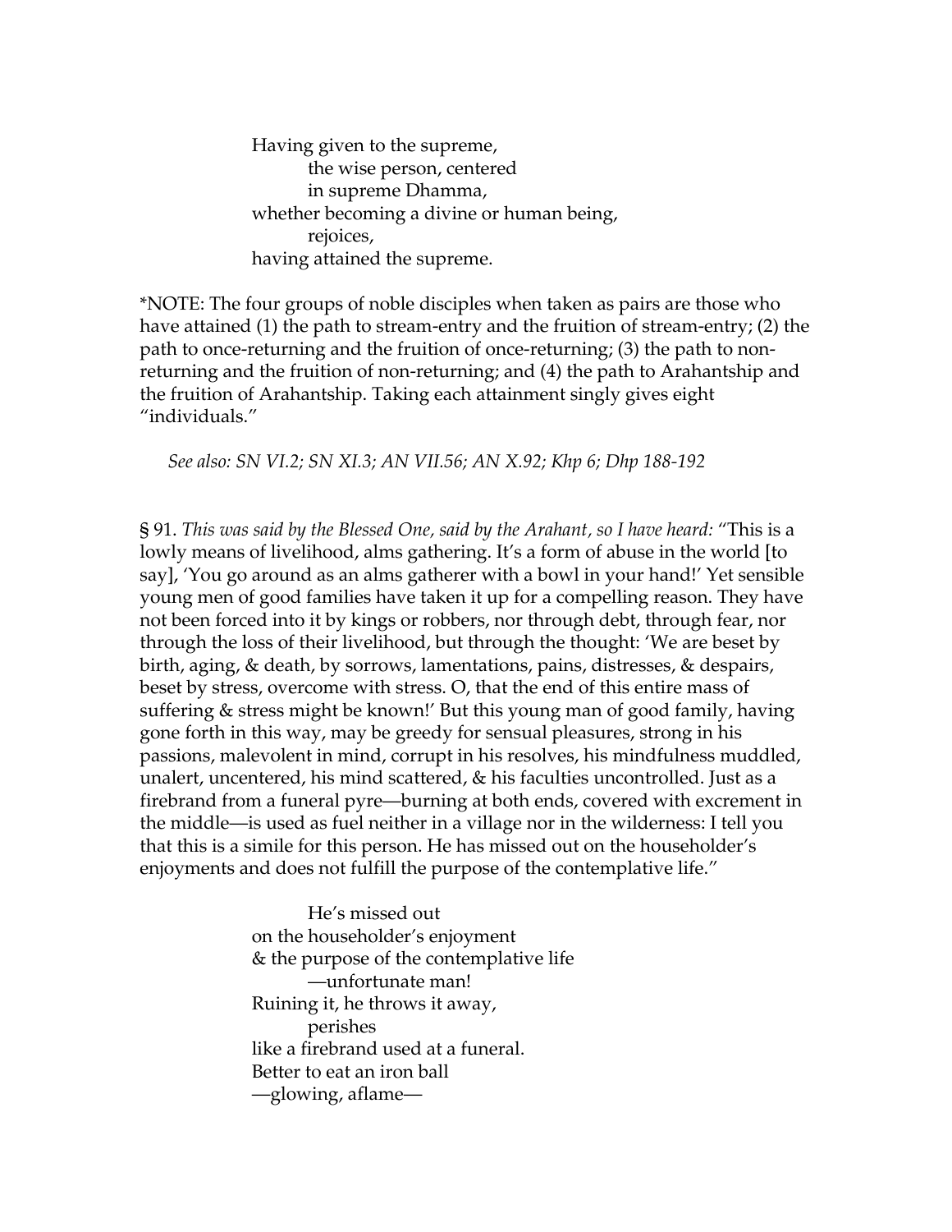Having given to the supreme,  
the wise person, centered  
in supreme Dhamma,  
whether becoming a divine or human being,  
rejoices,  
having attained the supreme.

*NOTE: The four groups of noble disciples when taken as pairs are those who have attained (1) the path to stream-entry and the fruition of stream-entry; (2) the path to once-returning and the fruition of once-returning; (3) the path to non-returning and the fruition of non-returning; and (4) the path to Arahantship and the fruition of Arahantship. Taking each attainment singly gives eight "individuals."

*See also: SN VI.2; SN XI.3; AN VII.56; AN X.92; Khp 6; Dhp 188-192*

§ 91. *This was said by the Blessed One, said by the Arahant, so I have heard:* "This is a lowly means of livelihood, alms gathering. It's a form of abuse in the world [to say], 'You go around as an alms gatherer with a bowl in your hand!' Yet sensible young men of good families have taken it up for a compelling reason. They have not been forced into it by kings or robbers, nor through debt, through fear, nor through the loss of their livelihood, but through the thought: 'We are beset by birth, aging, & death, by sorrows, lamentations, pains, distresses, & despairs, beset by stress, overcome with stress. O, that the end of this entire mass of suffering & stress might be known!' But this young man of good family, having gone forth in this way, may be greedy for sensual pleasures, strong in his passions, malevolent in mind, corrupt in his resolves, his mindfulness muddled, unalert, uncentered, his mind scattered, & his faculties uncontrolled. Just as a firebrand from a funeral pyre—burning at both ends, covered with excrement in the middle—is used as fuel neither in a village nor in the wilderness: I tell you that this is a simile for this person. He has missed out on the householder's enjoyments and does not fulfill the purpose of the contemplative life."

He's missed out  
on the householder's enjoyment  
& the purpose of the contemplative life  
—unfortunate man!  
Ruining it, he throws it away,  
perishes  
like a firebrand used at a funeral.  
Better to eat an iron ball  
—glowing, aflame—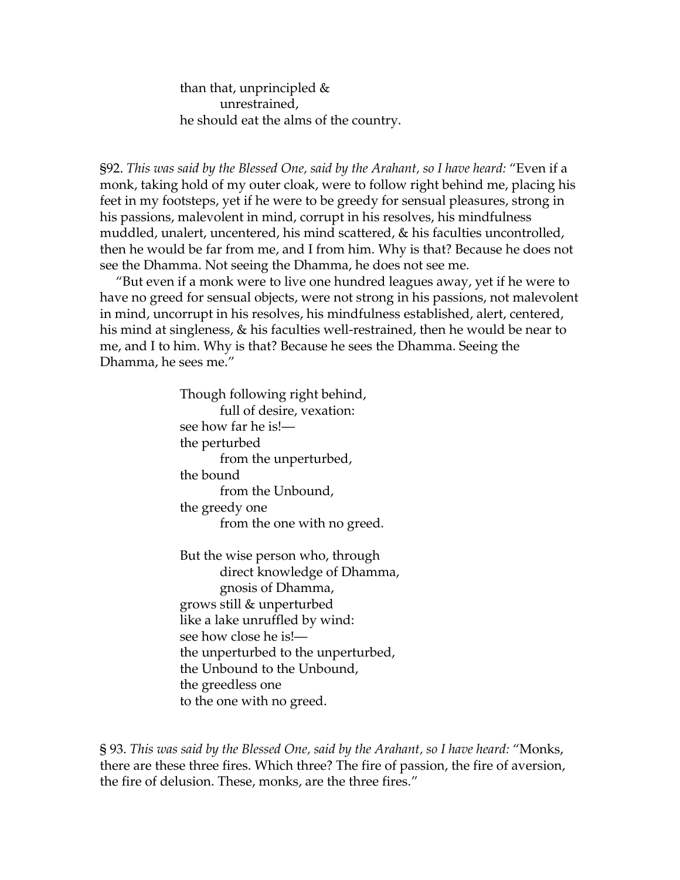than that, unprincipled &  
  unrestrained,  
he should eat the alms of the country.

§92. *This was said by the Blessed One, said by the Arahant, so I have heard:* "Even if a monk, taking hold of my outer cloak, were to follow right behind me, placing his feet in my footsteps, yet if he were to be greedy for sensual pleasures, strong in his passions, malevolent in mind, corrupt in his resolves, his mindfulness muddled, unalert, uncentered, his mind scattered, & his faculties uncontrolled, then he would be far from me, and I from him. Why is that? Because he does not see the Dhamma. Not seeing the Dhamma, he does not see me.

"But even if a monk were to live one hundred leagues away, yet if he were to have no greed for sensual objects, were not strong in his passions, not malevolent in mind, uncorrupt in his resolves, his mindfulness established, alert, centered, his mind at singleness, & his faculties well-restrained, then he would be near to me, and I to him. Why is that? Because he sees the Dhamma. Seeing the Dhamma, he sees me."

Though following right behind,  
  full of desire, vexation:  
see how far he is!—  
the perturbed  
  from the unperturbed,  
the bound  
  from the Unbound,  
the greedy one  
  from the one with no greed.

But the wise person who, through  
  direct knowledge of Dhamma,  
  gnosis of Dhamma,  
grows still & unperturbed  
like a lake unruffled by wind:  
see how close he is!—  
the unperturbed to the unperturbed,  
the Unbound to the Unbound,  
the greedless one  
to the one with no greed.

§ 93. *This was said by the Blessed One, said by the Arahant, so I have heard:* "Monks, there are these three fires. Which three? The fire of passion, the fire of aversion, the fire of delusion. These, monks, are the three fires."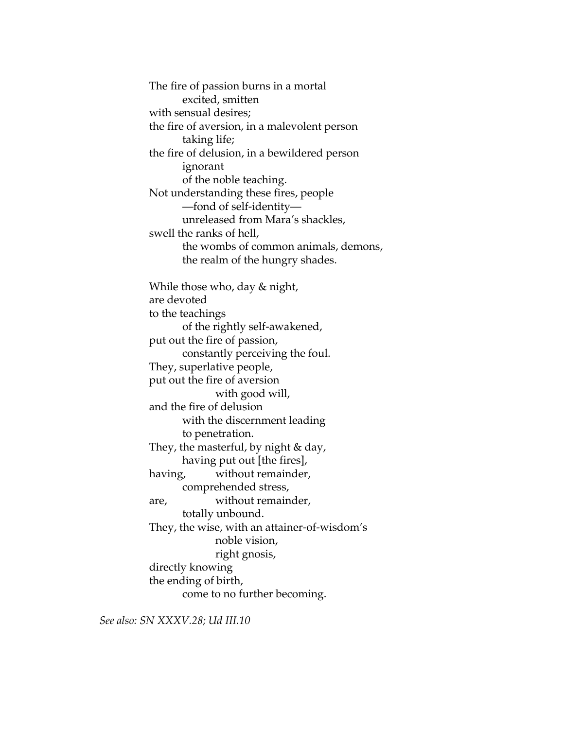The fire of passion burns in a mortal  
  excited, smitten  
with sensual desires;  
the fire of aversion, in a malevolent person  
  taking life;  
the fire of delusion, in a bewildered person  
  ignorant  
  of the noble teaching.  
Not understanding these fires, people  
  —fond of self-identity—  
  unreleased from Mara's shackles,  
swell the ranks of hell,  
  the wombs of common animals, demons,  
  the realm of the hungry shades.

While those who, day & night,  
are devoted  
to the teachings  
  of the rightly self-awakened,  
put out the fire of passion,  
  constantly perceiving the foul.  
They, superlative people,  
put out the fire of aversion  
    with good will,  
and the fire of delusion  
  with the discernment leading  
  to penetration.  
They, the masterful, by night & day,  
  having put out [the fires],  
having,   without remainder,  
  comprehended stress,  
are,   without remainder,  
  totally unbound.  
They, the wise, with an attainer-of-wisdom's  
    noble vision,  
    right gnosis,  
directly knowing  
the ending of birth,  
  come to no further becoming.

*See also: SN XXXV.28; Ud III.10*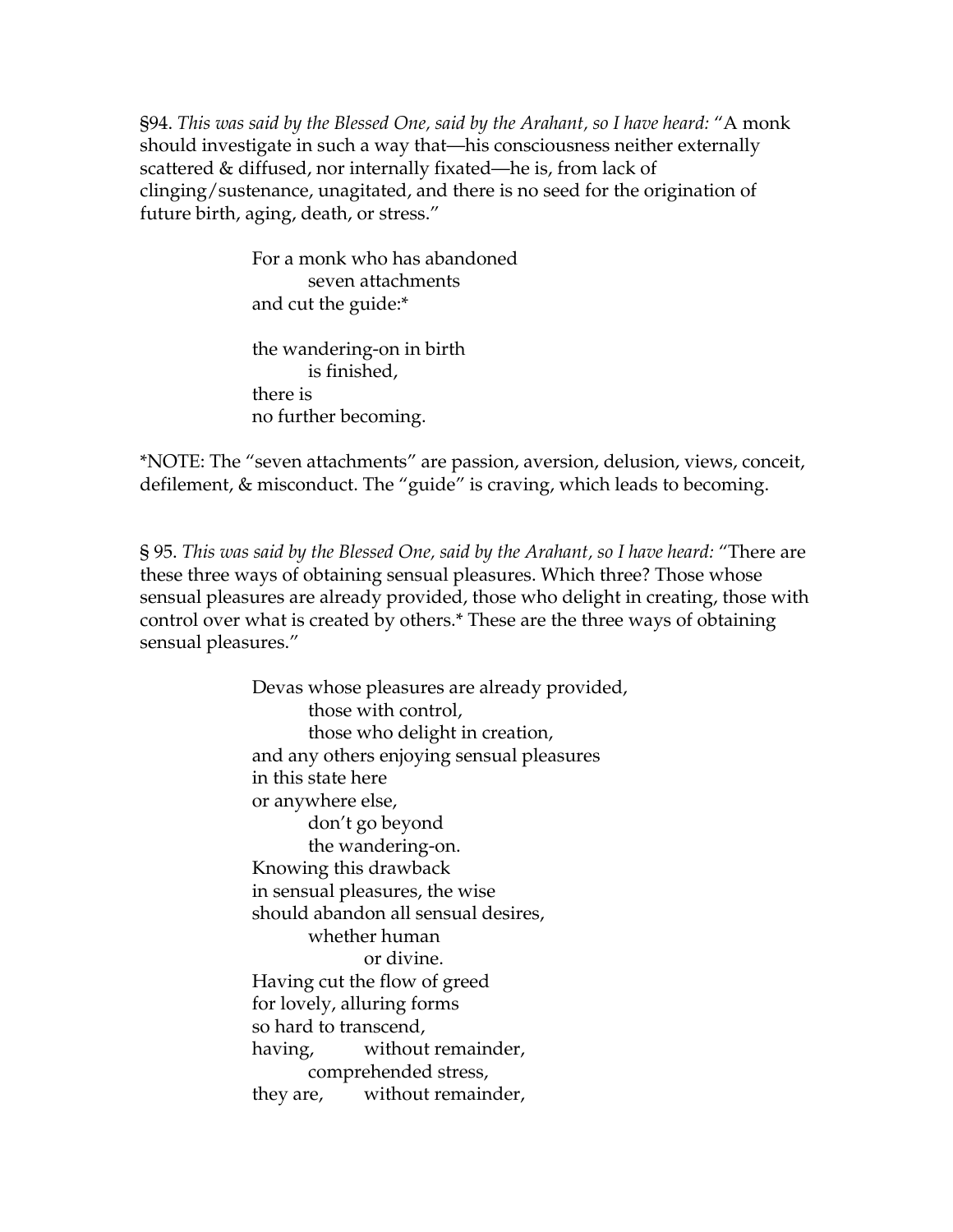§94. *This was said by the Blessed One, said by the Arahant, so I have heard:* "A monk should investigate in such a way that—his consciousness neither externally scattered & diffused, nor internally fixated—he is, from lack of clinging/sustenance, unagitated, and there is no seed for the origination of future birth, aging, death, or stress."

> For a monk who has abandoned
> seven attachments
> and cut the guide:*
>
> the wandering-on in birth
> is finished,
> there is
> no further becoming.

*NOTE: The "seven attachments" are passion, aversion, delusion, views, conceit, defilement, & misconduct. The "guide" is craving, which leads to becoming.

§ 95. *This was said by the Blessed One, said by the Arahant, so I have heard:* "There are these three ways of obtaining sensual pleasures. Which three? Those whose sensual pleasures are already provided, those who delight in creating, those with control over what is created by others.* These are the three ways of obtaining sensual pleasures."

> Devas whose pleasures are already provided,
> those with control,
> those who delight in creation,
> and any others enjoying sensual pleasures
> in this state here
> or anywhere else,
> don't go beyond
> the wandering-on.
> Knowing this drawback
> in sensual pleasures, the wise
> should abandon all sensual desires,
> whether human
> or divine.
> Having cut the flow of greed
> for lovely, alluring forms
> so hard to transcend,
> having, without remainder,
> comprehended stress,
> they are, without remainder,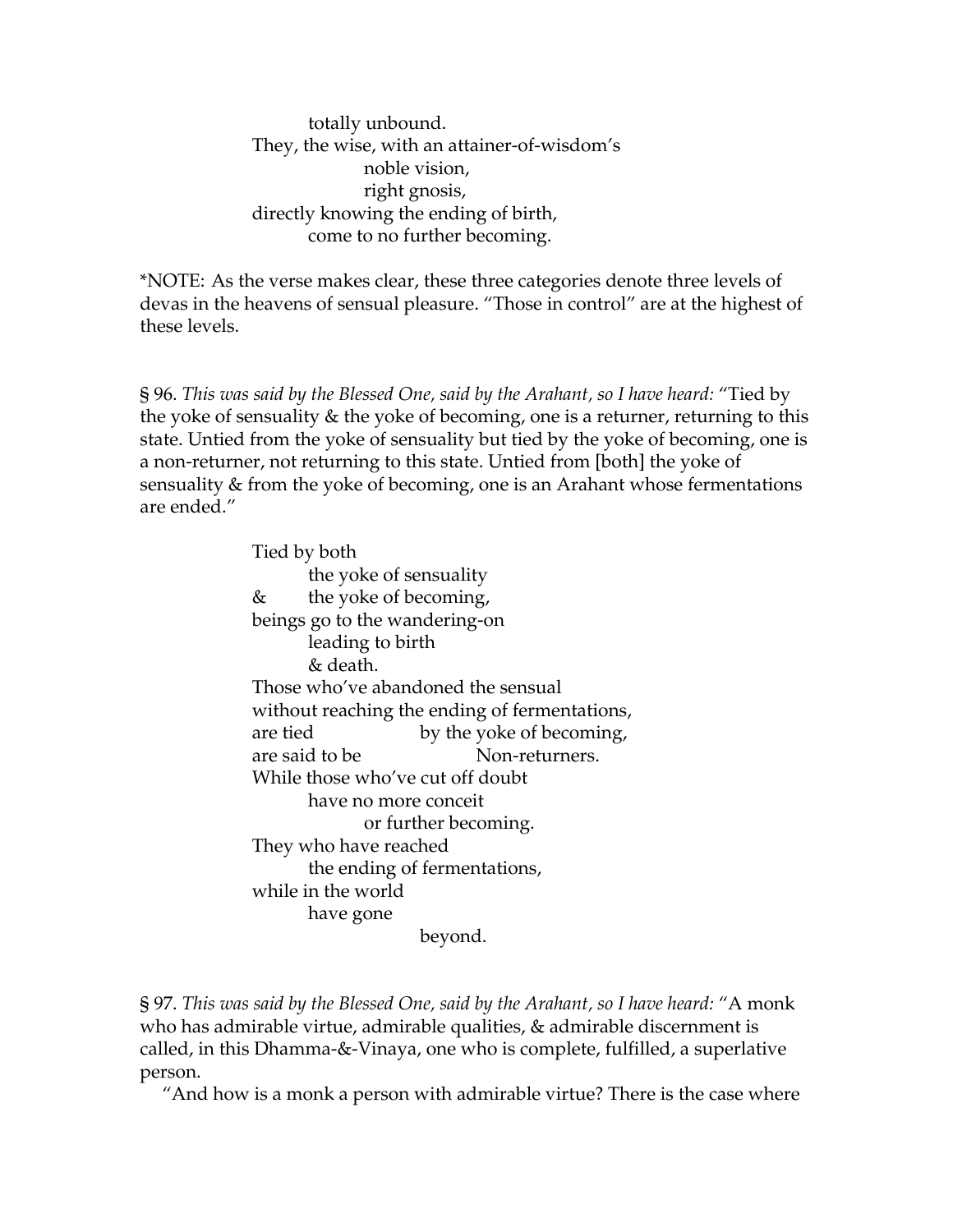totally unbound.  
They, the wise, with an attainer-of-wisdom's  
noble vision,  
right gnosis,  
directly knowing the ending of birth,  
come to no further becoming.

*NOTE: As the verse makes clear, these three categories denote three levels of devas in the heavens of sensual pleasure. "Those in control" are at the highest of these levels.

§ 96. *This was said by the Blessed One, said by the Arahant, so I have heard:* "Tied by the yoke of sensuality & the yoke of becoming, one is a returner, returning to this state. Untied from the yoke of sensuality but tied by the yoke of becoming, one is a non-returner, not returning to this state. Untied from [both] the yoke of sensuality & from the yoke of becoming, one is an Arahant whose fermentations are ended."

Tied by both  
the yoke of sensuality  
& the yoke of becoming,  
beings go to the wandering-on  
leading to birth  
& death.  
Those who've abandoned the sensual  
without reaching the ending of fermentations,  
are tied by the yoke of becoming,  
are said to be Non-returners.  
While those who've cut off doubt  
have no more conceit  
or further becoming.  
They who have reached  
the ending of fermentations,  
while in the world  
have gone  
beyond.

§ 97. *This was said by the Blessed One, said by the Arahant, so I have heard:* "A monk who has admirable virtue, admirable qualities, & admirable discernment is called, in this Dhamma-&-Vinaya, one who is complete, fulfilled, a superlative person.

"And how is a monk a person with admirable virtue? There is the case where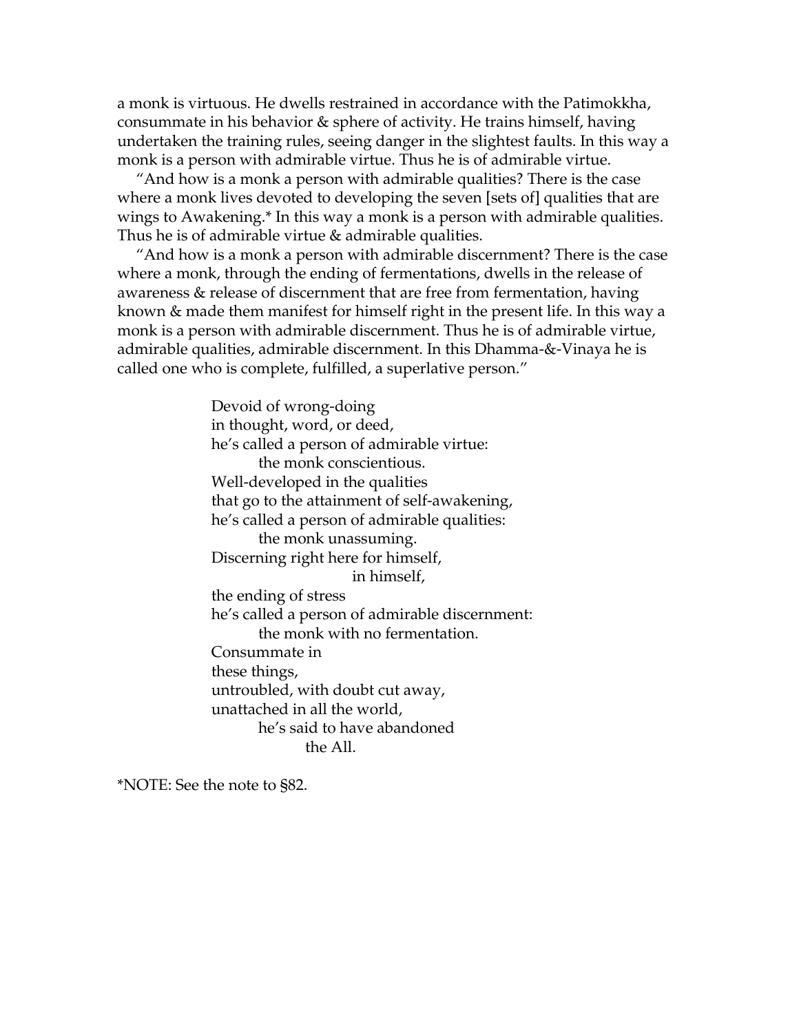a monk is virtuous. He dwells restrained in accordance with the Patimokkha, consummate in his behavior & sphere of activity. He trains himself, having undertaken the training rules, seeing danger in the slightest faults. In this way a monk is a person with admirable virtue. Thus he is of admirable virtue.

"And how is a monk a person with admirable qualities? There is the case where a monk lives devoted to developing the seven [sets of] qualities that are wings to Awakening.* In this way a monk is a person with admirable qualities. Thus he is of admirable virtue & admirable qualities.

"And how is a monk a person with admirable discernment? There is the case where a monk, through the ending of fermentations, dwells in the release of awareness & release of discernment that are free from fermentation, having known & made them manifest for himself right in the present life. In this way a monk is a person with admirable discernment. Thus he is of admirable virtue, admirable qualities, admirable discernment. In this Dhamma-&-Vinaya he is called one who is complete, fulfilled, a superlative person."

> Devoid of wrong-doing  
> in thought, word, or deed,  
> he's called a person of admirable virtue:  
> the monk conscientious.  
> Well-developed in the qualities  
> that go to the attainment of self-awakening,  
> he's called a person of admirable qualities:  
> the monk unassuming.  
> Discerning right here for himself,  
> in himself,  
> the ending of stress  
> he's called a person of admirable discernment:  
> the monk with no fermentation.  
> Consummate in  
> these things,  
> untroubled, with doubt cut away,  
> unattached in all the world,  
> he's said to have abandoned  
> the All.

*NOTE: See the note to §82.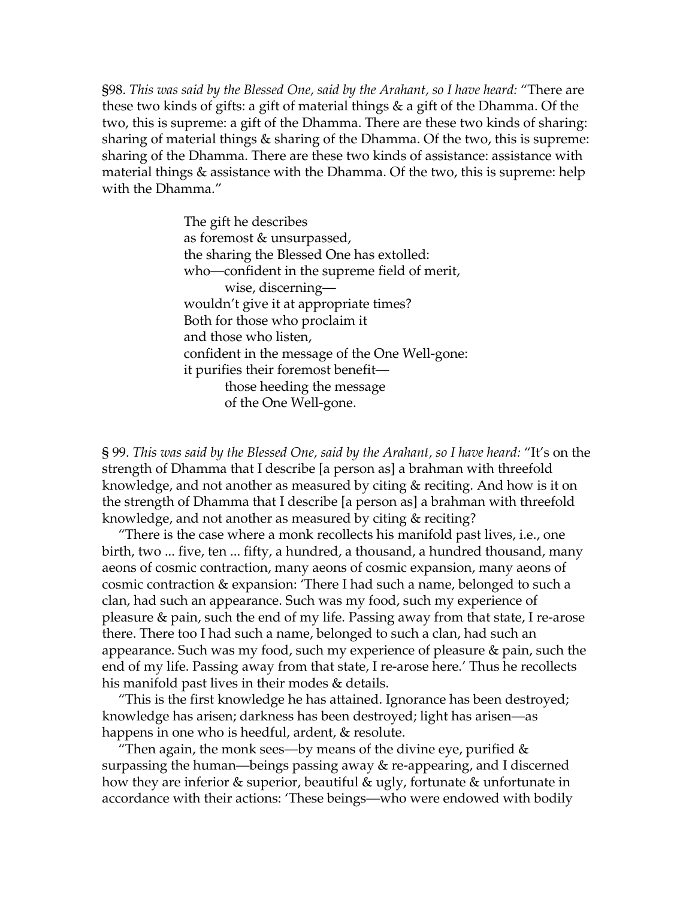§98. *This was said by the Blessed One, said by the Arahant, so I have heard:* "There are these two kinds of gifts: a gift of material things & a gift of the Dhamma. Of the two, this is supreme: a gift of the Dhamma. There are these two kinds of sharing: sharing of material things & sharing of the Dhamma. Of the two, this is supreme: sharing of the Dhamma. There are these two kinds of assistance: assistance with material things & assistance with the Dhamma. Of the two, this is supreme: help with the Dhamma."

> The gift he describes  
> as foremost & unsurpassed,  
> the sharing the Blessed One has extolled:  
> who—confident in the supreme field of merit,  
> wise, discerning—  
> wouldn't give it at appropriate times?  
> Both for those who proclaim it  
> and those who listen,  
> confident in the message of the One Well-gone:  
> it purifies their foremost benefit—  
> those heeding the message  
> of the One Well-gone.

§ 99. *This was said by the Blessed One, said by the Arahant, so I have heard:* "It's on the strength of Dhamma that I describe [a person as] a brahman with threefold knowledge, and not another as measured by citing & reciting. And how is it on the strength of Dhamma that I describe [a person as] a brahman with threefold knowledge, and not another as measured by citing & reciting?

"There is the case where a monk recollects his manifold past lives, i.e., one birth, two ... five, ten ... fifty, a hundred, a thousand, a hundred thousand, many aeons of cosmic contraction, many aeons of cosmic expansion, many aeons of cosmic contraction & expansion: 'There I had such a name, belonged to such a clan, had such an appearance. Such was my food, such my experience of pleasure & pain, such the end of my life. Passing away from that state, I re-arose there. There too I had such a name, belonged to such a clan, had such an appearance. Such was my food, such my experience of pleasure & pain, such the end of my life. Passing away from that state, I re-arose here.' Thus he recollects his manifold past lives in their modes & details.

"This is the first knowledge he has attained. Ignorance has been destroyed; knowledge has arisen; darkness has been destroyed; light has arisen—as happens in one who is heedful, ardent, & resolute.

"Then again, the monk sees—by means of the divine eye, purified & surpassing the human—beings passing away & re-appearing, and I discerned how they are inferior & superior, beautiful & ugly, fortunate & unfortunate in accordance with their actions: 'These beings—who were endowed with bodily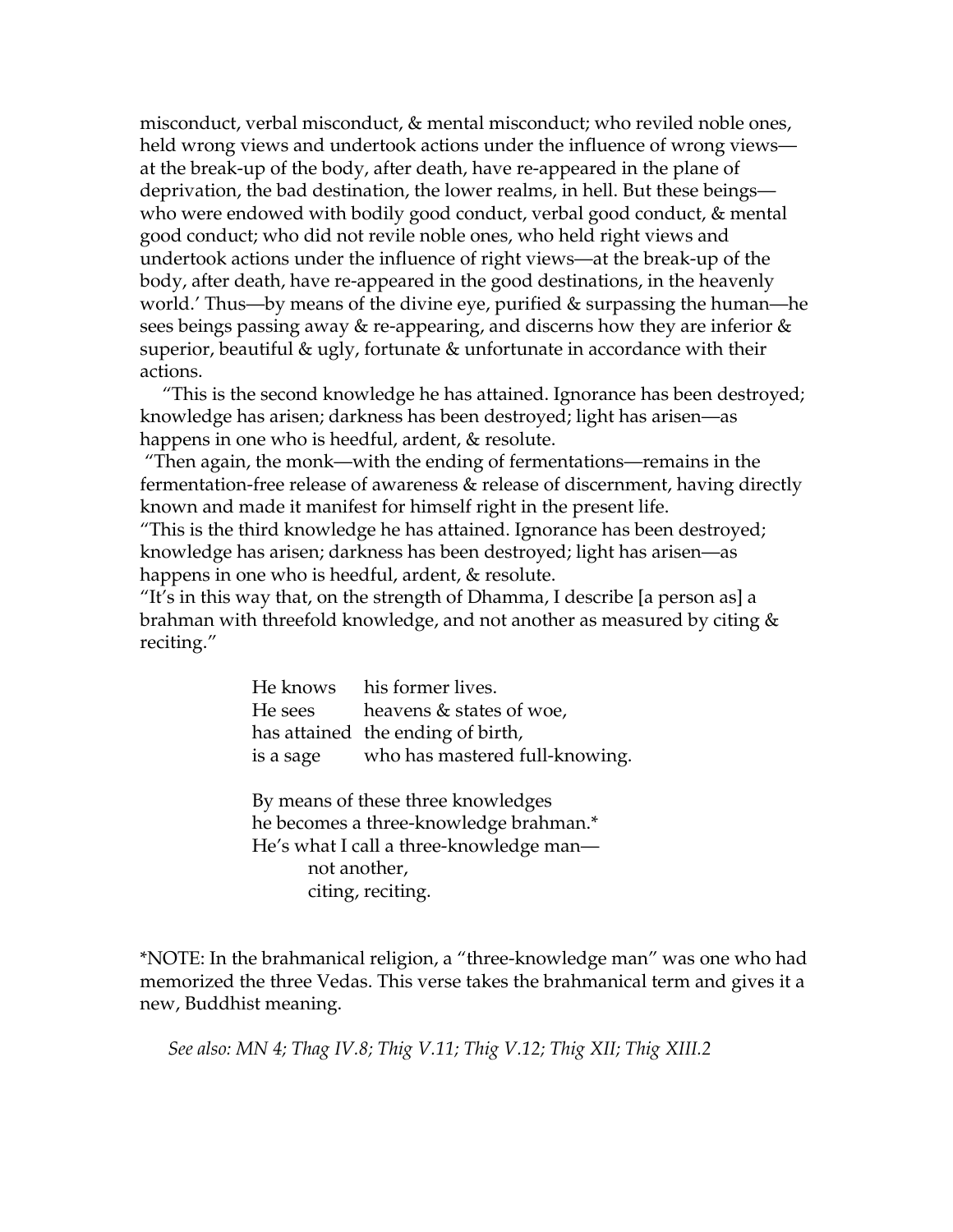misconduct, verbal misconduct, & mental misconduct; who reviled noble ones, held wrong views and undertook actions under the influence of wrong views—at the break-up of the body, after death, have re-appeared in the plane of deprivation, the bad destination, the lower realms, in hell. But these beings—who were endowed with bodily good conduct, verbal good conduct, & mental good conduct; who did not revile noble ones, who held right views and undertook actions under the influence of right views—at the break-up of the body, after death, have re-appeared in the good destinations, in the heavenly world.' Thus—by means of the divine eye, purified & surpassing the human—he sees beings passing away & re-appearing, and discerns how they are inferior & superior, beautiful & ugly, fortunate & unfortunate in accordance with their actions.

"This is the second knowledge he has attained. Ignorance has been destroyed; knowledge has arisen; darkness has been destroyed; light has arisen—as happens in one who is heedful, ardent, & resolute.

"Then again, the monk—with the ending of fermentations—remains in the fermentation-free release of awareness & release of discernment, having directly known and made it manifest for himself right in the present life.

"This is the third knowledge he has attained. Ignorance has been destroyed; knowledge has arisen; darkness has been destroyed; light has arisen—as happens in one who is heedful, ardent, & resolute.

"It's in this way that, on the strength of Dhamma, I describe [a person as] a brahman with threefold knowledge, and not another as measured by citing & reciting."

> He knows his former lives.
> He sees heavens & states of woe,
> has attained the ending of birth,
> is a sage who has mastered full-knowing.
>
> By means of these three knowledges
> he becomes a three-knowledge brahman.*
> He's what I call a three-knowledge man—
> not another,
> citing, reciting.

*NOTE: In the brahmanical religion, a "three-knowledge man" was one who had memorized the three Vedas. This verse takes the brahmanical term and gives it a new, Buddhist meaning.

*See also: MN 4; Thag IV.8; Thig V.11; Thig V.12; Thig XII; Thig XIII.2*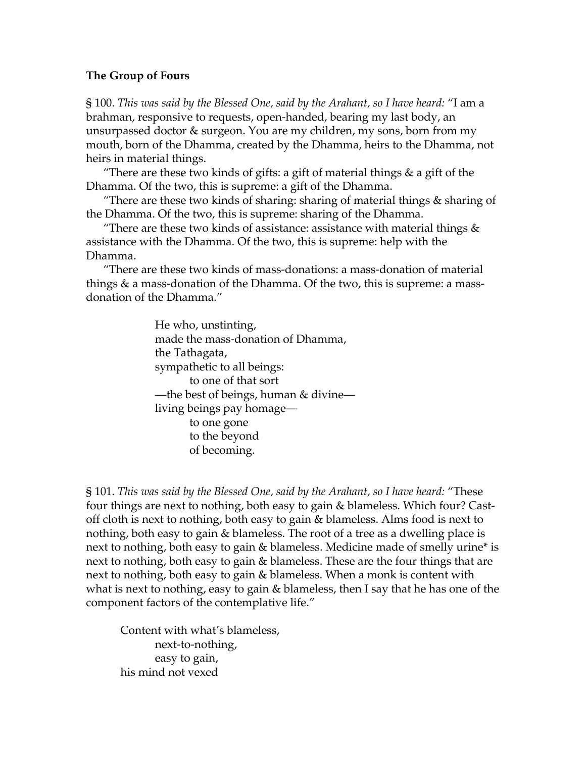**The Group of Fours**

§ 100. *This was said by the Blessed One, said by the Arahant, so I have heard:* "I am a brahman, responsive to requests, open-handed, bearing my last body, an unsurpassed doctor & surgeon. You are my children, my sons, born from my mouth, born of the Dhamma, created by the Dhamma, heirs to the Dhamma, not heirs in material things.

"There are these two kinds of gifts: a gift of material things & a gift of the Dhamma. Of the two, this is supreme: a gift of the Dhamma.

"There are these two kinds of sharing: sharing of material things & sharing of the Dhamma. Of the two, this is supreme: sharing of the Dhamma.

"There are these two kinds of assistance: assistance with material things & assistance with the Dhamma. Of the two, this is supreme: help with the Dhamma.

"There are these two kinds of mass-donations: a mass-donation of material things & a mass-donation of the Dhamma. Of the two, this is supreme: a mass-donation of the Dhamma."

> He who, unstinting,
> made the mass-donation of Dhamma,
> the Tathagata,
> sympathetic to all beings:
>     to one of that sort
> —the best of beings, human & divine—
> living beings pay homage—
>     to one gone
>     to the beyond
>     of becoming.

§ 101. *This was said by the Blessed One, said by the Arahant, so I have heard:* "These four things are next to nothing, both easy to gain & blameless. Which four? Cast-off cloth is next to nothing, both easy to gain & blameless. Alms food is next to nothing, both easy to gain & blameless. The root of a tree as a dwelling place is next to nothing, both easy to gain & blameless. Medicine made of smelly urine* is next to nothing, both easy to gain & blameless. These are the four things that are next to nothing, both easy to gain & blameless. When a monk is content with what is next to nothing, easy to gain & blameless, then I say that he has one of the component factors of the contemplative life."

> Content with what's blameless,
>     next-to-nothing,
>     easy to gain,
> his mind not vexed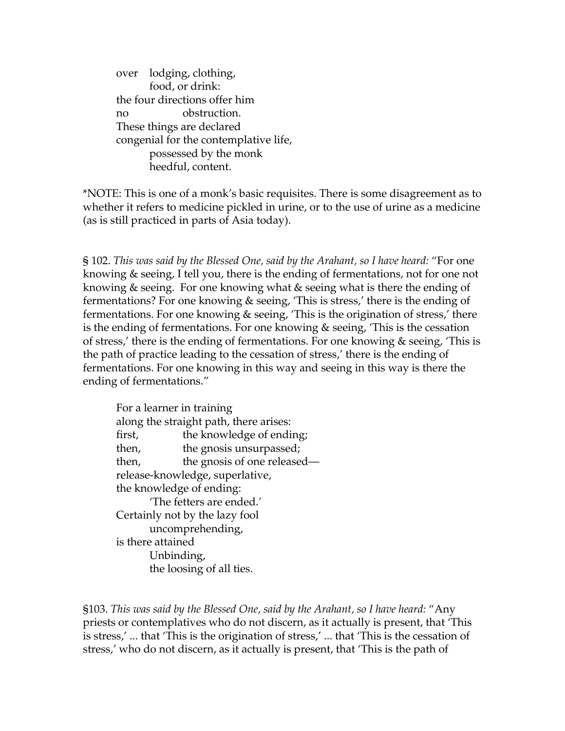over lodging, clothing,
food, or drink:
the four directions offer him
no obstruction.
These things are declared
congenial for the contemplative life,
possessed by the monk
heedful, content.

*NOTE: This is one of a monk's basic requisites. There is some disagreement as to whether it refers to medicine pickled in urine, or to the use of urine as a medicine (as is still practiced in parts of Asia today).

§ 102. *This was said by the Blessed One, said by the Arahant, so I have heard:* "For one knowing & seeing, I tell you, there is the ending of fermentations, not for one not knowing & seeing. For one knowing what & seeing what is there the ending of fermentations? For one knowing & seeing, 'This is stress,' there is the ending of fermentations. For one knowing & seeing, 'This is the origination of stress,' there is the ending of fermentations. For one knowing & seeing, 'This is the cessation of stress,' there is the ending of fermentations. For one knowing & seeing, 'This is the path of practice leading to the cessation of stress,' there is the ending of fermentations. For one knowing in this way and seeing in this way is there the ending of fermentations."

For a learner in training
along the straight path, there arises:
first, the knowledge of ending;
then, the gnosis unsurpassed;
then, the gnosis of one released—
release-knowledge, superlative,
the knowledge of ending:
'The fetters are ended.'
Certainly not by the lazy fool
uncomprehending,
is there attained
Unbinding,
the loosing of all ties.

§103. *This was said by the Blessed One, said by the Arahant, so I have heard:* "Any priests or contemplatives who do not discern, as it actually is present, that 'This is stress,' ... that 'This is the origination of stress,' ... that 'This is the cessation of stress,' who do not discern, as it actually is present, that 'This is the path of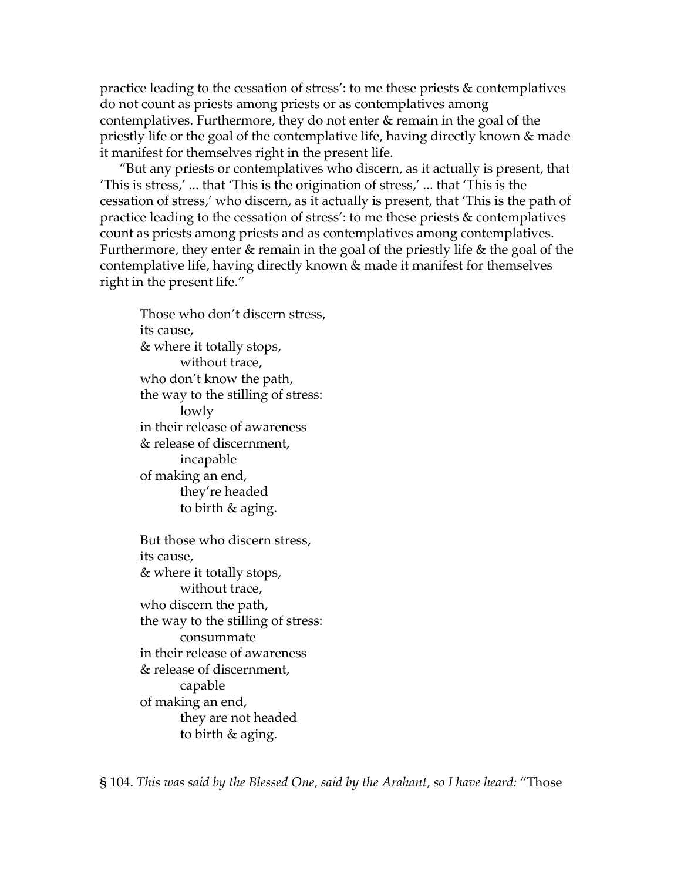practice leading to the cessation of stress': to me these priests & contemplatives do not count as priests among priests or as contemplatives among contemplatives. Furthermore, they do not enter & remain in the goal of the priestly life or the goal of the contemplative life, having directly known & made it manifest for themselves right in the present life.

"But any priests or contemplatives who discern, as it actually is present, that 'This is stress,' ... that 'This is the origination of stress,' ... that 'This is the cessation of stress,' who discern, as it actually is present, that 'This is the path of practice leading to the cessation of stress': to me these priests & contemplatives count as priests among priests and as contemplatives among contemplatives. Furthermore, they enter & remain in the goal of the priestly life & the goal of the contemplative life, having directly known & made it manifest for themselves right in the present life."

> Those who don't discern stress,  
> its cause,  
> & where it totally stops,  
> &nbsp;&nbsp;&nbsp;&nbsp;without trace,  
> who don't know the path,  
> the way to the stilling of stress:  
> &nbsp;&nbsp;&nbsp;&nbsp;lowly  
> in their release of awareness  
> & release of discernment,  
> &nbsp;&nbsp;&nbsp;&nbsp;incapable  
> of making an end,  
> &nbsp;&nbsp;&nbsp;&nbsp;they're headed  
> &nbsp;&nbsp;&nbsp;&nbsp;to birth & aging.
>
> But those who discern stress,  
> its cause,  
> & where it totally stops,  
> &nbsp;&nbsp;&nbsp;&nbsp;without trace,  
> who discern the path,  
> the way to the stilling of stress:  
> &nbsp;&nbsp;&nbsp;&nbsp;consummate  
> in their release of awareness  
> & release of discernment,  
> &nbsp;&nbsp;&nbsp;&nbsp;capable  
> of making an end,  
> &nbsp;&nbsp;&nbsp;&nbsp;they are not headed  
> &nbsp;&nbsp;&nbsp;&nbsp;to birth & aging.

§ 104. *This was said by the Blessed One, said by the Arahant, so I have heard:* "Those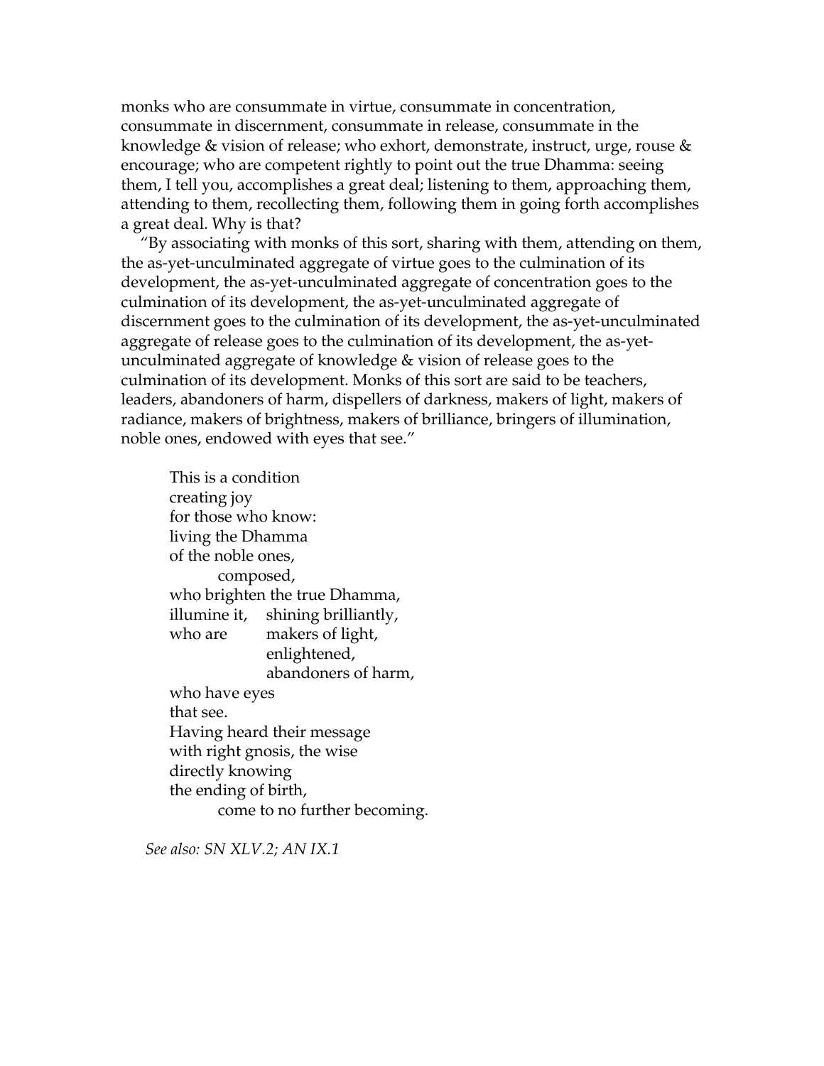monks who are consummate in virtue, consummate in concentration, consummate in discernment, consummate in release, consummate in the knowledge & vision of release; who exhort, demonstrate, instruct, urge, rouse & encourage; who are competent rightly to point out the true Dhamma: seeing them, I tell you, accomplishes a great deal; listening to them, approaching them, attending to them, recollecting them, following them in going forth accomplishes a great deal. Why is that?

"By associating with monks of this sort, sharing with them, attending on them, the as-yet-unculminated aggregate of virtue goes to the culmination of its development, the as-yet-unculminated aggregate of concentration goes to the culmination of its development, the as-yet-unculminated aggregate of discernment goes to the culmination of its development, the as-yet-unculminated aggregate of release goes to the culmination of its development, the as-yet-unculminated aggregate of knowledge & vision of release goes to the culmination of its development. Monks of this sort are said to be teachers, leaders, abandoners of harm, dispellers of darkness, makers of light, makers of radiance, makers of brightness, makers of brilliance, bringers of illumination, noble ones, endowed with eyes that see."

> This is a condition  
> creating joy  
> for those who know:  
> living the Dhamma  
> of the noble ones,  
> composed,  
> who brighten the true Dhamma,  
> illumine it, shining brilliantly,  
> who are makers of light,  
> enlightened,  
> abandoners of harm,  
> who have eyes  
> that see.  
> Having heard their message  
> with right gnosis, the wise  
> directly knowing  
> the ending of birth,  
> come to no further becoming.

*See also: SN XLV.2; AN IX.1*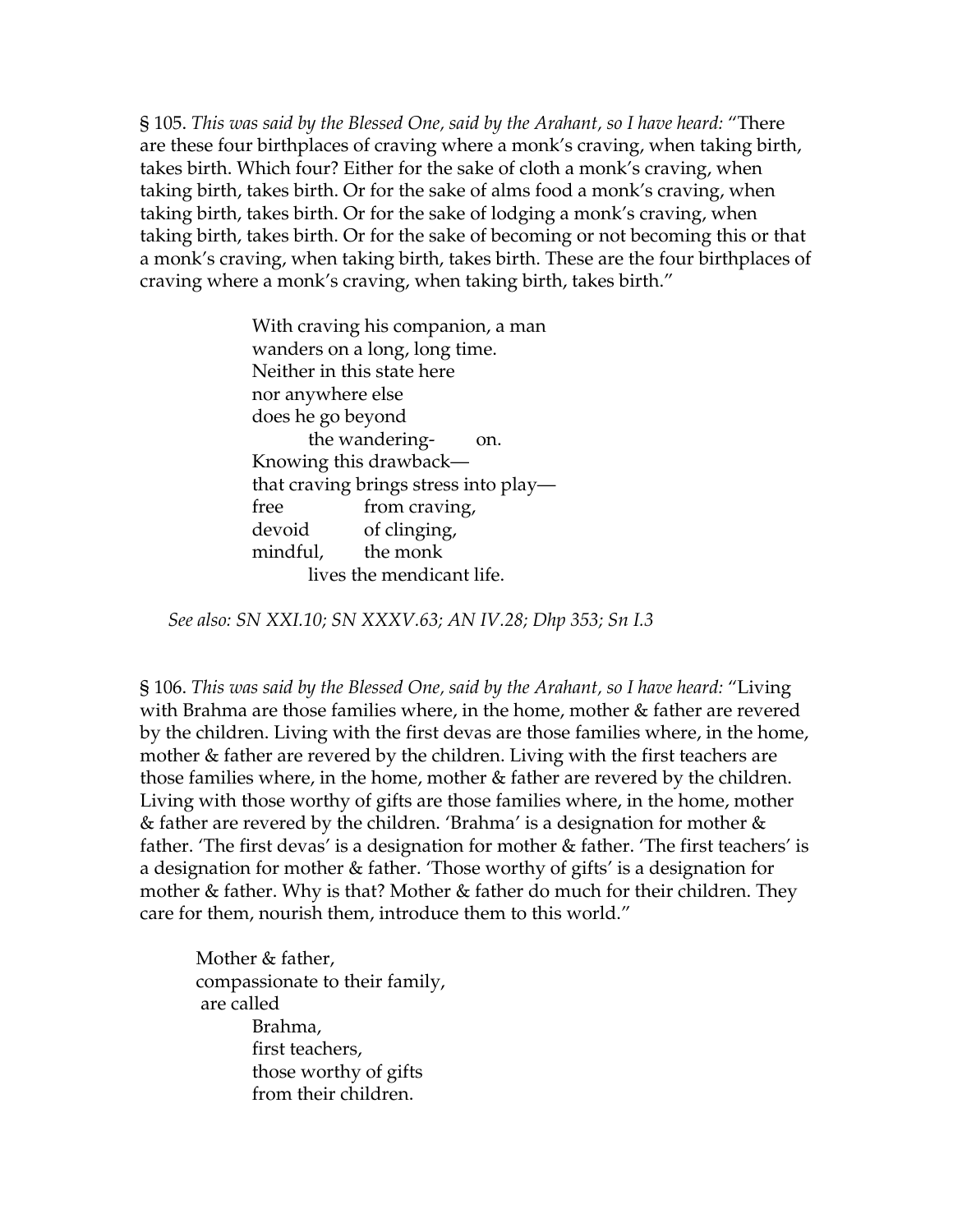§ 105. *This was said by the Blessed One, said by the Arahant, so I have heard:* "There are these four birthplaces of craving where a monk's craving, when taking birth, takes birth. Which four? Either for the sake of cloth a monk's craving, when taking birth, takes birth. Or for the sake of alms food a monk's craving, when taking birth, takes birth. Or for the sake of lodging a monk's craving, when taking birth, takes birth. Or for the sake of becoming or not becoming this or that a monk's craving, when taking birth, takes birth. These are the four birthplaces of craving where a monk's craving, when taking birth, takes birth."

> With craving his companion, a man  
> wanders on a long, long time.  
> Neither in this state here  
> nor anywhere else  
> does he go beyond  
>     the wandering-    on.  
> Knowing this drawback—  
> that craving brings stress into play—  
> free        from craving,  
> devoid      of clinging,  
> mindful,    the monk  
>     lives the mendicant life.

*See also: SN XXI.10; SN XXXV.63; AN IV.28; Dhp 353; Sn I.3*

§ 106. *This was said by the Blessed One, said by the Arahant, so I have heard:* "Living with Brahma are those families where, in the home, mother & father are revered by the children. Living with the first devas are those families where, in the home, mother & father are revered by the children. Living with the first teachers are those families where, in the home, mother & father are revered by the children. Living with those worthy of gifts are those families where, in the home, mother & father are revered by the children. 'Brahma' is a designation for mother & father. 'The first devas' is a designation for mother & father. 'The first teachers' is a designation for mother & father. 'Those worthy of gifts' is a designation for mother & father. Why is that? Mother & father do much for their children. They care for them, nourish them, introduce them to this world."

> Mother & father,  
> compassionate to their family,  
> are called  
>     Brahma,  
>     first teachers,  
>     those worthy of gifts  
>     from their children.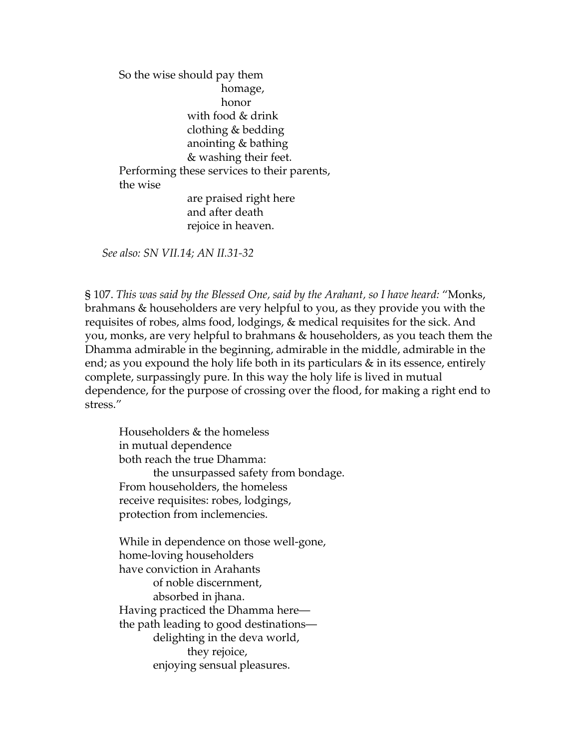So the wise should pay them
homage,
honor
with food & drink
clothing & bedding
anointing & bathing
& washing their feet.
Performing these services to their parents,
the wise
are praised right here
and after death
rejoice in heaven.

*See also: SN VII.14; AN II.31-32*

§ 107. *This was said by the Blessed One, said by the Arahant, so I have heard:* "Monks, brahmans & householders are very helpful to you, as they provide you with the requisites of robes, alms food, lodgings, & medical requisites for the sick. And you, monks, are very helpful to brahmans & householders, as you teach them the Dhamma admirable in the beginning, admirable in the middle, admirable in the end; as you expound the holy life both in its particulars & in its essence, entirely complete, surpassingly pure. In this way the holy life is lived in mutual dependence, for the purpose of crossing over the flood, for making a right end to stress."

Householders & the homeless
in mutual dependence
both reach the true Dhamma:
the unsurpassed safety from bondage.
From householders, the homeless
receive requisites: robes, lodgings,
protection from inclemencies.

While in dependence on those well-gone,
home-loving householders
have conviction in Arahants
of noble discernment,
absorbed in jhana.
Having practiced the Dhamma here—
the path leading to good destinations—
delighting in the deva world,
they rejoice,
enjoying sensual pleasures.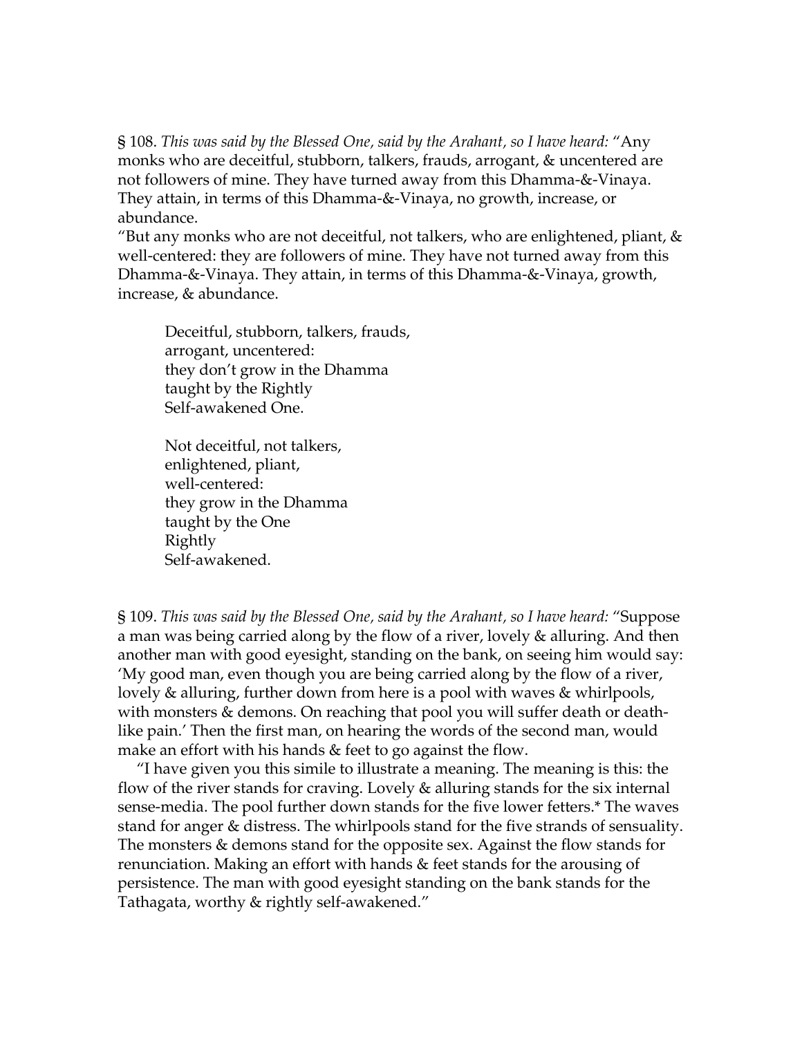§ 108. *This was said by the Blessed One, said by the Arahant, so I have heard:* "Any monks who are deceitful, stubborn, talkers, frauds, arrogant, & uncentered are not followers of mine. They have turned away from this Dhamma-&-Vinaya. They attain, in terms of this Dhamma-&-Vinaya, no growth, increase, or abundance.

"But any monks who are not deceitful, not talkers, who are enlightened, pliant, & well-centered: they are followers of mine. They have not turned away from this Dhamma-&-Vinaya. They attain, in terms of this Dhamma-&-Vinaya, growth, increase, & abundance.

> Deceitful, stubborn, talkers, frauds,
> arrogant, uncentered:
> they don't grow in the Dhamma
> taught by the Rightly
> Self-awakened One.
>
> Not deceitful, not talkers,
> enlightened, pliant,
> well-centered:
> they grow in the Dhamma
> taught by the One
> Rightly
> Self-awakened.

§ 109. *This was said by the Blessed One, said by the Arahant, so I have heard:* "Suppose a man was being carried along by the flow of a river, lovely & alluring. And then another man with good eyesight, standing on the bank, on seeing him would say: 'My good man, even though you are being carried along by the flow of a river, lovely & alluring, further down from here is a pool with waves & whirlpools, with monsters & demons. On reaching that pool you will suffer death or death-like pain.' Then the first man, on hearing the words of the second man, would make an effort with his hands & feet to go against the flow.

"I have given you this simile to illustrate a meaning. The meaning is this: the flow of the river stands for craving. Lovely & alluring stands for the six internal sense-media. The pool further down stands for the five lower fetters.* The waves stand for anger & distress. The whirlpools stand for the five strands of sensuality. The monsters & demons stand for the opposite sex. Against the flow stands for renunciation. Making an effort with hands & feet stands for the arousing of persistence. The man with good eyesight standing on the bank stands for the Tathagata, worthy & rightly self-awakened."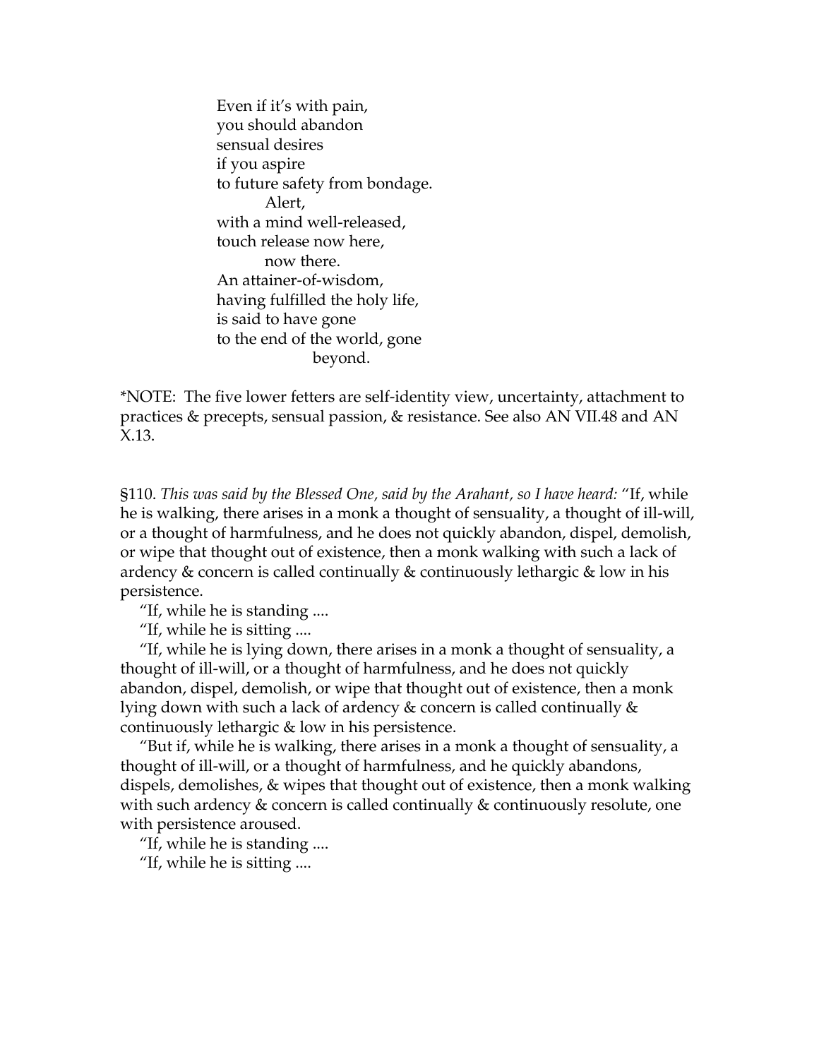Even if it's with pain,  
you should abandon  
sensual desires  
if you aspire  
to future safety from bondage.  
    Alert,  
with a mind well-released,  
touch release now here,  
    now there.  
An attainer-of-wisdom,  
having fulfilled the holy life,  
is said to have gone  
to the end of the world, gone  
    beyond.

*NOTE: The five lower fetters are self-identity view, uncertainty, attachment to practices & precepts, sensual passion, & resistance. See also AN VII.48 and AN X.13.

§110. *This was said by the Blessed One, said by the Arahant, so I have heard:* "If, while he is walking, there arises in a monk a thought of sensuality, a thought of ill-will, or a thought of harmfulness, and he does not quickly abandon, dispel, demolish, or wipe that thought out of existence, then a monk walking with such a lack of ardency & concern is called continually & continuously lethargic & low in his persistence.

"If, while he is standing ....

"If, while he is sitting ....

"If, while he is lying down, there arises in a monk a thought of sensuality, a thought of ill-will, or a thought of harmfulness, and he does not quickly abandon, dispel, demolish, or wipe that thought out of existence, then a monk lying down with such a lack of ardency & concern is called continually & continuously lethargic & low in his persistence.

"But if, while he is walking, there arises in a monk a thought of sensuality, a thought of ill-will, or a thought of harmfulness, and he quickly abandons, dispels, demolishes, & wipes that thought out of existence, then a monk walking with such ardency & concern is called continually & continuously resolute, one with persistence aroused.

"If, while he is standing ....

"If, while he is sitting ....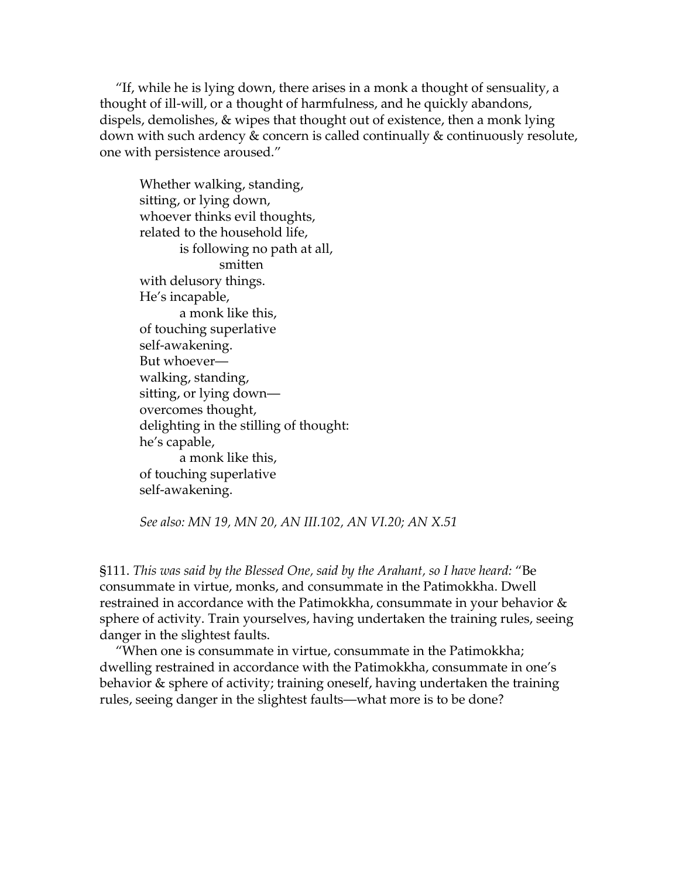"If, while he is lying down, there arises in a monk a thought of sensuality, a thought of ill-will, or a thought of harmfulness, and he quickly abandons, dispels, demolishes, & wipes that thought out of existence, then a monk lying down with such ardency & concern is called continually & continuously resolute, one with persistence aroused."

> Whether walking, standing,  
> sitting, or lying down,  
> whoever thinks evil thoughts,  
> related to the household life,  
>     is following no path at all,  
>         smitten  
> with delusory things.  
> He's incapable,  
>     a monk like this,  
> of touching superlative  
> self-awakening.  
> But whoever—  
> walking, standing,  
> sitting, or lying down—  
> overcomes thought,  
> delighting in the stilling of thought:  
> he's capable,  
>     a monk like this,  
> of touching superlative  
> self-awakening.

*See also: MN 19, MN 20, AN III.102, AN VI.20; AN X.51*

§111. *This was said by the Blessed One, said by the Arahant, so I have heard:* "Be consummate in virtue, monks, and consummate in the Patimokkha. Dwell restrained in accordance with the Patimokkha, consummate in your behavior & sphere of activity. Train yourselves, having undertaken the training rules, seeing danger in the slightest faults.

"When one is consummate in virtue, consummate in the Patimokkha; dwelling restrained in accordance with the Patimokkha, consummate in one's behavior & sphere of activity; training oneself, having undertaken the training rules, seeing danger in the slightest faults—what more is to be done?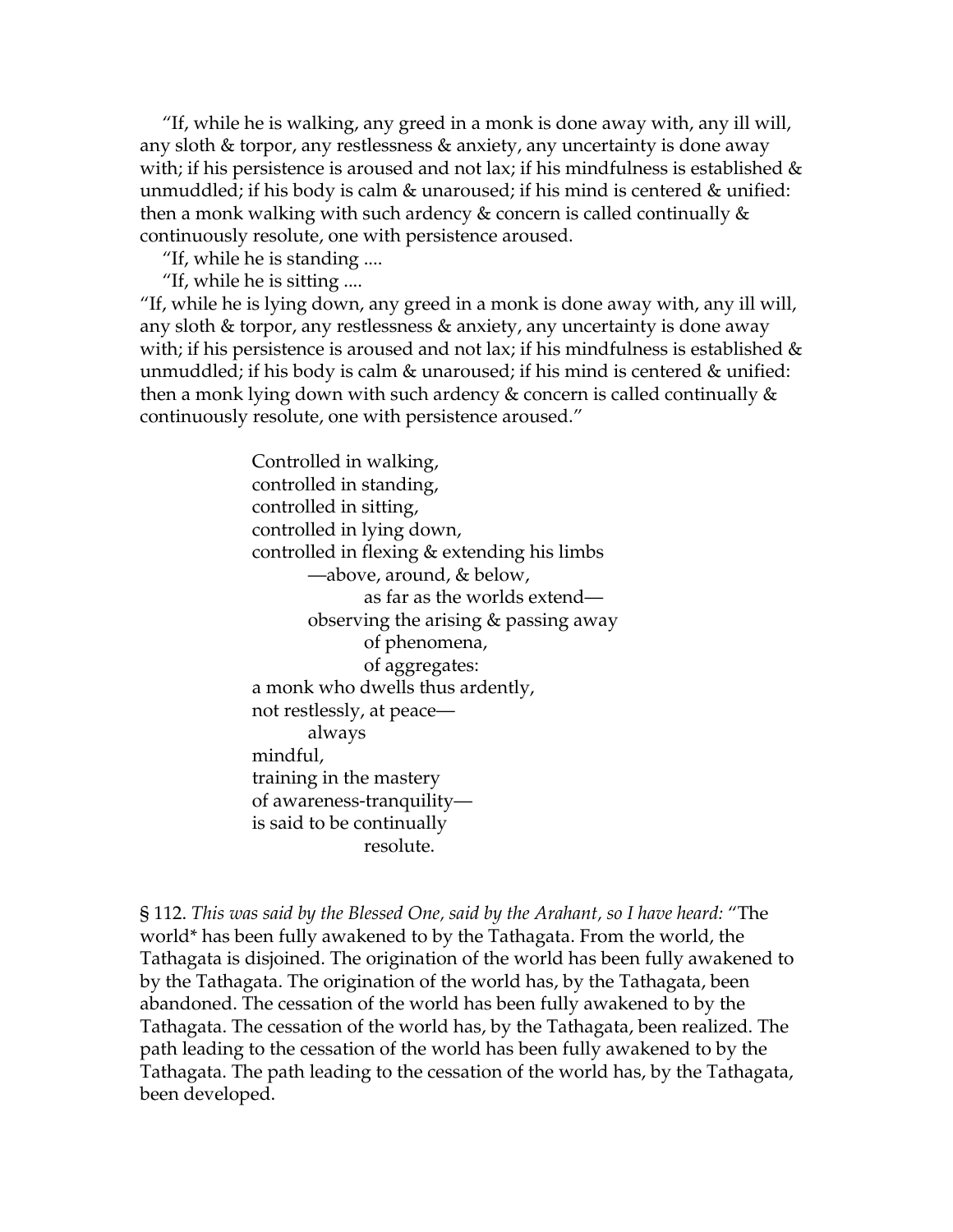"If, while he is walking, any greed in a monk is done away with, any ill will, any sloth & torpor, any restlessness & anxiety, any uncertainty is done away with; if his persistence is aroused and not lax; if his mindfulness is established & unmuddled; if his body is calm & unaroused; if his mind is centered & unified: then a monk walking with such ardency & concern is called continually & continuously resolute, one with persistence aroused.

"If, while he is standing ....

"If, while he is sitting ....

"If, while he is lying down, any greed in a monk is done away with, any ill will, any sloth & torpor, any restlessness & anxiety, any uncertainty is done away with; if his persistence is aroused and not lax; if his mindfulness is established & unmuddled; if his body is calm & unaroused; if his mind is centered & unified: then a monk lying down with such ardency & concern is called continually & continuously resolute, one with persistence aroused."

> Controlled in walking,
> controlled in standing,
> controlled in sitting,
> controlled in lying down,
> controlled in flexing & extending his limbs
> —above, around, & below,
> as far as the worlds extend—
> observing the arising & passing away
> of phenomena,
> of aggregates:
> a monk who dwells thus ardently,
> not restlessly, at peace—
> always
> mindful,
> training in the mastery
> of awareness-tranquility—
> is said to be continually
> resolute.

§ 112. *This was said by the Blessed One, said by the Arahant, so I have heard:* "The world* has been fully awakened to by the Tathagata. From the world, the Tathagata is disjoined. The origination of the world has been fully awakened to by the Tathagata. The origination of the world has, by the Tathagata, been abandoned. The cessation of the world has been fully awakened to by the Tathagata. The cessation of the world has, by the Tathagata, been realized. The path leading to the cessation of the world has been fully awakened to by the Tathagata. The path leading to the cessation of the world has, by the Tathagata, been developed.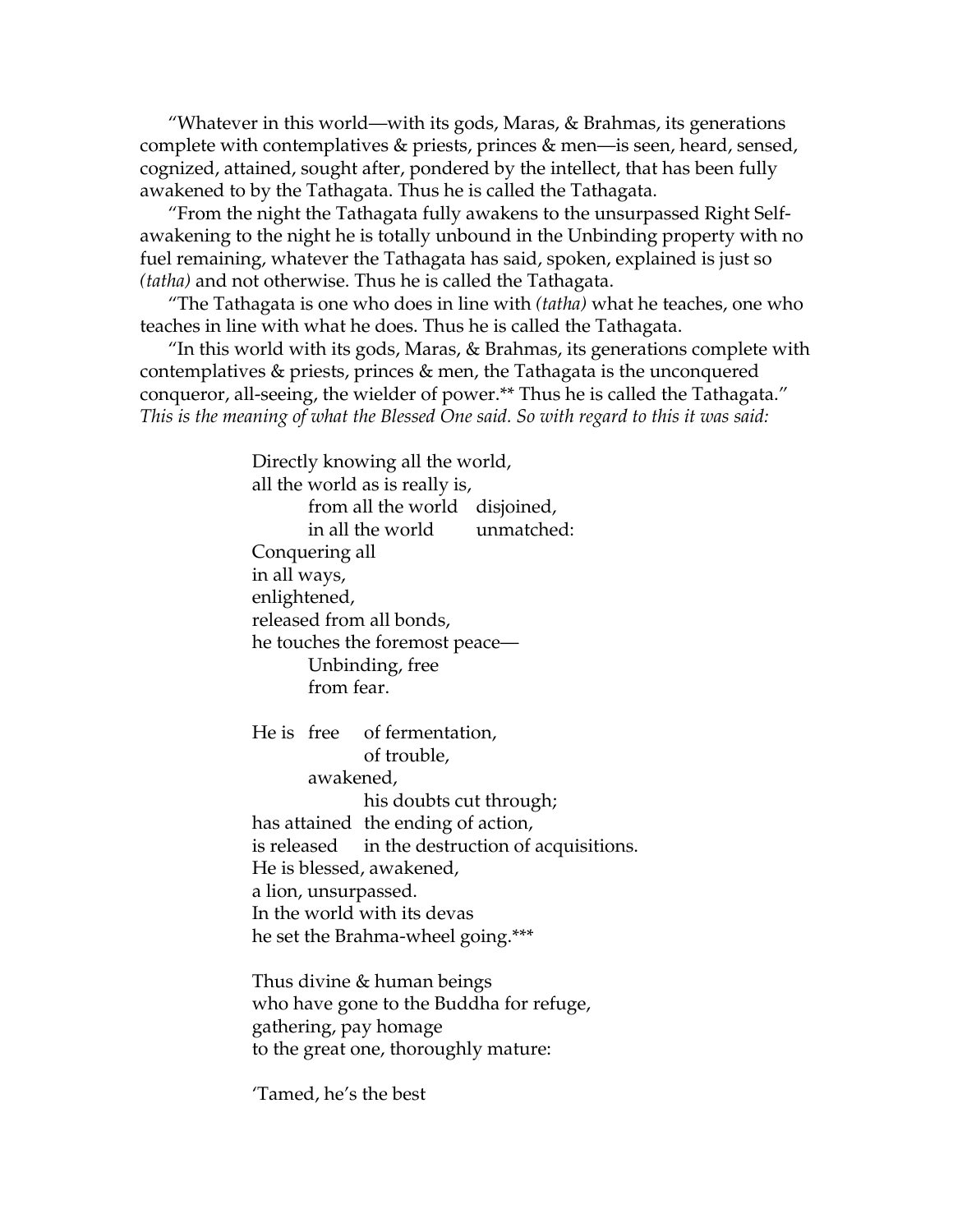"Whatever in this world—with its gods, Maras, & Brahmas, its generations complete with contemplatives & priests, princes & men—is seen, heard, sensed, cognized, attained, sought after, pondered by the intellect, that has been fully awakened to by the Tathagata. Thus he is called the Tathagata.

"From the night the Tathagata fully awakens to the unsurpassed Right Self-awakening to the night he is totally unbound in the Unbinding property with no fuel remaining, whatever the Tathagata has said, spoken, explained is just so *(tatha)* and not otherwise. Thus he is called the Tathagata.

"The Tathagata is one who does in line with *(tatha)* what he teaches, one who teaches in line with what he does. Thus he is called the Tathagata.

"In this world with its gods, Maras, & Brahmas, its generations complete with contemplatives & priests, princes & men, the Tathagata is the unconquered conqueror, all-seeing, the wielder of power.** Thus he is called the Tathagata."
*This is the meaning of what the Blessed One said. So with regard to this it was said:*

> Directly knowing all the world,
> all the world as is really is,
> from all the world disjoined,
> in all the world unmatched:
> Conquering all
> in all ways,
> enlightened,
> released from all bonds,
> he touches the foremost peace—
> Unbinding, free
> from fear.
>
> He is free of fermentation,
> of trouble,
> awakened,
> his doubts cut through;
> has attained the ending of action,
> is released in the destruction of acquisitions.
> He is blessed, awakened,
> a lion, unsurpassed.
> In the world with its devas
> he set the Brahma-wheel going.***
>
> Thus divine & human beings
> who have gone to the Buddha for refuge,
> gathering, pay homage
> to the great one, thoroughly mature:
>
> 'Tamed, he's the best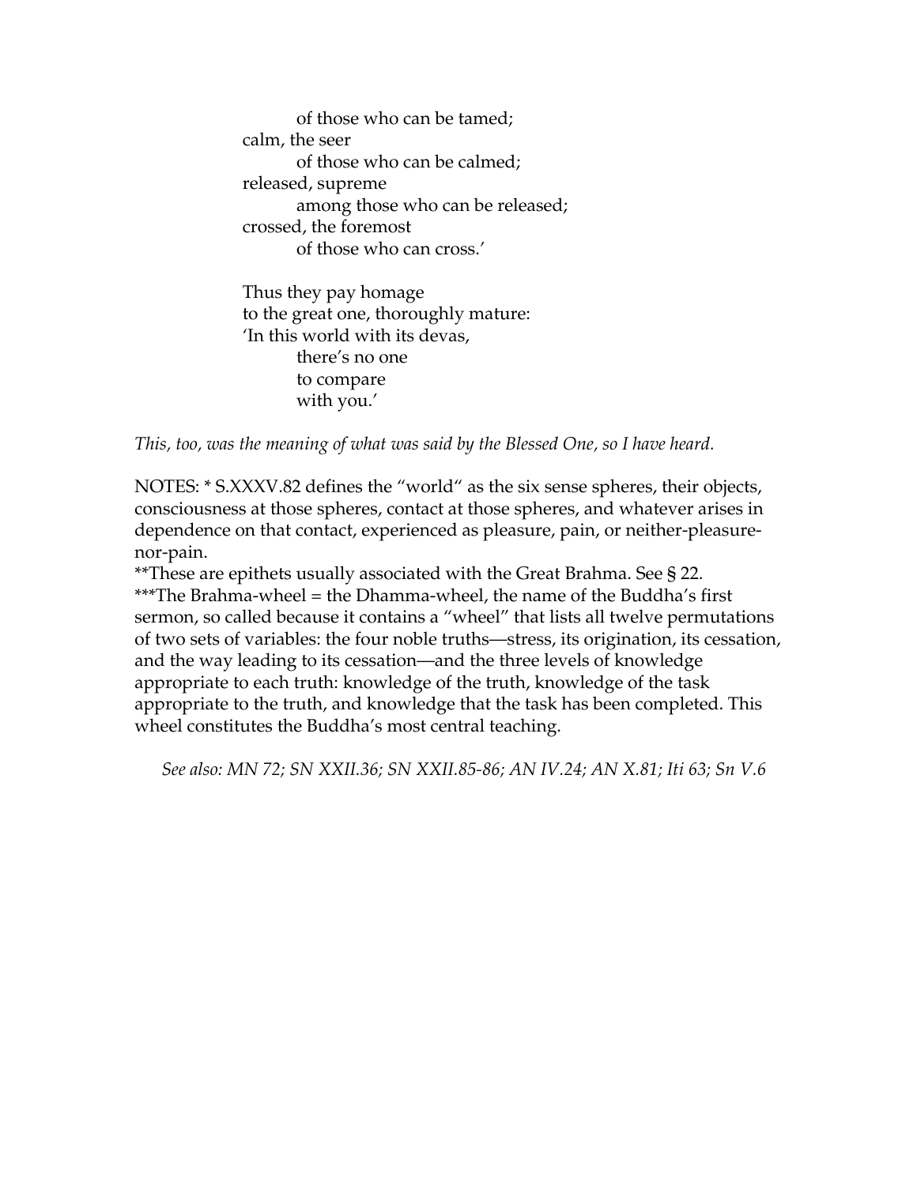of those who can be tamed;  
calm, the seer  
of those who can be calmed;  
released, supreme  
among those who can be released;  
crossed, the foremost  
of those who can cross.’

Thus they pay homage  
to the great one, thoroughly mature:  
‘In this world with its devas,  
there’s no one  
to compare  
with you.’

*This, too, was the meaning of what was said by the Blessed One, so I have heard.*

NOTES: * S.XXXV.82 defines the “world“ as the six sense spheres, their objects, consciousness at those spheres, contact at those spheres, and whatever arises in dependence on that contact, experienced as pleasure, pain, or neither-pleasure-nor-pain.

**These are epithets usually associated with the Great Brahma. See § 22.

***The Brahma-wheel = the Dhamma-wheel, the name of the Buddha’s first sermon, so called because it contains a “wheel” that lists all twelve permutations of two sets of variables: the four noble truths—stress, its origination, its cessation, and the way leading to its cessation—and the three levels of knowledge appropriate to each truth: knowledge of the truth, knowledge of the task appropriate to the truth, and knowledge that the task has been completed. This wheel constitutes the Buddha’s most central teaching.

*See also: MN 72; SN XXII.36; SN XXII.85-86; AN IV.24; AN X.81; Iti 63; Sn V.6*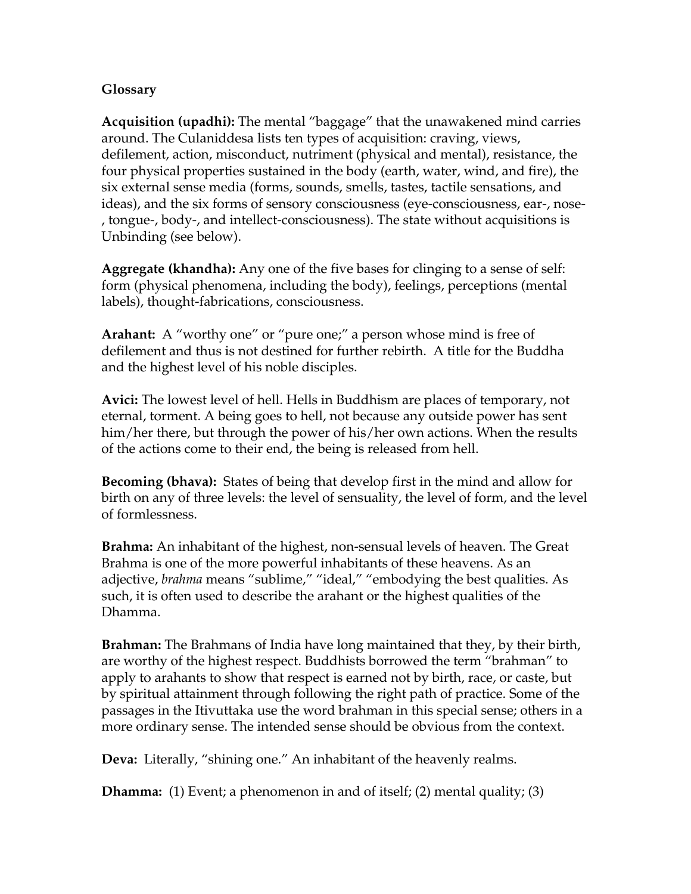**Glossary**

**Acquisition (upadhi):** The mental "baggage" that the unawakened mind carries around. The Culaniddesa lists ten types of acquisition: craving, views, defilement, action, misconduct, nutriment (physical and mental), resistance, the four physical properties sustained in the body (earth, water, wind, and fire), the six external sense media (forms, sounds, smells, tastes, tactile sensations, and ideas), and the six forms of sensory consciousness (eye-consciousness, ear-, nose-, tongue-, body-, and intellect-consciousness). The state without acquisitions is Unbinding (see below).

**Aggregate (khandha):** Any one of the five bases for clinging to a sense of self: form (physical phenomena, including the body), feelings, perceptions (mental labels), thought-fabrications, consciousness.

**Arahant:** A "worthy one" or "pure one;" a person whose mind is free of defilement and thus is not destined for further rebirth. A title for the Buddha and the highest level of his noble disciples.

**Avici:** The lowest level of hell. Hells in Buddhism are places of temporary, not eternal, torment. A being goes to hell, not because any outside power has sent him/her there, but through the power of his/her own actions. When the results of the actions come to their end, the being is released from hell.

**Becoming (bhava):** States of being that develop first in the mind and allow for birth on any of three levels: the level of sensuality, the level of form, and the level of formlessness.

**Brahma:** An inhabitant of the highest, non-sensual levels of heaven. The Great Brahma is one of the more powerful inhabitants of these heavens. As an adjective, *brahma* means "sublime," "ideal," "embodying the best qualities. As such, it is often used to describe the arahant or the highest qualities of the Dhamma.

**Brahman:** The Brahmans of India have long maintained that they, by their birth, are worthy of the highest respect. Buddhists borrowed the term "brahman" to apply to arahants to show that respect is earned not by birth, race, or caste, but by spiritual attainment through following the right path of practice. Some of the passages in the Itivuttaka use the word brahman in this special sense; others in a more ordinary sense. The intended sense should be obvious from the context.

**Deva:** Literally, "shining one." An inhabitant of the heavenly realms.

**Dhamma:** (1) Event; a phenomenon in and of itself; (2) mental quality; (3)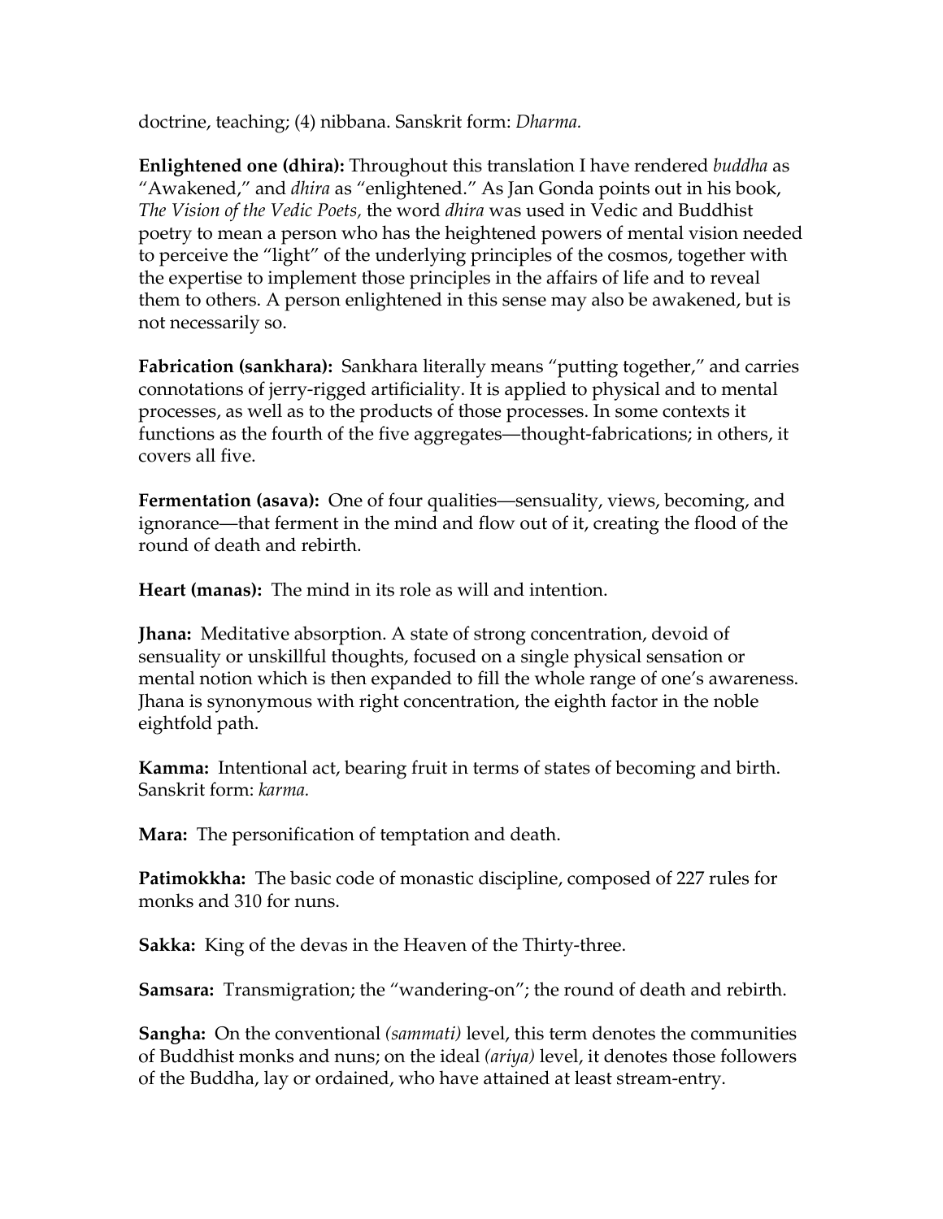doctrine, teaching; (4) nibbana. Sanskrit form: *Dharma.*

**Enlightened one (dhira):** Throughout this translation I have rendered *buddha* as "Awakened," and *dhira* as "enlightened." As Jan Gonda points out in his book, *The Vision of the Vedic Poets,* the word *dhira* was used in Vedic and Buddhist poetry to mean a person who has the heightened powers of mental vision needed to perceive the "light" of the underlying principles of the cosmos, together with the expertise to implement those principles in the affairs of life and to reveal them to others. A person enlightened in this sense may also be awakened, but is not necessarily so.

**Fabrication (sankhara):** Sankhara literally means "putting together," and carries connotations of jerry-rigged artificiality. It is applied to physical and to mental processes, as well as to the products of those processes. In some contexts it functions as the fourth of the five aggregates—thought-fabrications; in others, it covers all five.

**Fermentation (asava):** One of four qualities—sensuality, views, becoming, and ignorance—that ferment in the mind and flow out of it, creating the flood of the round of death and rebirth.

**Heart (manas):** The mind in its role as will and intention.

**Jhana:** Meditative absorption. A state of strong concentration, devoid of sensuality or unskillful thoughts, focused on a single physical sensation or mental notion which is then expanded to fill the whole range of one's awareness. Jhana is synonymous with right concentration, the eighth factor in the noble eightfold path.

**Kamma:** Intentional act, bearing fruit in terms of states of becoming and birth. Sanskrit form: *karma.*

**Mara:** The personification of temptation and death.

**Patimokkha:** The basic code of monastic discipline, composed of 227 rules for monks and 310 for nuns.

**Sakka:** King of the devas in the Heaven of the Thirty-three.

**Samsara:** Transmigration; the "wandering-on"; the round of death and rebirth.

**Sangha:** On the conventional *(sammati)* level, this term denotes the communities of Buddhist monks and nuns; on the ideal *(ariya)* level, it denotes those followers of the Buddha, lay or ordained, who have attained at least stream-entry.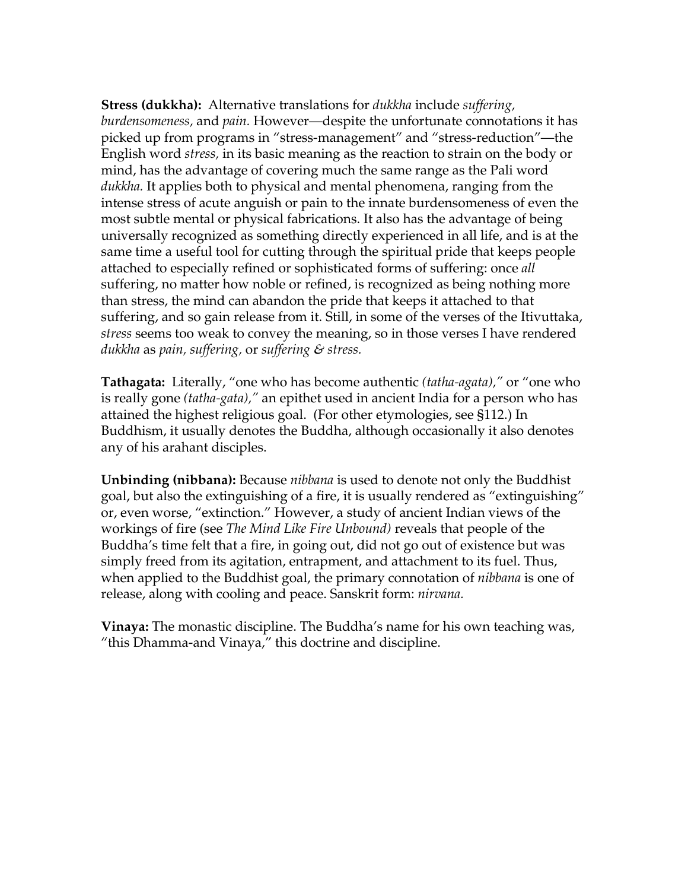**Stress (dukkha):** Alternative translations for *dukkha* include *suffering, burdensomeness,* and *pain.* However—despite the unfortunate connotations it has picked up from programs in "stress-management" and "stress-reduction"—the English word *stress,* in its basic meaning as the reaction to strain on the body or mind, has the advantage of covering much the same range as the Pali word *dukkha.* It applies both to physical and mental phenomena, ranging from the intense stress of acute anguish or pain to the innate burdensomeness of even the most subtle mental or physical fabrications. It also has the advantage of being universally recognized as something directly experienced in all life, and is at the same time a useful tool for cutting through the spiritual pride that keeps people attached to especially refined or sophisticated forms of suffering: once *all* suffering, no matter how noble or refined, is recognized as being nothing more than stress, the mind can abandon the pride that keeps it attached to that suffering, and so gain release from it. Still, in some of the verses of the Itivuttaka, *stress* seems too weak to convey the meaning, so in those verses I have rendered *dukkha* as *pain, suffering,* or *suffering & stress.*

**Tathagata:** Literally, "one who has become authentic *(tatha-agata),*" or "one who is really gone *(tatha-gata),*" an epithet used in ancient India for a person who has attained the highest religious goal. (For other etymologies, see §112.) In Buddhism, it usually denotes the Buddha, although occasionally it also denotes any of his arahant disciples.

**Unbinding (nibbana):** Because *nibbana* is used to denote not only the Buddhist goal, but also the extinguishing of a fire, it is usually rendered as "extinguishing" or, even worse, "extinction." However, a study of ancient Indian views of the workings of fire (see *The Mind Like Fire Unbound)* reveals that people of the Buddha's time felt that a fire, in going out, did not go out of existence but was simply freed from its agitation, entrapment, and attachment to its fuel. Thus, when applied to the Buddhist goal, the primary connotation of *nibbana* is one of release, along with cooling and peace. Sanskrit form: *nirvana.*

**Vinaya:** The monastic discipline. The Buddha's name for his own teaching was, "this Dhamma-and Vinaya," this doctrine and discipline.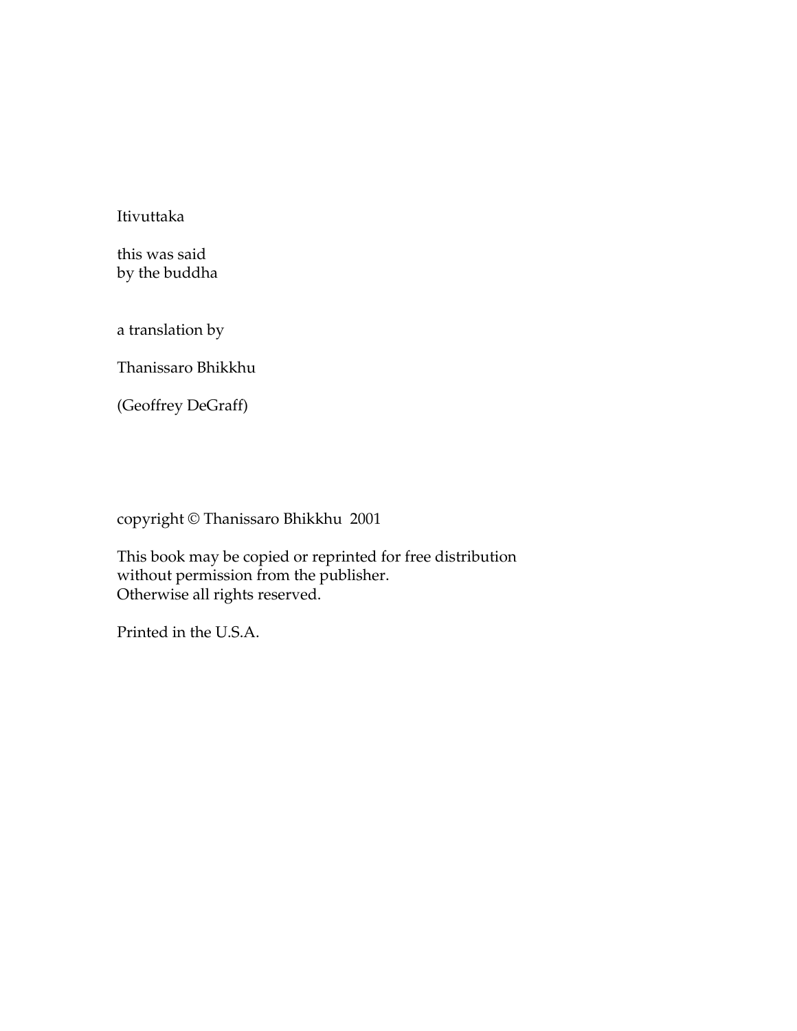Itivuttaka

this was said
by the buddha

a translation by

Thanissaro Bhikkhu

(Geoffrey DeGraff)

copyright © Thanissaro Bhikkhu 2001

This book may be copied or reprinted for free distribution
without permission from the publisher.
Otherwise all rights reserved.

Printed in the U.S.A.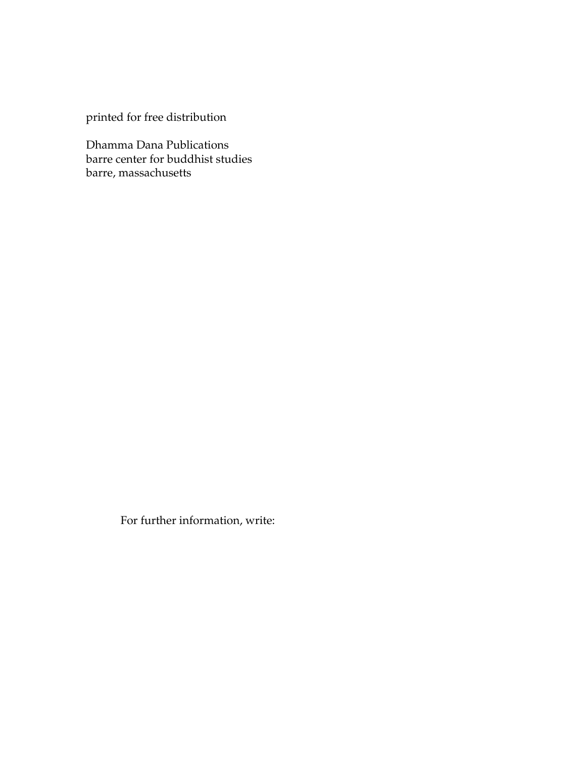printed for free distribution

Dhamma Dana Publications
barre center for buddhist studies
barre, massachusetts

For further information, write: